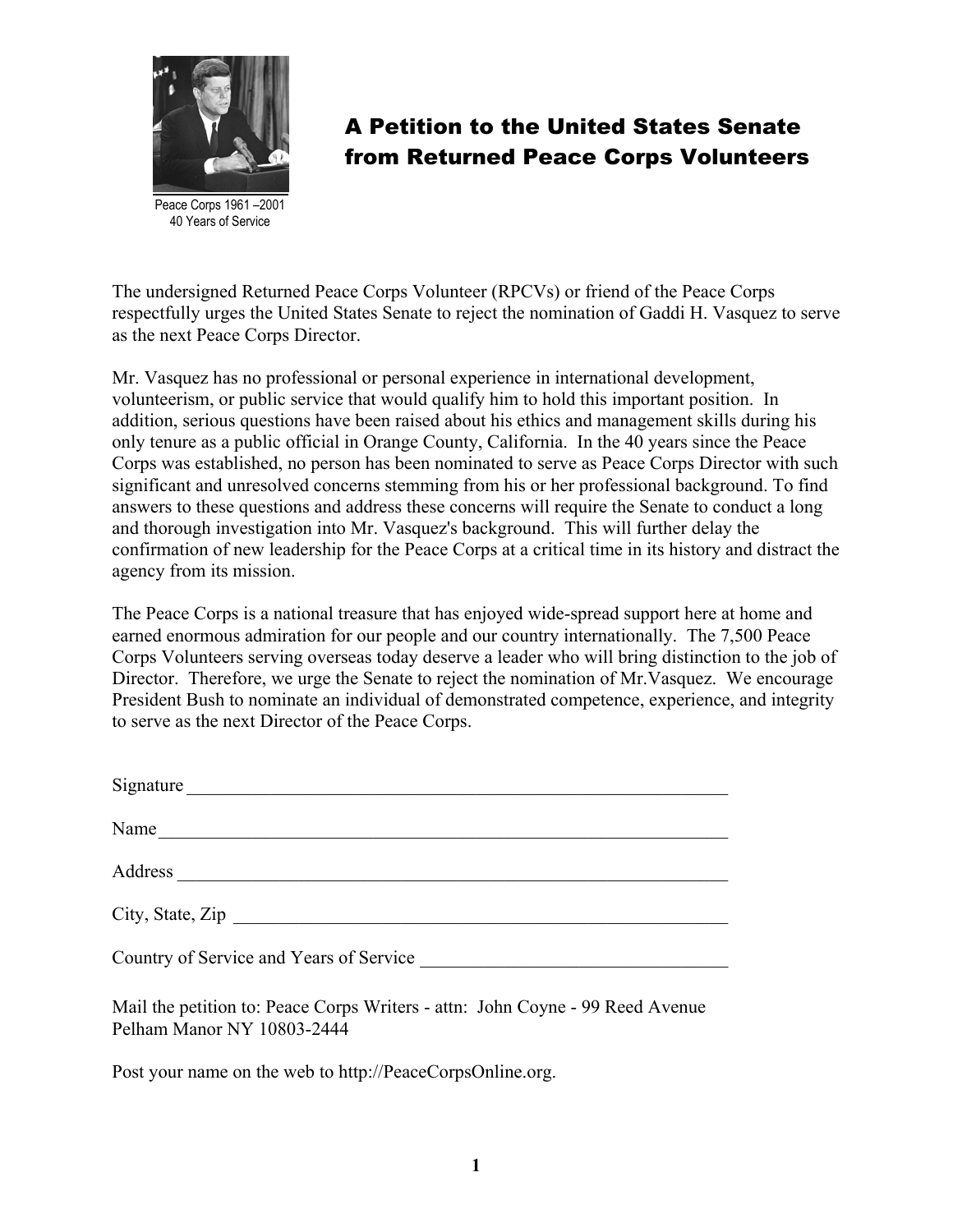Peace Corps 1961 –2001
40 Years of Service

# A Petition to the United States Senate from Returned Peace Corps Volunteers

The undersigned Returned Peace Corps Volunteer (RPCVs) or friend of the Peace Corps respectfully urges the United States Senate to reject the nomination of Gaddi H. Vasquez to serve as the next Peace Corps Director.

Mr. Vasquez has no professional or personal experience in international development, volunteerism, or public service that would qualify him to hold this important position. In addition, serious questions have been raised about his ethics and management skills during his only tenure as a public official in Orange County, California. In the 40 years since the Peace Corps was established, no person has been nominated to serve as Peace Corps Director with such significant and unresolved concerns stemming from his or her professional background. To find answers to these questions and address these concerns will require the Senate to conduct a long and thorough investigation into Mr. Vasquez's background. This will further delay the confirmation of new leadership for the Peace Corps at a critical time in its history and distract the agency from its mission.

The Peace Corps is a national treasure that has enjoyed wide-spread support here at home and earned enormous admiration for our people and our country internationally. The 7,500 Peace Corps Volunteers serving overseas today deserve a leader who will bring distinction to the job of Director. Therefore, we urge the Senate to reject the nomination of Mr.Vasquez. We encourage President Bush to nominate an individual of demonstrated competence, experience, and integrity to serve as the next Director of the Peace Corps.

Signature ______________________________________________________________

Name _________________________________________________________________

Address _______________________________________________________________

City, State, Zip _________________________________________________________

Country of Service and Years of Service _________________________________

Mail the petition to: Peace Corps Writers - attn: John Coyne - 99 Reed Avenue Pelham Manor NY 10803-2444

Post your name on the web to http://PeaceCorpsOnline.org.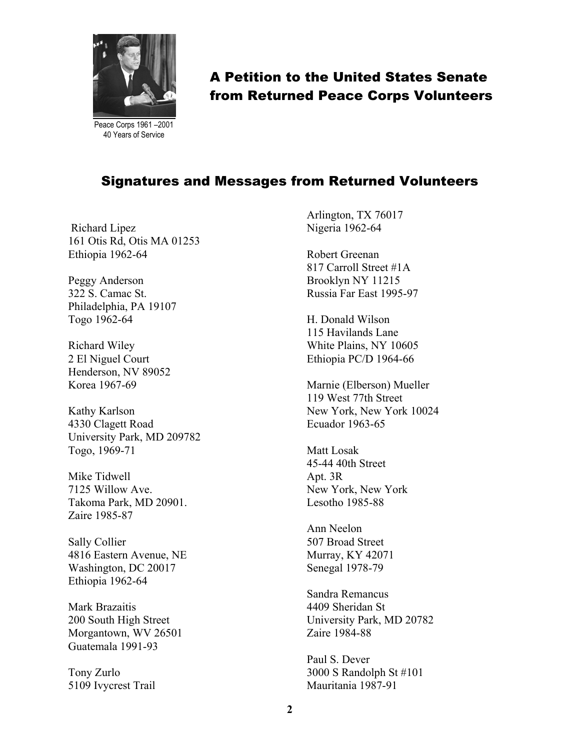Peace Corps 1961 –2001
40 Years of Service

# A Petition to the United States Senate from Returned Peace Corps Volunteers

## Signatures and Messages from Returned Volunteers

Richard Lipez
161 Otis Rd, Otis MA 01253
Ethiopia 1962-64

Peggy Anderson
322 S. Camac St.
Philadelphia, PA 19107
Togo 1962-64

Richard Wiley
2 El Niguel Court
Henderson, NV 89052
Korea 1967-69

Kathy Karlson
4330 Clagett Road
University Park, MD 209782
Togo, 1969-71

Mike Tidwell
7125 Willow Ave.
Takoma Park, MD 20901.
Zaire 1985-87

Sally Collier
4816 Eastern Avenue, NE
Washington, DC 20017
Ethiopia 1962-64

Mark Brazaitis
200 South High Street
Morgantown, WV 26501
Guatemala 1991-93

Tony Zurlo
5109 Ivycrest Trail
Arlington, TX 76017
Nigeria 1962-64

Robert Greenan
817 Carroll Street #1A
Brooklyn NY 11215
Russia Far East 1995-97

H. Donald Wilson
115 Havilands Lane
White Plains, NY 10605
Ethiopia PC/D 1964-66

Marnie (Elberson) Mueller
119 West 77th Street
New York, New York 10024
Ecuador 1963-65

Matt Losak
45-44 40th Street
Apt. 3R
New York, New York
Lesotho 1985-88

Ann Neelon
507 Broad Street
Murray, KY 42071
Senegal 1978-79

Sandra Remancus
4409 Sheridan St
University Park, MD 20782
Zaire 1984-88

Paul S. Dever
3000 S Randolph St #101
Mauritania 1987-91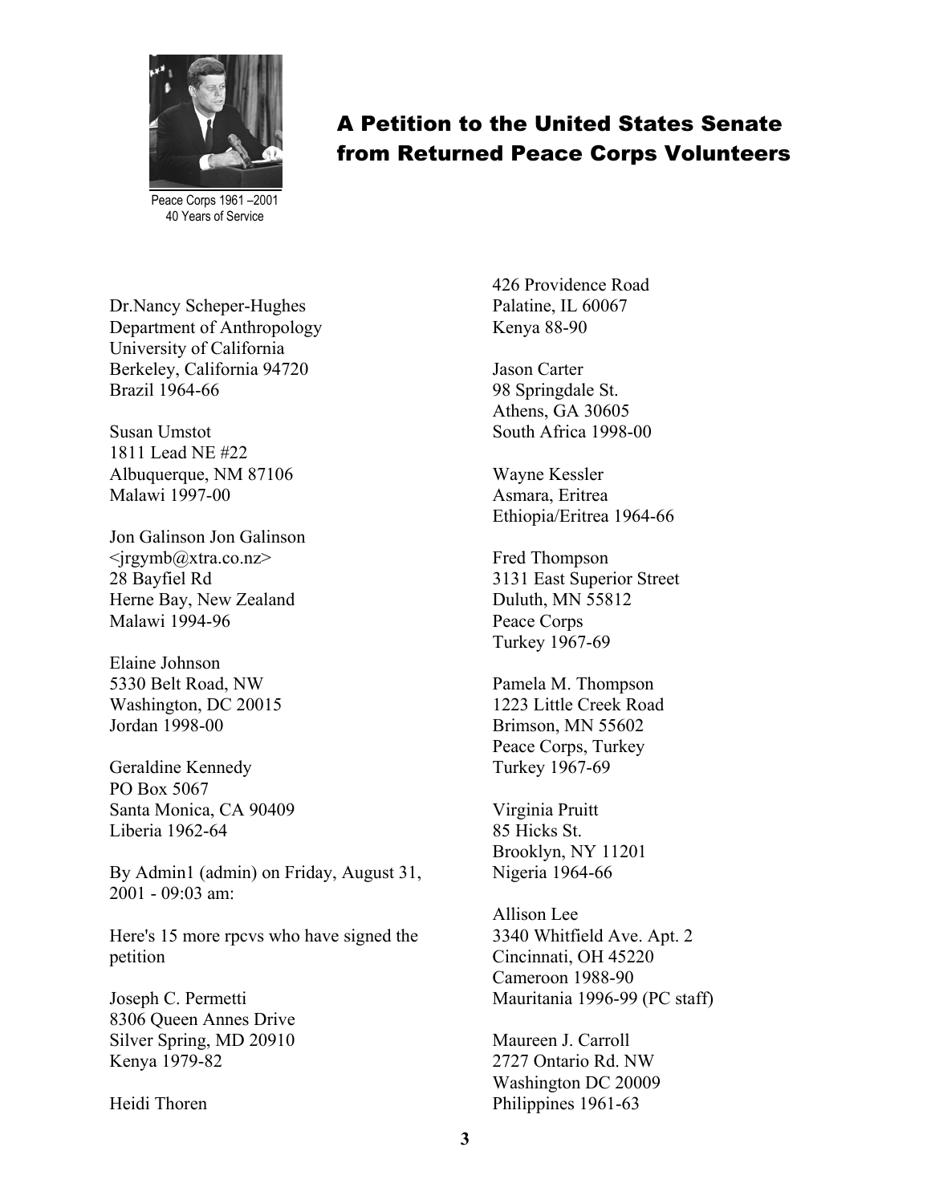Peace Corps 1961 –2001
40 Years of Service

## A Petition to the United States Senate from Returned Peace Corps Volunteers

Dr.Nancy Scheper-Hughes
Department of Anthropology
University of California
Berkeley, California 94720
Brazil 1964-66

Susan Umstot
1811 Lead NE #22
Albuquerque, NM 87106
Malawi 1997-00

Jon Galinson Jon Galinson
<jrgymb@xtra.co.nz>
28 Bayfiel Rd
Herne Bay, New Zealand
Malawi 1994-96

Elaine Johnson
5330 Belt Road, NW
Washington, DC 20015
Jordan 1998-00

Geraldine Kennedy
PO Box 5067
Santa Monica, CA 90409
Liberia 1962-64

By Admin1 (admin) on Friday, August 31, 2001 - 09:03 am:

Here's 15 more rpcvs who have signed the petition

Joseph C. Permetti
8306 Queen Annes Drive
Silver Spring, MD 20910
Kenya 1979-82

Heidi Thoren
426 Providence Road
Palatine, IL 60067
Kenya 88-90

Jason Carter
98 Springdale St.
Athens, GA 30605
South Africa 1998-00

Wayne Kessler
Asmara, Eritrea
Ethiopia/Eritrea 1964-66

Fred Thompson
3131 East Superior Street
Duluth, MN 55812
Peace Corps
Turkey 1967-69

Pamela M. Thompson
1223 Little Creek Road
Brimson, MN 55602
Peace Corps, Turkey
Turkey 1967-69

Virginia Pruitt
85 Hicks St.
Brooklyn, NY 11201
Nigeria 1964-66

Allison Lee
3340 Whitfield Ave. Apt. 2
Cincinnati, OH 45220
Cameroon 1988-90
Mauritania 1996-99 (PC staff)

Maureen J. Carroll
2727 Ontario Rd. NW
Washington DC 20009
Philippines 1961-63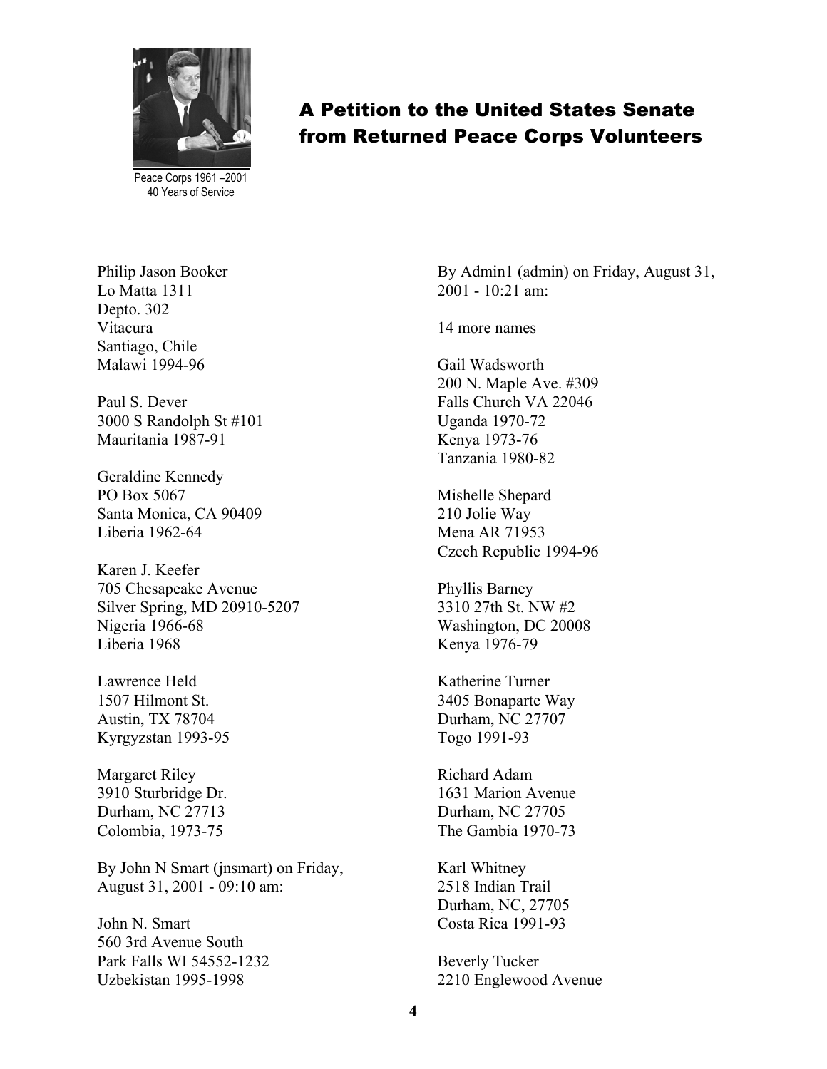Peace Corps 1961 –2001
40 Years of Service

## A Petition to the United States Senate from Returned Peace Corps Volunteers

Philip Jason Booker
Lo Matta 1311
Depto. 302
Vitacura
Santiago, Chile
Malawi 1994-96

Paul S. Dever
3000 S Randolph St #101
Mauritania 1987-91

Geraldine Kennedy
PO Box 5067
Santa Monica, CA 90409
Liberia 1962-64

Karen J. Keefer
705 Chesapeake Avenue
Silver Spring, MD 20910-5207
Nigeria 1966-68
Liberia 1968

Lawrence Held
1507 Hilmont St.
Austin, TX 78704
Kyrgyzstan 1993-95

Margaret Riley
3910 Sturbridge Dr.
Durham, NC 27713
Colombia, 1973-75

By John N Smart (jnsmart) on Friday, August 31, 2001 - 09:10 am:

John N. Smart
560 3rd Avenue South
Park Falls WI 54552-1232
Uzbekistan 1995-1998

By Admin1 (admin) on Friday, August 31, 2001 - 10:21 am:

14 more names

Gail Wadsworth
200 N. Maple Ave. #309
Falls Church VA 22046
Uganda 1970-72
Kenya 1973-76
Tanzania 1980-82

Mishelle Shepard
210 Jolie Way
Mena AR 71953
Czech Republic 1994-96

Phyllis Barney
3310 27th St. NW #2
Washington, DC 20008
Kenya 1976-79

Katherine Turner
3405 Bonaparte Way
Durham, NC 27707
Togo 1991-93

Richard Adam
1631 Marion Avenue
Durham, NC 27705
The Gambia 1970-73

Karl Whitney
2518 Indian Trail
Durham, NC, 27705
Costa Rica 1991-93

Beverly Tucker
2210 Englewood Avenue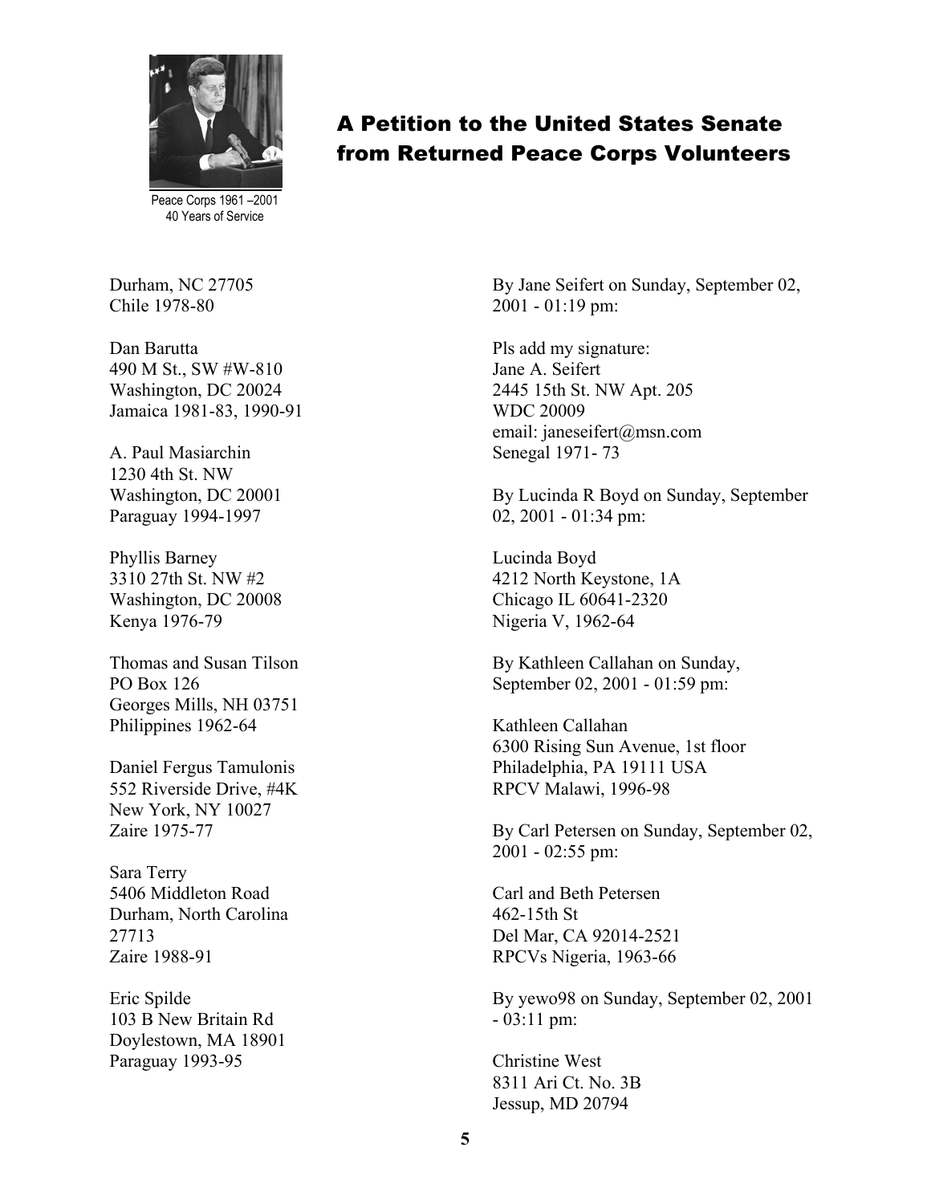Peace Corps 1961 –2001
40 Years of Service

## A Petition to the United States Senate from Returned Peace Corps Volunteers

Durham, NC 27705
Chile 1978-80

Dan Barutta
490 M St., SW #W-810
Washington, DC 20024
Jamaica 1981-83, 1990-91

A. Paul Masiarchin
1230 4th St. NW
Washington, DC 20001
Paraguay 1994-1997

Phyllis Barney
3310 27th St. NW #2
Washington, DC 20008
Kenya 1976-79

Thomas and Susan Tilson
PO Box 126
Georges Mills, NH 03751
Philippines 1962-64

Daniel Fergus Tamulonis
552 Riverside Drive, #4K
New York, NY 10027
Zaire 1975-77

Sara Terry
5406 Middleton Road
Durham, North Carolina
27713
Zaire 1988-91

Eric Spilde
103 B New Britain Rd
Doylestown, MA 18901
Paraguay 1993-95

By Jane Seifert on Sunday, September 02, 2001 - 01:19 pm:

Pls add my signature:
Jane A. Seifert
2445 15th St. NW Apt. 205
WDC 20009
email: janeseifert@msn.com
Senegal 1971- 73

By Lucinda R Boyd on Sunday, September 02, 2001 - 01:34 pm:

Lucinda Boyd
4212 North Keystone, 1A
Chicago IL 60641-2320
Nigeria V, 1962-64

By Kathleen Callahan on Sunday, September 02, 2001 - 01:59 pm:

Kathleen Callahan
6300 Rising Sun Avenue, 1st floor
Philadelphia, PA 19111 USA
RPCV Malawi, 1996-98

By Carl Petersen on Sunday, September 02, 2001 - 02:55 pm:

Carl and Beth Petersen
462-15th St
Del Mar, CA 92014-2521
RPCVs Nigeria, 1963-66

By yewo98 on Sunday, September 02, 2001 - 03:11 pm:

Christine West
8311 Ari Ct. No. 3B
Jessup, MD 20794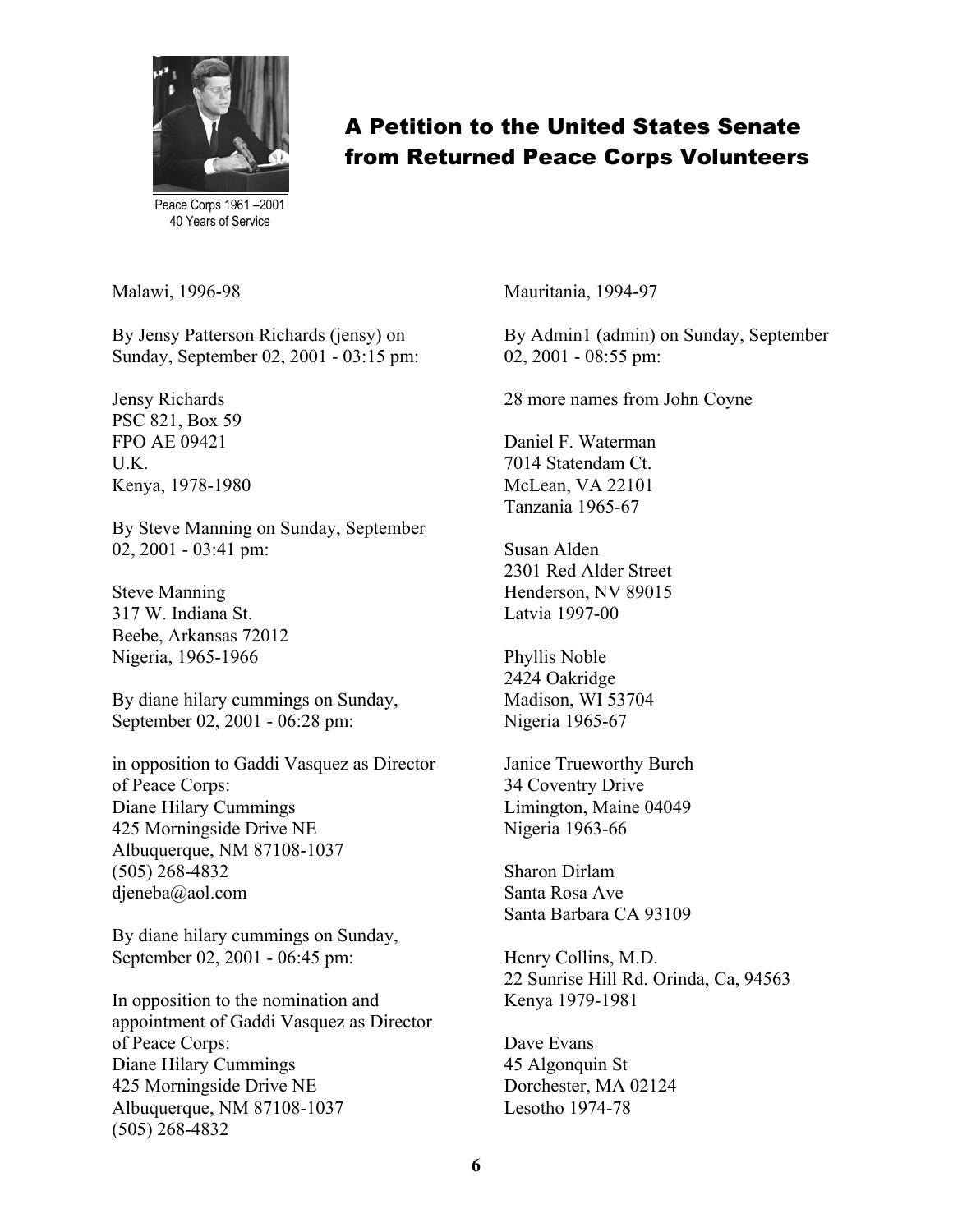Peace Corps 1961 –2001
40 Years of Service

# A Petition to the United States Senate from Returned Peace Corps Volunteers

Malawi, 1996-98

By Jensy Patterson Richards (jensy) on Sunday, September 02, 2001 - 03:15 pm:

Jensy Richards
PSC 821, Box 59
FPO AE 09421
U.K.
Kenya, 1978-1980

By Steve Manning on Sunday, September 02, 2001 - 03:41 pm:

Steve Manning
317 W. Indiana St.
Beebe, Arkansas 72012
Nigeria, 1965-1966

By diane hilary cummings on Sunday, September 02, 2001 - 06:28 pm:

in opposition to Gaddi Vasquez as Director of Peace Corps:
Diane Hilary Cummings
425 Morningside Drive NE
Albuquerque, NM 87108-1037
(505) 268-4832
djeneba@aol.com

By diane hilary cummings on Sunday, September 02, 2001 - 06:45 pm:

In opposition to the nomination and appointment of Gaddi Vasquez as Director of Peace Corps:
Diane Hilary Cummings
425 Morningside Drive NE
Albuquerque, NM 87108-1037
(505) 268-4832

Mauritania, 1994-97

By Admin1 (admin) on Sunday, September 02, 2001 - 08:55 pm:

28 more names from John Coyne

Daniel F. Waterman
7014 Statendam Ct.
McLean, VA 22101
Tanzania 1965-67

Susan Alden
2301 Red Alder Street
Henderson, NV 89015
Latvia 1997-00

Phyllis Noble
2424 Oakridge
Madison, WI 53704
Nigeria 1965-67

Janice Trueworthy Burch
34 Coventry Drive
Limington, Maine 04049
Nigeria 1963-66

Sharon Dirlam
Santa Rosa Ave
Santa Barbara CA 93109

Henry Collins, M.D.
22 Sunrise Hill Rd. Orinda, Ca, 94563
Kenya 1979-1981

Dave Evans
45 Algonquin St
Dorchester, MA 02124
Lesotho 1974-78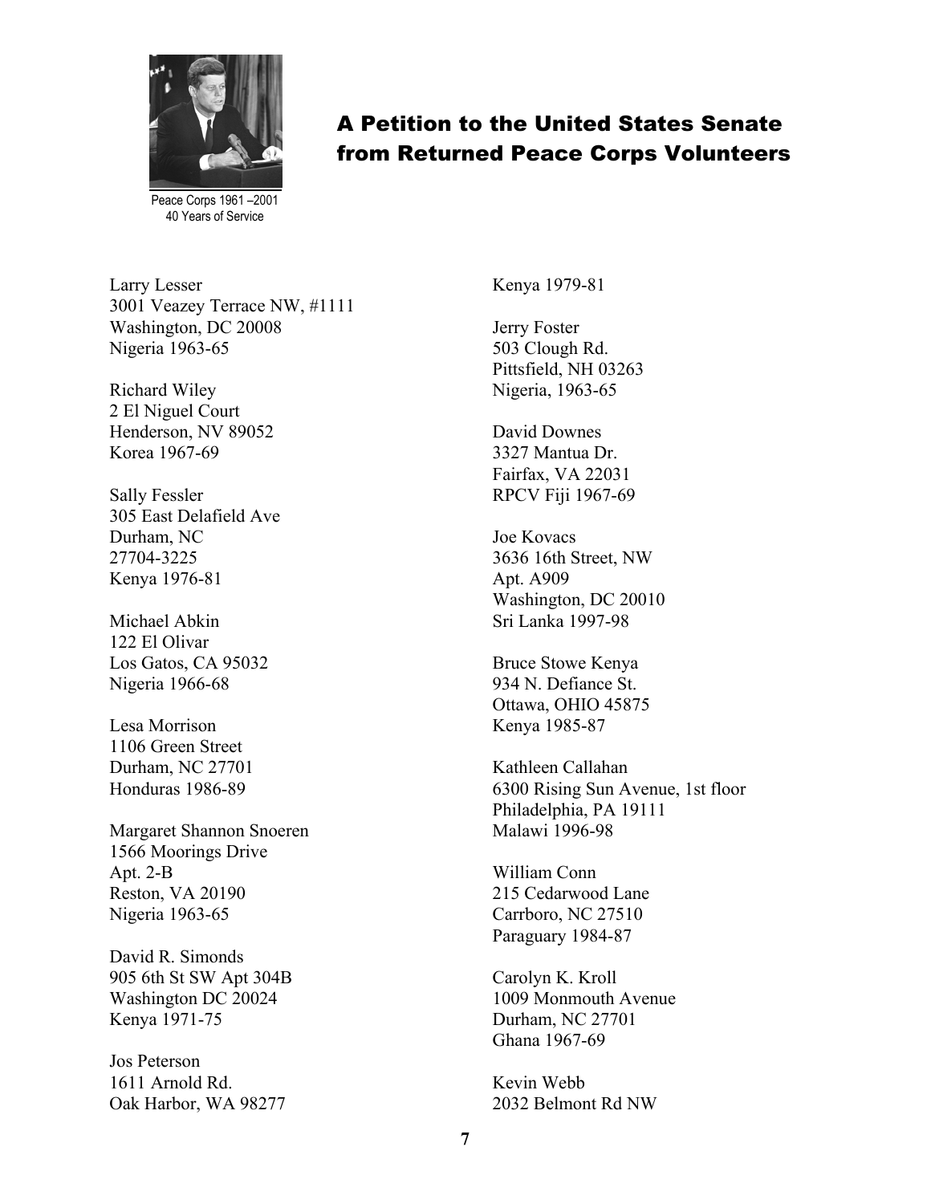Peace Corps 1961 –2001
40 Years of Service

## A Petition to the United States Senate from Returned Peace Corps Volunteers

Larry Lesser
3001 Veazey Terrace NW, #1111
Washington, DC 20008
Nigeria 1963-65

Richard Wiley
2 El Niguel Court
Henderson, NV 89052
Korea 1967-69

Sally Fessler
305 East Delafield Ave
Durham, NC
27704-3225
Kenya 1976-81

Michael Abkin
122 El Olivar
Los Gatos, CA 95032
Nigeria 1966-68

Lesa Morrison
1106 Green Street
Durham, NC 27701
Honduras 1986-89

Margaret Shannon Snoeren
1566 Moorings Drive
Apt. 2-B
Reston, VA 20190
Nigeria 1963-65

David R. Simonds
905 6th St SW Apt 304B
Washington DC 20024
Kenya 1971-75

Jos Peterson
1611 Arnold Rd.
Oak Harbor, WA 98277
Kenya 1979-81

Jerry Foster
503 Clough Rd.
Pittsfield, NH 03263
Nigeria, 1963-65

David Downes
3327 Mantua Dr.
Fairfax, VA 22031
RPCV Fiji 1967-69

Joe Kovacs
3636 16th Street, NW
Apt. A909
Washington, DC 20010
Sri Lanka 1997-98

Bruce Stowe Kenya
934 N. Defiance St.
Ottawa, OHIO 45875
Kenya 1985-87

Kathleen Callahan
6300 Rising Sun Avenue, 1st floor
Philadelphia, PA 19111
Malawi 1996-98

William Conn
215 Cedarwood Lane
Carrboro, NC 27510
Paraguary 1984-87

Carolyn K. Kroll
1009 Monmouth Avenue
Durham, NC 27701
Ghana 1967-69

Kevin Webb
2032 Belmont Rd NW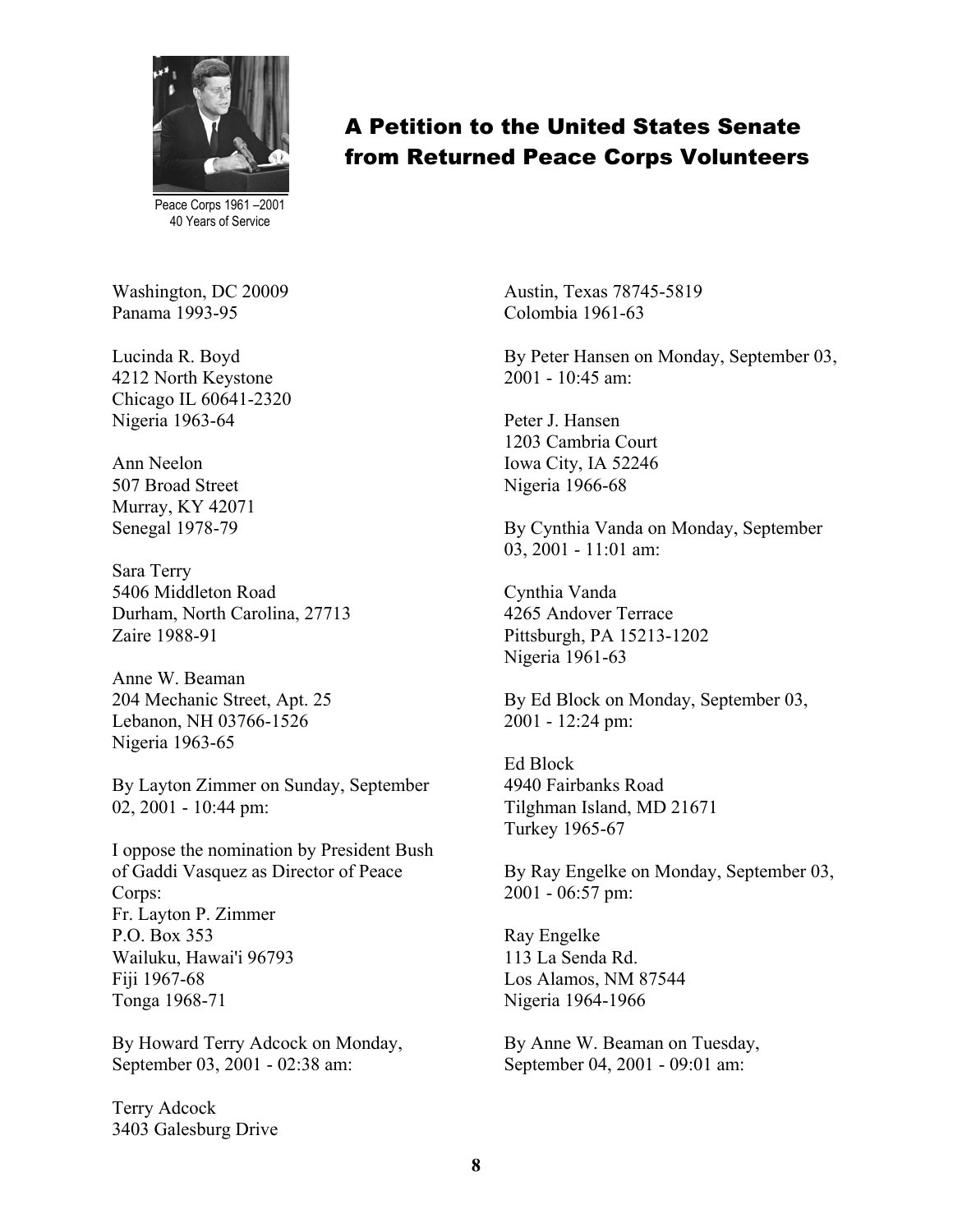Peace Corps 1961 –2001
40 Years of Service

## A Petition to the United States Senate from Returned Peace Corps Volunteers

Washington, DC 20009
Panama 1993-95

Lucinda R. Boyd
4212 North Keystone
Chicago IL 60641-2320
Nigeria 1963-64

Ann Neelon
507 Broad Street
Murray, KY 42071
Senegal 1978-79

Sara Terry
5406 Middleton Road
Durham, North Carolina, 27713
Zaire 1988-91

Anne W. Beaman
204 Mechanic Street, Apt. 25
Lebanon, NH 03766-1526
Nigeria 1963-65

By Layton Zimmer on Sunday, September 02, 2001 - 10:44 pm:

I oppose the nomination by President Bush of Gaddi Vasquez as Director of Peace Corps:
Fr. Layton P. Zimmer
P.O. Box 353
Wailuku, Hawai'i 96793
Fiji 1967-68
Tonga 1968-71

By Howard Terry Adcock on Monday, September 03, 2001 - 02:38 am:

Terry Adcock
3403 Galesburg Drive
Austin, Texas 78745-5819
Colombia 1961-63

By Peter Hansen on Monday, September 03, 2001 - 10:45 am:

Peter J. Hansen
1203 Cambria Court
Iowa City, IA 52246
Nigeria 1966-68

By Cynthia Vanda on Monday, September 03, 2001 - 11:01 am:

Cynthia Vanda
4265 Andover Terrace
Pittsburgh, PA 15213-1202
Nigeria 1961-63

By Ed Block on Monday, September 03, 2001 - 12:24 pm:

Ed Block
4940 Fairbanks Road
Tilghman Island, MD 21671
Turkey 1965-67

By Ray Engelke on Monday, September 03, 2001 - 06:57 pm:

Ray Engelke
113 La Senda Rd.
Los Alamos, NM 87544
Nigeria 1964-1966

By Anne W. Beaman on Tuesday, September 04, 2001 - 09:01 am: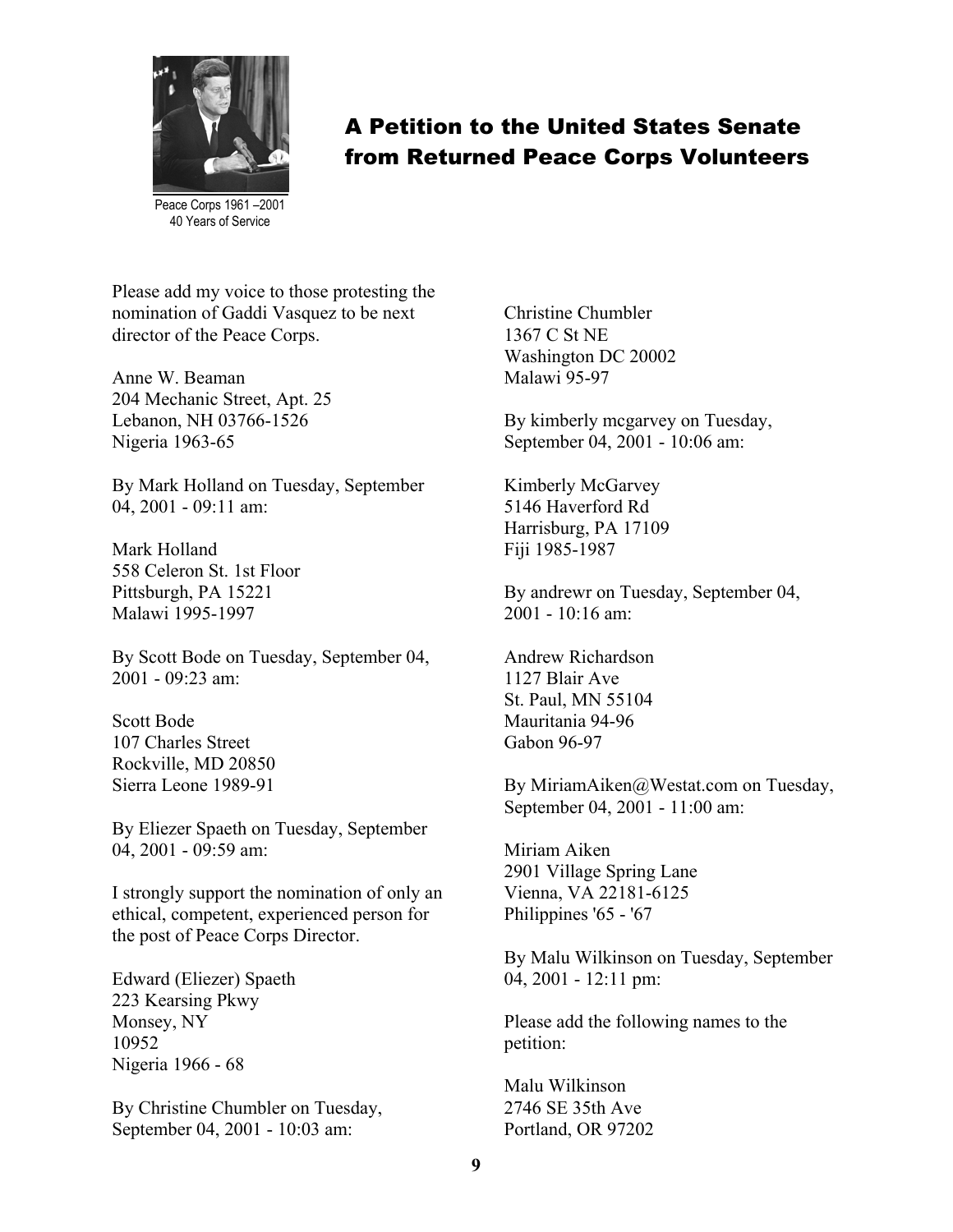Peace Corps 1961 –2001
40 Years of Service

## A Petition to the United States Senate from Returned Peace Corps Volunteers

Please add my voice to those protesting the nomination of Gaddi Vasquez to be next director of the Peace Corps.

Anne W. Beaman
204 Mechanic Street, Apt. 25
Lebanon, NH 03766-1526
Nigeria 1963-65

By Mark Holland on Tuesday, September 04, 2001 - 09:11 am:

Mark Holland
558 Celeron St. 1st Floor
Pittsburgh, PA 15221
Malawi 1995-1997

By Scott Bode on Tuesday, September 04, 2001 - 09:23 am:

Scott Bode
107 Charles Street
Rockville, MD 20850
Sierra Leone 1989-91

By Eliezer Spaeth on Tuesday, September 04, 2001 - 09:59 am:

I strongly support the nomination of only an ethical, competent, experienced person for the post of Peace Corps Director.

Edward (Eliezer) Spaeth
223 Kearsing Pkwy
Monsey, NY
10952
Nigeria 1966 - 68

By Christine Chumbler on Tuesday, September 04, 2001 - 10:03 am:

Christine Chumbler
1367 C St NE
Washington DC 20002
Malawi 95-97

By kimberly mcgarvey on Tuesday, September 04, 2001 - 10:06 am:

Kimberly McGarvey
5146 Haverford Rd
Harrisburg, PA 17109
Fiji 1985-1987

By andrewr on Tuesday, September 04, 2001 - 10:16 am:

Andrew Richardson
1127 Blair Ave
St. Paul, MN 55104
Mauritania 94-96
Gabon 96-97

By MiriamAiken@Westat.com on Tuesday, September 04, 2001 - 11:00 am:

Miriam Aiken
2901 Village Spring Lane
Vienna, VA 22181-6125
Philippines '65 - '67

By Malu Wilkinson on Tuesday, September 04, 2001 - 12:11 pm:

Please add the following names to the petition:

Malu Wilkinson
2746 SE 35th Ave
Portland, OR 97202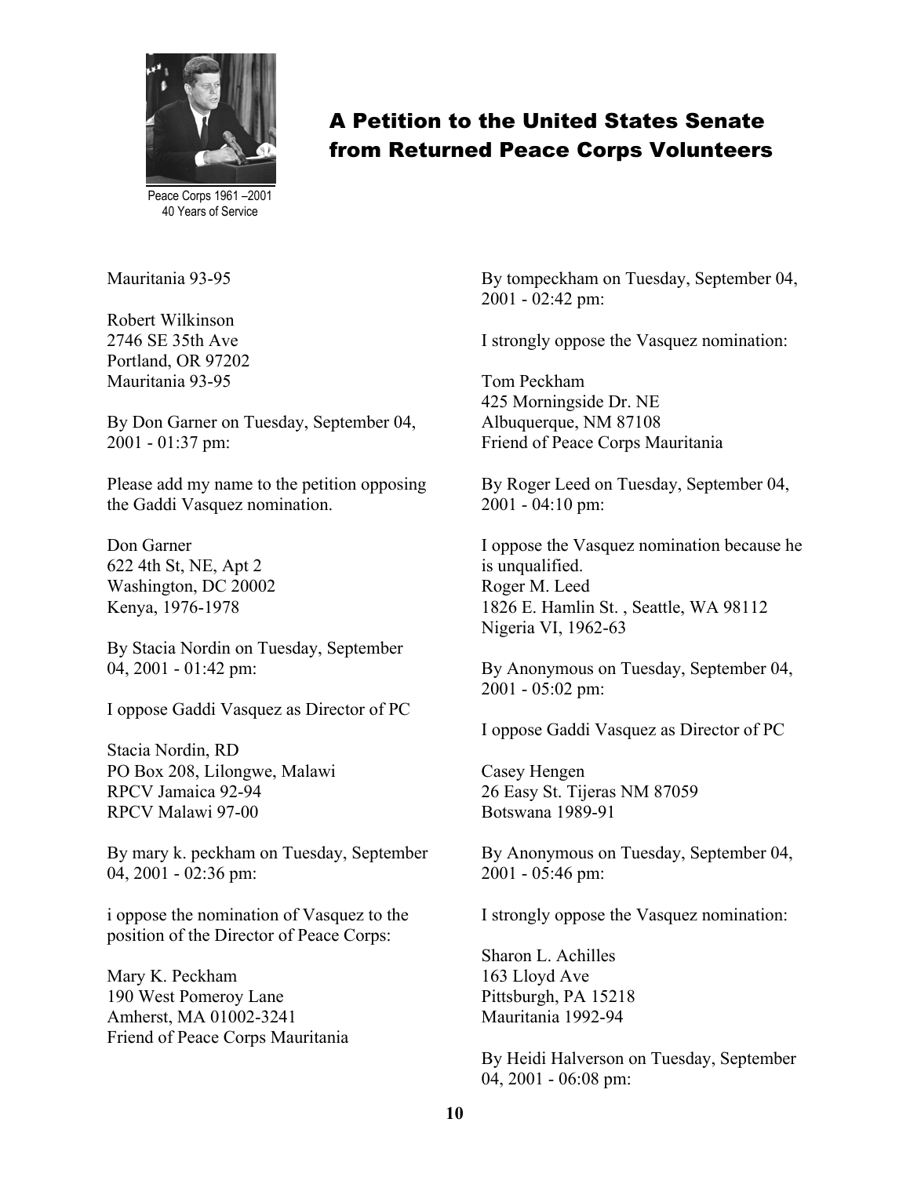Peace Corps 1961 –2001
40 Years of Service

## A Petition to the United States Senate from Returned Peace Corps Volunteers

Mauritania 93-95

Robert Wilkinson
2746 SE 35th Ave
Portland, OR 97202
Mauritania 93-95

By Don Garner on Tuesday, September 04, 2001 - 01:37 pm:

Please add my name to the petition opposing the Gaddi Vasquez nomination.

Don Garner
622 4th St, NE, Apt 2
Washington, DC 20002
Kenya, 1976-1978

By Stacia Nordin on Tuesday, September 04, 2001 - 01:42 pm:

I oppose Gaddi Vasquez as Director of PC

Stacia Nordin, RD
PO Box 208, Lilongwe, Malawi
RPCV Jamaica 92-94
RPCV Malawi 97-00

By mary k. peckham on Tuesday, September 04, 2001 - 02:36 pm:

i oppose the nomination of Vasquez to the position of the Director of Peace Corps:

Mary K. Peckham
190 West Pomeroy Lane
Amherst, MA 01002-3241
Friend of Peace Corps Mauritania

By tompeckham on Tuesday, September 04, 2001 - 02:42 pm:

I strongly oppose the Vasquez nomination:

Tom Peckham
425 Morningside Dr. NE
Albuquerque, NM 87108
Friend of Peace Corps Mauritania

By Roger Leed on Tuesday, September 04, 2001 - 04:10 pm:

I oppose the Vasquez nomination because he is unqualified.
Roger M. Leed
1826 E. Hamlin St. , Seattle, WA 98112
Nigeria VI, 1962-63

By Anonymous on Tuesday, September 04, 2001 - 05:02 pm:

I oppose Gaddi Vasquez as Director of PC

Casey Hengen
26 Easy St. Tijeras NM 87059
Botswana 1989-91

By Anonymous on Tuesday, September 04, 2001 - 05:46 pm:

I strongly oppose the Vasquez nomination:

Sharon L. Achilles
163 Lloyd Ave
Pittsburgh, PA 15218
Mauritania 1992-94

By Heidi Halverson on Tuesday, September 04, 2001 - 06:08 pm: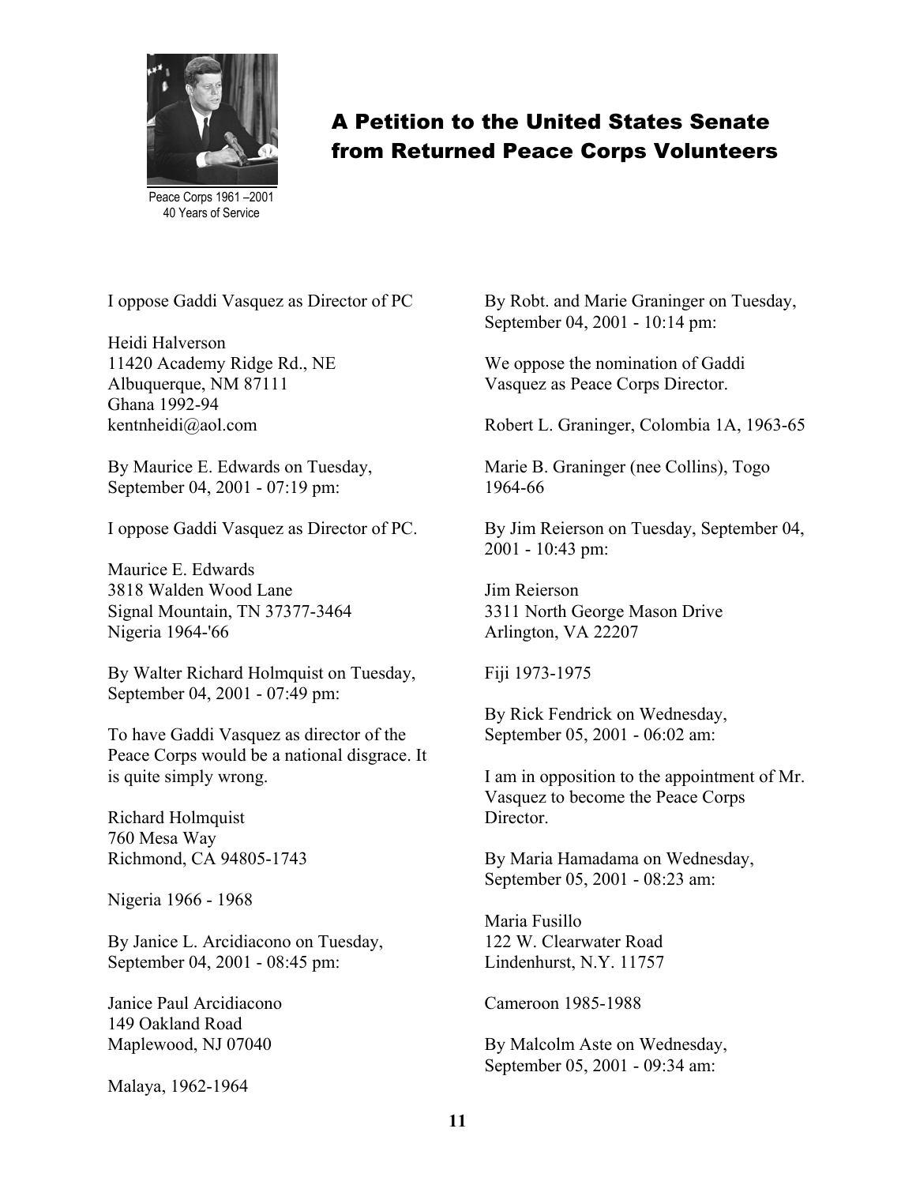Peace Corps 1961 –2001
40 Years of Service

# A Petition to the United States Senate from Returned Peace Corps Volunteers

I oppose Gaddi Vasquez as Director of PC

Heidi Halverson
11420 Academy Ridge Rd., NE
Albuquerque, NM 87111
Ghana 1992-94
kentnheidi@aol.com

By Maurice E. Edwards on Tuesday, September 04, 2001 - 07:19 pm:

I oppose Gaddi Vasquez as Director of PC.

Maurice E. Edwards
3818 Walden Wood Lane
Signal Mountain, TN 37377-3464
Nigeria 1964-'66

By Walter Richard Holmquist on Tuesday, September 04, 2001 - 07:49 pm:

To have Gaddi Vasquez as director of the Peace Corps would be a national disgrace. It is quite simply wrong.

Richard Holmquist
760 Mesa Way
Richmond, CA 94805-1743

Nigeria 1966 - 1968

By Janice L. Arcidiacono on Tuesday, September 04, 2001 - 08:45 pm:

Janice Paul Arcidiacono
149 Oakland Road
Maplewood, NJ 07040

Malaya, 1962-1964

By Robt. and Marie Graninger on Tuesday, September 04, 2001 - 10:14 pm:

We oppose the nomination of Gaddi Vasquez as Peace Corps Director.

Robert L. Graninger, Colombia 1A, 1963-65

Marie B. Graninger (nee Collins), Togo 1964-66

By Jim Reierson on Tuesday, September 04, 2001 - 10:43 pm:

Jim Reierson
3311 North George Mason Drive
Arlington, VA 22207

Fiji 1973-1975

By Rick Fendrick on Wednesday, September 05, 2001 - 06:02 am:

I am in opposition to the appointment of Mr. Vasquez to become the Peace Corps Director.

By Maria Hamadama on Wednesday, September 05, 2001 - 08:23 am:

Maria Fusillo
122 W. Clearwater Road
Lindenhurst, N.Y. 11757

Cameroon 1985-1988

By Malcolm Aste on Wednesday, September 05, 2001 - 09:34 am: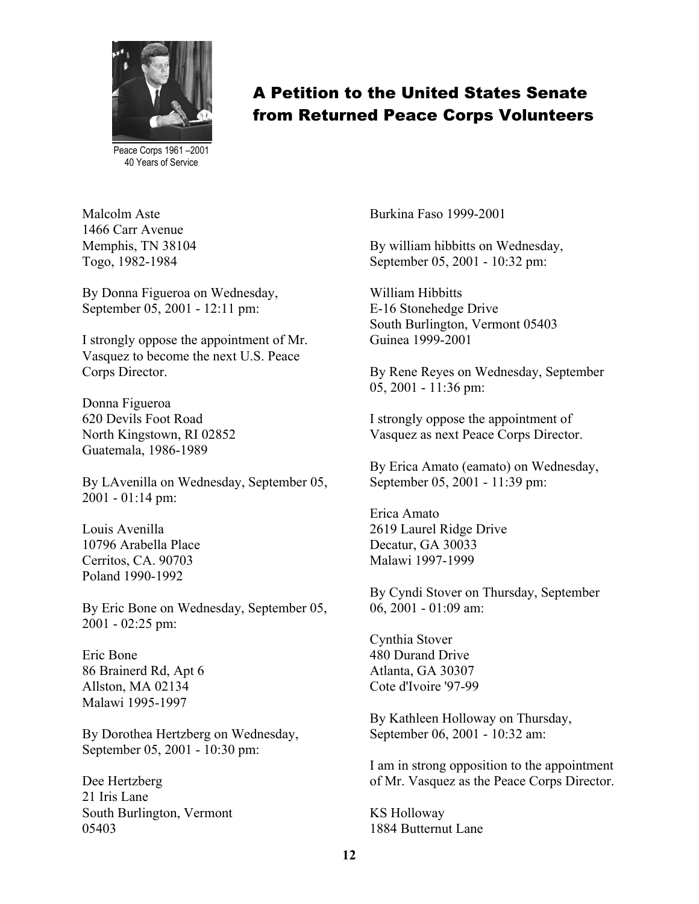Peace Corps 1961 –2001
40 Years of Service

# A Petition to the United States Senate from Returned Peace Corps Volunteers

Malcolm Aste
1466 Carr Avenue
Memphis, TN 38104
Togo, 1982-1984

By Donna Figueroa on Wednesday, September 05, 2001 - 12:11 pm:

I strongly oppose the appointment of Mr. Vasquez to become the next U.S. Peace Corps Director.

Donna Figueroa
620 Devils Foot Road
North Kingstown, RI 02852
Guatemala, 1986-1989

By LAvenilla on Wednesday, September 05, 2001 - 01:14 pm:

Louis Avenilla
10796 Arabella Place
Cerritos, CA. 90703
Poland 1990-1992

By Eric Bone on Wednesday, September 05, 2001 - 02:25 pm:

Eric Bone
86 Brainerd Rd, Apt 6
Allston, MA 02134
Malawi 1995-1997

By Dorothea Hertzberg on Wednesday, September 05, 2001 - 10:30 pm:

Dee Hertzberg
21 Iris Lane
South Burlington, Vermont
05403
Burkina Faso 1999-2001

By william hibbitts on Wednesday, September 05, 2001 - 10:32 pm:

William Hibbitts
E-16 Stonehedge Drive
South Burlington, Vermont 05403
Guinea 1999-2001

By Rene Reyes on Wednesday, September 05, 2001 - 11:36 pm:

I strongly oppose the appointment of Vasquez as next Peace Corps Director.

By Erica Amato (eamato) on Wednesday, September 05, 2001 - 11:39 pm:

Erica Amato
2619 Laurel Ridge Drive
Decatur, GA 30033
Malawi 1997-1999

By Cyndi Stover on Thursday, September 06, 2001 - 01:09 am:

Cynthia Stover
480 Durand Drive
Atlanta, GA 30307
Cote d'Ivoire '97-99

By Kathleen Holloway on Thursday, September 06, 2001 - 10:32 am:

I am in strong opposition to the appointment of Mr. Vasquez as the Peace Corps Director.

KS Holloway
1884 Butternut Lane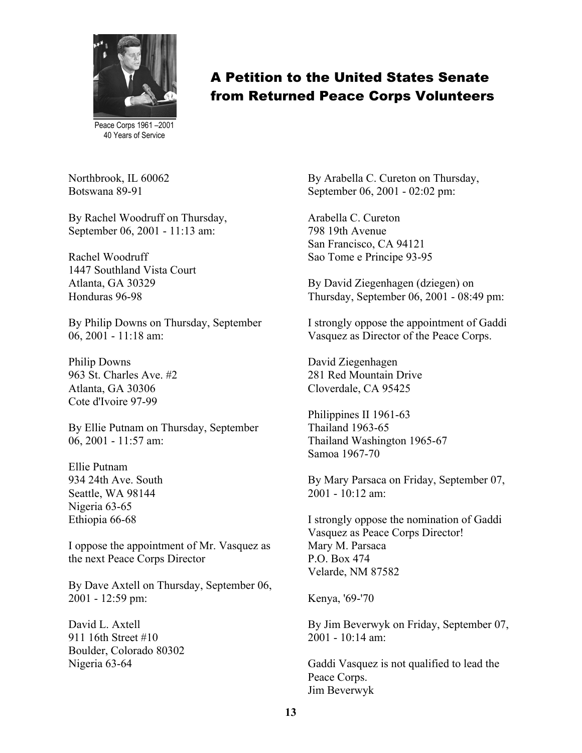# A Petition to the United States Senate from Returned Peace Corps Volunteers

Peace Corps 1961 –2001
40 Years of Service

Northbrook, IL 60062
Botswana 89-91

By Rachel Woodruff on Thursday, September 06, 2001 - 11:13 am:

Rachel Woodruff
1447 Southland Vista Court
Atlanta, GA 30329
Honduras 96-98

By Philip Downs on Thursday, September 06, 2001 - 11:18 am:

Philip Downs
963 St. Charles Ave. #2
Atlanta, GA 30306
Cote d'Ivoire 97-99

By Ellie Putnam on Thursday, September 06, 2001 - 11:57 am:

Ellie Putnam
934 24th Ave. South
Seattle, WA 98144
Nigeria 63-65
Ethiopia 66-68

I oppose the appointment of Mr. Vasquez as the next Peace Corps Director

By Dave Axtell on Thursday, September 06, 2001 - 12:59 pm:

David L. Axtell
911 16th Street #10
Boulder, Colorado 80302
Nigeria 63-64

By Arabella C. Cureton on Thursday, September 06, 2001 - 02:02 pm:

Arabella C. Cureton
798 19th Avenue
San Francisco, CA 94121
Sao Tome e Principe 93-95

By David Ziegenhagen (dziegen) on Thursday, September 06, 2001 - 08:49 pm:

I strongly oppose the appointment of Gaddi Vasquez as Director of the Peace Corps.

David Ziegenhagen
281 Red Mountain Drive
Cloverdale, CA 95425

Philippines II 1961-63
Thailand 1963-65
Thailand Washington 1965-67
Samoa 1967-70

By Mary Parsaca on Friday, September 07, 2001 - 10:12 am:

I strongly oppose the nomination of Gaddi Vasquez as Peace Corps Director!
Mary M. Parsaca
P.O. Box 474
Velarde, NM 87582

Kenya, '69-'70

By Jim Beverwyk on Friday, September 07, 2001 - 10:14 am:

Gaddi Vasquez is not qualified to lead the Peace Corps.
Jim Beverwyk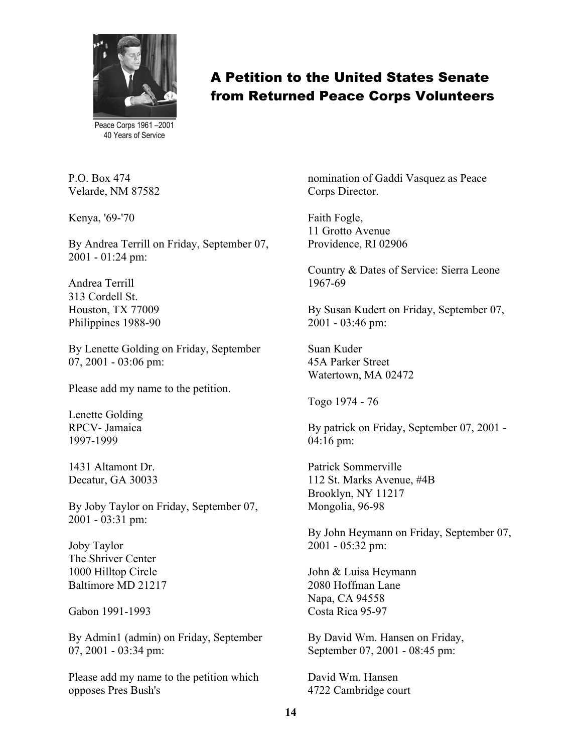Peace Corps 1961 –2001
40 Years of Service

## A Petition to the United States Senate from Returned Peace Corps Volunteers

P.O. Box 474
Velarde, NM 87582

Kenya, '69-'70

By Andrea Terrill on Friday, September 07, 2001 - 01:24 pm:

Andrea Terrill
313 Cordell St.
Houston, TX 77009
Philippines 1988-90

By Lenette Golding on Friday, September 07, 2001 - 03:06 pm:

Please add my name to the petition.

Lenette Golding
RPCV- Jamaica
1997-1999

1431 Altamont Dr.
Decatur, GA 30033

By Joby Taylor on Friday, September 07, 2001 - 03:31 pm:

Joby Taylor
The Shriver Center
1000 Hilltop Circle
Baltimore MD 21217

Gabon 1991-1993

By Admin1 (admin) on Friday, September 07, 2001 - 03:34 pm:

Please add my name to the petition which opposes Pres Bush's nomination of Gaddi Vasquez as Peace Corps Director.

Faith Fogle,
11 Grotto Avenue
Providence, RI 02906

Country & Dates of Service: Sierra Leone 1967-69

By Susan Kudert on Friday, September 07, 2001 - 03:46 pm:

Suan Kuder
45A Parker Street
Watertown, MA 02472

Togo 1974 - 76

By patrick on Friday, September 07, 2001 - 04:16 pm:

Patrick Sommerville
112 St. Marks Avenue, #4B
Brooklyn, NY 11217
Mongolia, 96-98

By John Heymann on Friday, September 07, 2001 - 05:32 pm:

John & Luisa Heymann
2080 Hoffman Lane
Napa, CA 94558
Costa Rica 95-97

By David Wm. Hansen on Friday, September 07, 2001 - 08:45 pm:

David Wm. Hansen
4722 Cambridge court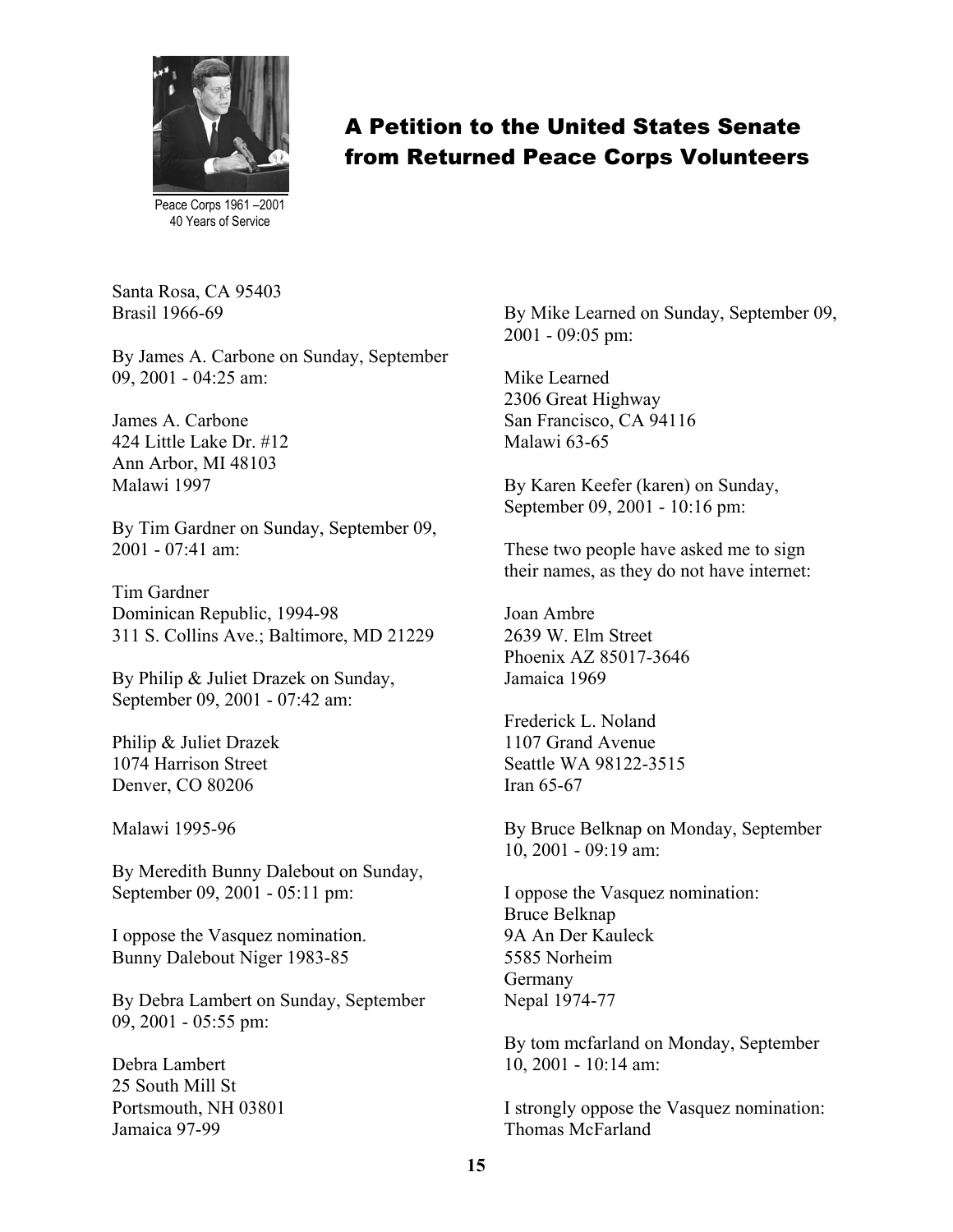Peace Corps 1961 –2001
40 Years of Service

# A Petition to the United States Senate from Returned Peace Corps Volunteers

Santa Rosa, CA 95403
Brasil 1966-69

By James A. Carbone on Sunday, September 09, 2001 - 04:25 am:

James A. Carbone
424 Little Lake Dr. #12
Ann Arbor, MI 48103
Malawi 1997

By Tim Gardner on Sunday, September 09, 2001 - 07:41 am:

Tim Gardner
Dominican Republic, 1994-98
311 S. Collins Ave.; Baltimore, MD 21229

By Philip & Juliet Drazek on Sunday, September 09, 2001 - 07:42 am:

Philip & Juliet Drazek
1074 Harrison Street
Denver, CO 80206

Malawi 1995-96

By Meredith Bunny Dalebout on Sunday, September 09, 2001 - 05:11 pm:

I oppose the Vasquez nomination.
Bunny Dalebout Niger 1983-85

By Debra Lambert on Sunday, September 09, 2001 - 05:55 pm:

Debra Lambert
25 South Mill St
Portsmouth, NH 03801
Jamaica 97-99

By Mike Learned on Sunday, September 09, 2001 - 09:05 pm:

Mike Learned
2306 Great Highway
San Francisco, CA 94116
Malawi 63-65

By Karen Keefer (karen) on Sunday, September 09, 2001 - 10:16 pm:

These two people have asked me to sign their names, as they do not have internet:

Joan Ambre
2639 W. Elm Street
Phoenix AZ 85017-3646
Jamaica 1969

Frederick L. Noland
1107 Grand Avenue
Seattle WA 98122-3515
Iran 65-67

By Bruce Belknap on Monday, September 10, 2001 - 09:19 am:

I oppose the Vasquez nomination:
Bruce Belknap
9A An Der Kauleck
5585 Norheim
Germany
Nepal 1974-77

By tom mcfarland on Monday, September 10, 2001 - 10:14 am:

I strongly oppose the Vasquez nomination:
Thomas McFarland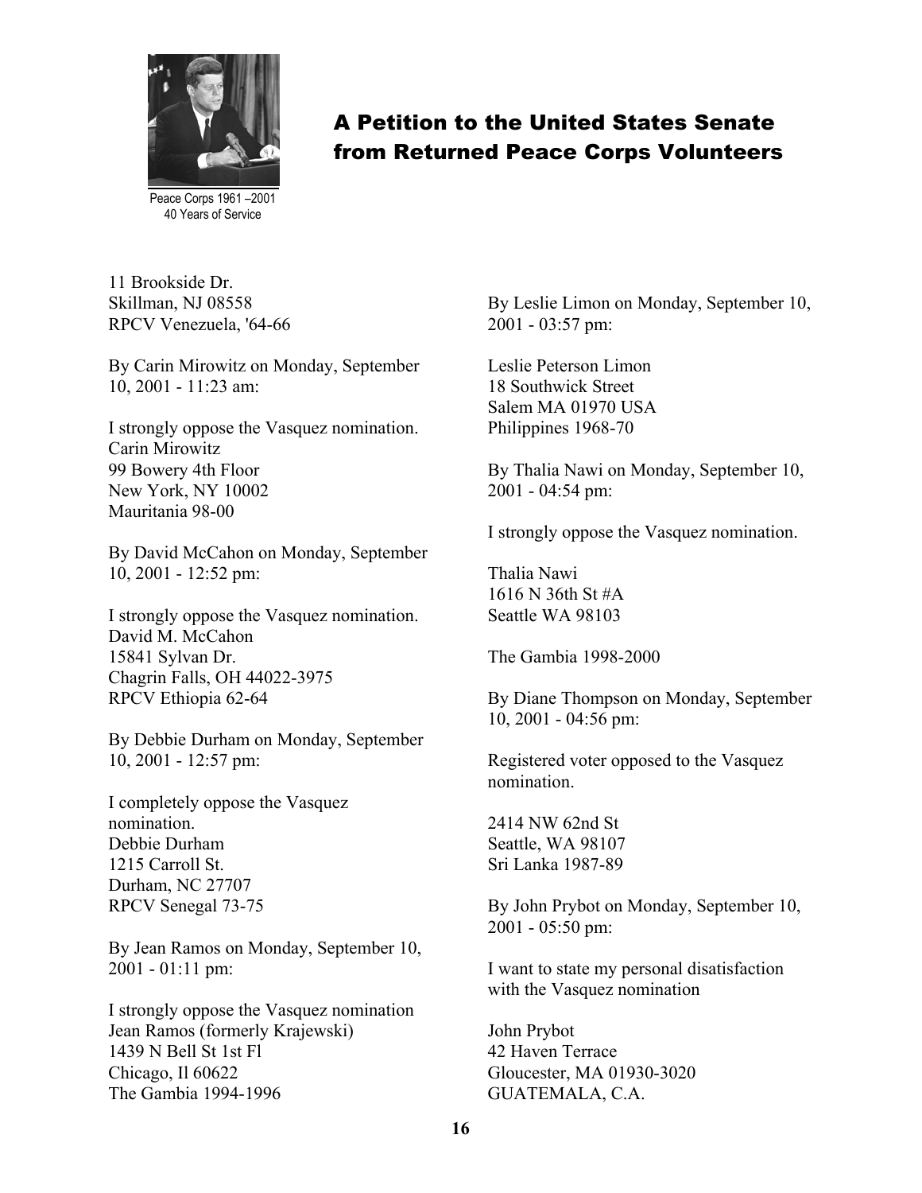Peace Corps 1961 –2001
40 Years of Service

# A Petition to the United States Senate from Returned Peace Corps Volunteers

11 Brookside Dr.
Skillman, NJ 08558
RPCV Venezuela, '64-66

By Carin Mirowitz on Monday, September 10, 2001 - 11:23 am:

I strongly oppose the Vasquez nomination.
Carin Mirowitz
99 Bowery 4th Floor
New York, NY 10002
Mauritania 98-00

By David McCahon on Monday, September 10, 2001 - 12:52 pm:

I strongly oppose the Vasquez nomination.
David M. McCahon
15841 Sylvan Dr.
Chagrin Falls, OH 44022-3975
RPCV Ethiopia 62-64

By Debbie Durham on Monday, September 10, 2001 - 12:57 pm:

I completely oppose the Vasquez nomination.
Debbie Durham
1215 Carroll St.
Durham, NC 27707
RPCV Senegal 73-75

By Jean Ramos on Monday, September 10, 2001 - 01:11 pm:

I strongly oppose the Vasquez nomination
Jean Ramos (formerly Krajewski)
1439 N Bell St 1st Fl
Chicago, Il 60622
The Gambia 1994-1996

By Leslie Limon on Monday, September 10, 2001 - 03:57 pm:

Leslie Peterson Limon
18 Southwick Street
Salem MA 01970 USA
Philippines 1968-70

By Thalia Nawi on Monday, September 10, 2001 - 04:54 pm:

I strongly oppose the Vasquez nomination.

Thalia Nawi
1616 N 36th St #A
Seattle WA 98103

The Gambia 1998-2000

By Diane Thompson on Monday, September 10, 2001 - 04:56 pm:

Registered voter opposed to the Vasquez nomination.

2414 NW 62nd St
Seattle, WA 98107
Sri Lanka 1987-89

By John Prybot on Monday, September 10, 2001 - 05:50 pm:

I want to state my personal disatisfaction with the Vasquez nomination

John Prybot
42 Haven Terrace
Gloucester, MA 01930-3020
GUATEMALA, C.A.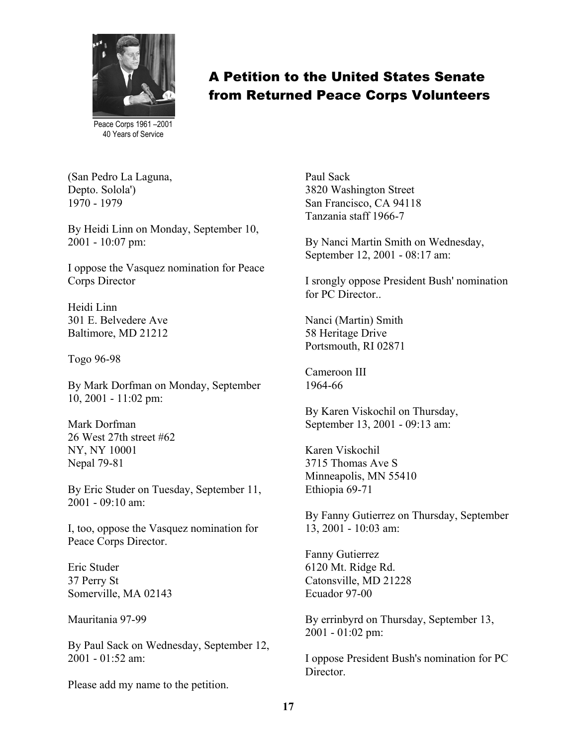# A Petition to the United States Senate from Returned Peace Corps Volunteers

Peace Corps 1961 –2001
40 Years of Service

(San Pedro La Laguna,
Depto. Solola')
1970 - 1979

By Heidi Linn on Monday, September 10, 2001 - 10:07 pm:

I oppose the Vasquez nomination for Peace Corps Director

Heidi Linn
301 E. Belvedere Ave
Baltimore, MD 21212

Togo 96-98

By Mark Dorfman on Monday, September 10, 2001 - 11:02 pm:

Mark Dorfman
26 West 27th street #62
NY, NY 10001
Nepal 79-81

By Eric Studer on Tuesday, September 11, 2001 - 09:10 am:

I, too, oppose the Vasquez nomination for Peace Corps Director.

Eric Studer
37 Perry St
Somerville, MA 02143

Mauritania 97-99

By Paul Sack on Wednesday, September 12, 2001 - 01:52 am:

Please add my name to the petition.

Paul Sack
3820 Washington Street
San Francisco, CA 94118
Tanzania staff 1966-7

By Nanci Martin Smith on Wednesday, September 12, 2001 - 08:17 am:

I srongly oppose President Bush' nomination for PC Director..

Nanci (Martin) Smith
58 Heritage Drive
Portsmouth, RI 02871

Cameroon III
1964-66

By Karen Viskochil on Thursday, September 13, 2001 - 09:13 am:

Karen Viskochil
3715 Thomas Ave S
Minneapolis, MN 55410
Ethiopia 69-71

By Fanny Gutierrez on Thursday, September 13, 2001 - 10:03 am:

Fanny Gutierrez
6120 Mt. Ridge Rd.
Catonsville, MD 21228
Ecuador 97-00

By errinbyrd on Thursday, September 13, 2001 - 01:02 pm:

I oppose President Bush's nomination for PC Director.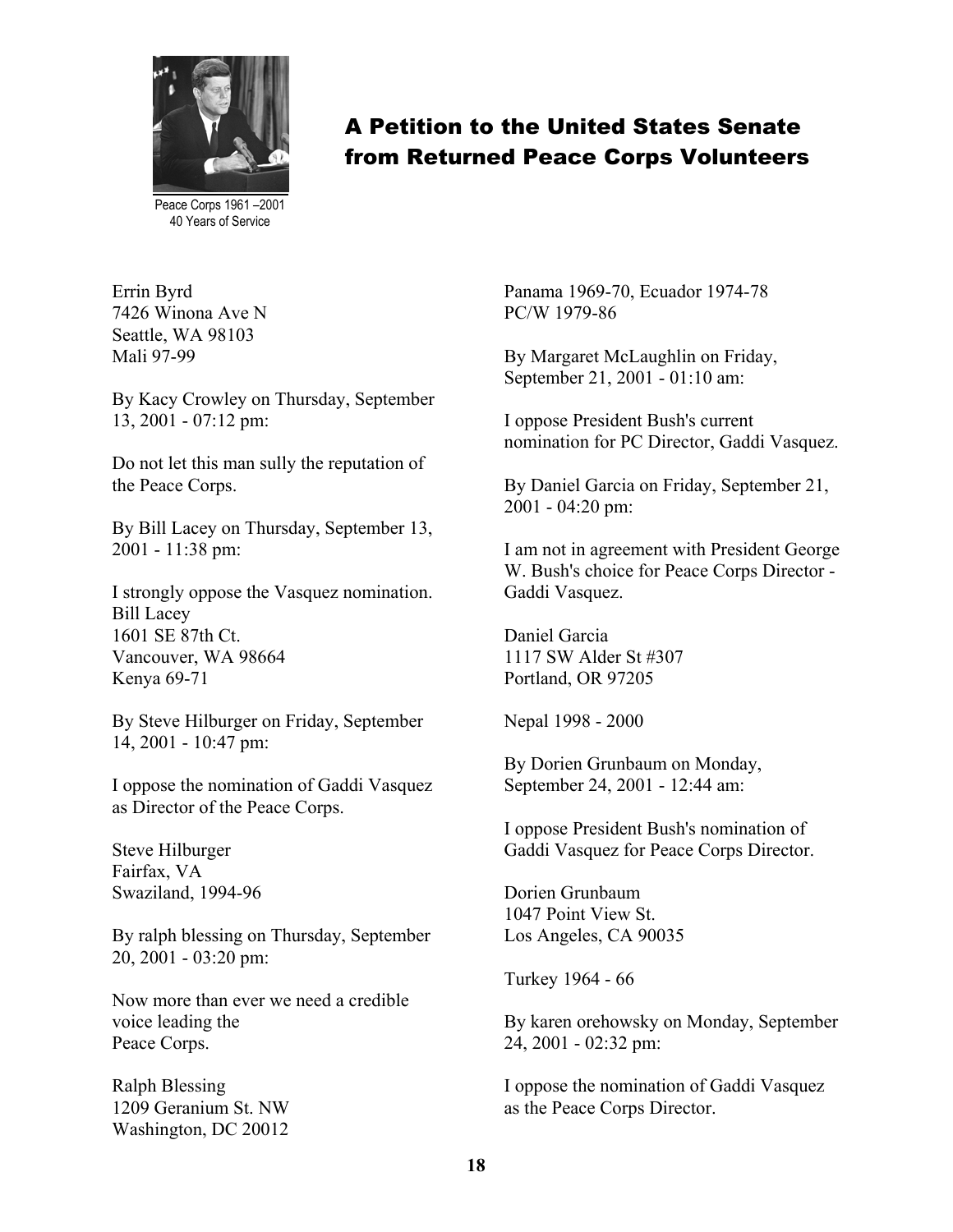Peace Corps 1961 –2001
40 Years of Service

## A Petition to the United States Senate from Returned Peace Corps Volunteers

Errin Byrd
7426 Winona Ave N
Seattle, WA 98103
Mali 97-99

By Kacy Crowley on Thursday, September 13, 2001 - 07:12 pm:

Do not let this man sully the reputation of the Peace Corps.

By Bill Lacey on Thursday, September 13, 2001 - 11:38 pm:

I strongly oppose the Vasquez nomination.
Bill Lacey
1601 SE 87th Ct.
Vancouver, WA 98664
Kenya 69-71

By Steve Hilburger on Friday, September 14, 2001 - 10:47 pm:

I oppose the nomination of Gaddi Vasquez as Director of the Peace Corps.

Steve Hilburger
Fairfax, VA
Swaziland, 1994-96

By ralph blessing on Thursday, September 20, 2001 - 03:20 pm:

Now more than ever we need a credible voice leading the
Peace Corps.

Ralph Blessing
1209 Geranium St. NW
Washington, DC 20012
Panama 1969-70, Ecuador 1974-78
PC/W 1979-86

By Margaret McLaughlin on Friday, September 21, 2001 - 01:10 am:

I oppose President Bush's current nomination for PC Director, Gaddi Vasquez.

By Daniel Garcia on Friday, September 21, 2001 - 04:20 pm:

I am not in agreement with President George W. Bush's choice for Peace Corps Director - Gaddi Vasquez.

Daniel Garcia
1117 SW Alder St #307
Portland, OR 97205

Nepal 1998 - 2000

By Dorien Grunbaum on Monday, September 24, 2001 - 12:44 am:

I oppose President Bush's nomination of Gaddi Vasquez for Peace Corps Director.

Dorien Grunbaum
1047 Point View St.
Los Angeles, CA 90035

Turkey 1964 - 66

By karen orehowsky on Monday, September 24, 2001 - 02:32 pm:

I oppose the nomination of Gaddi Vasquez as the Peace Corps Director.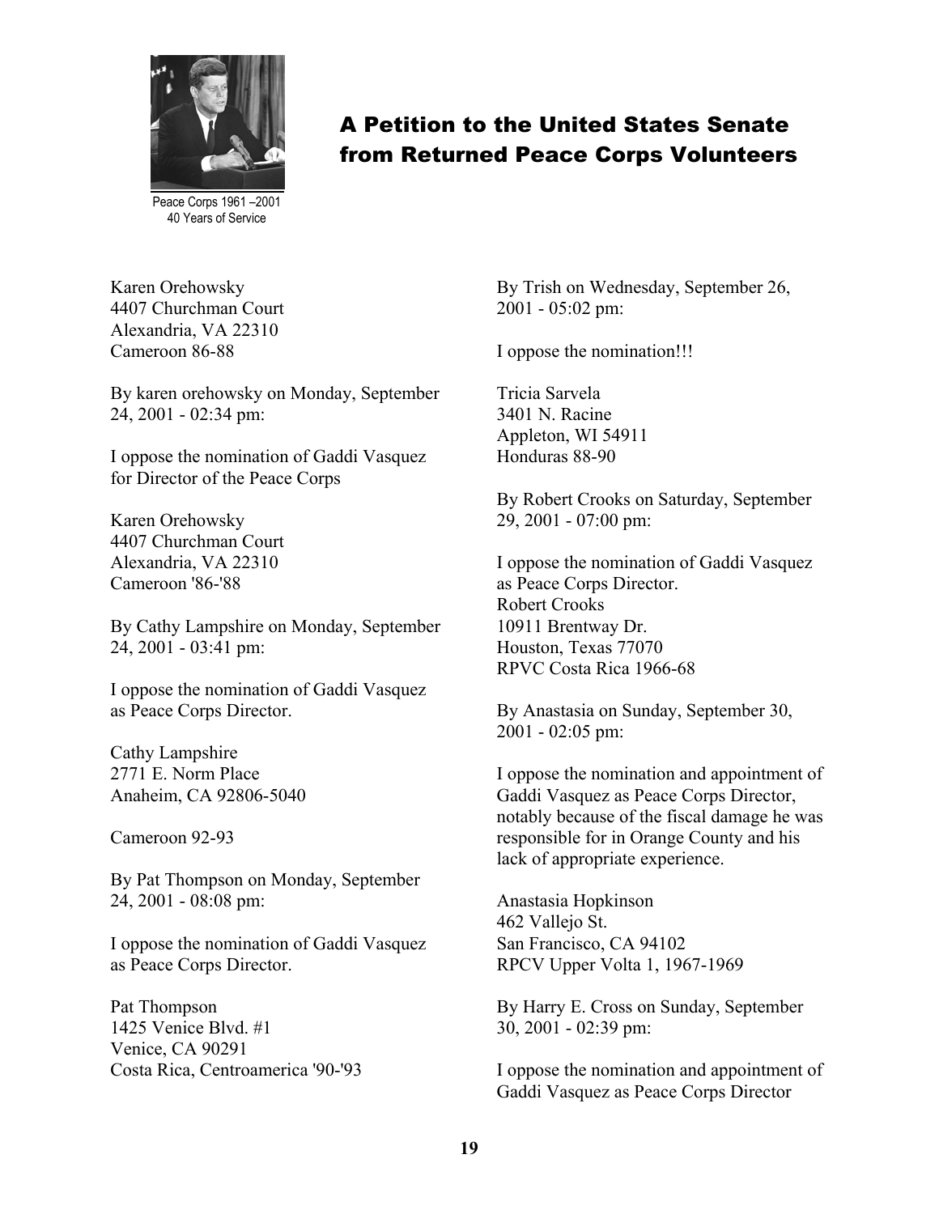Peace Corps 1961 –2001
40 Years of Service

## A Petition to the United States Senate from Returned Peace Corps Volunteers

Karen Orehowsky
4407 Churchman Court
Alexandria, VA 22310
Cameroon 86-88

By karen orehowsky on Monday, September 24, 2001 - 02:34 pm:

I oppose the nomination of Gaddi Vasquez for Director of the Peace Corps

Karen Orehowsky
4407 Churchman Court
Alexandria, VA 22310
Cameroon '86-'88

By Cathy Lampshire on Monday, September 24, 2001 - 03:41 pm:

I oppose the nomination of Gaddi Vasquez as Peace Corps Director.

Cathy Lampshire
2771 E. Norm Place
Anaheim, CA 92806-5040

Cameroon 92-93

By Pat Thompson on Monday, September 24, 2001 - 08:08 pm:

I oppose the nomination of Gaddi Vasquez as Peace Corps Director.

Pat Thompson
1425 Venice Blvd. #1
Venice, CA 90291
Costa Rica, Centroamerica '90-'93

By Trish on Wednesday, September 26, 2001 - 05:02 pm:

I oppose the nomination!!!

Tricia Sarvela
3401 N. Racine
Appleton, WI 54911
Honduras 88-90

By Robert Crooks on Saturday, September 29, 2001 - 07:00 pm:

I oppose the nomination of Gaddi Vasquez as Peace Corps Director.
Robert Crooks
10911 Brentway Dr.
Houston, Texas 77070
RPVC Costa Rica 1966-68

By Anastasia on Sunday, September 30, 2001 - 02:05 pm:

I oppose the nomination and appointment of Gaddi Vasquez as Peace Corps Director, notably because of the fiscal damage he was responsible for in Orange County and his lack of appropriate experience.

Anastasia Hopkinson
462 Vallejo St.
San Francisco, CA 94102
RPCV Upper Volta 1, 1967-1969

By Harry E. Cross on Sunday, September 30, 2001 - 02:39 pm:

I oppose the nomination and appointment of Gaddi Vasquez as Peace Corps Director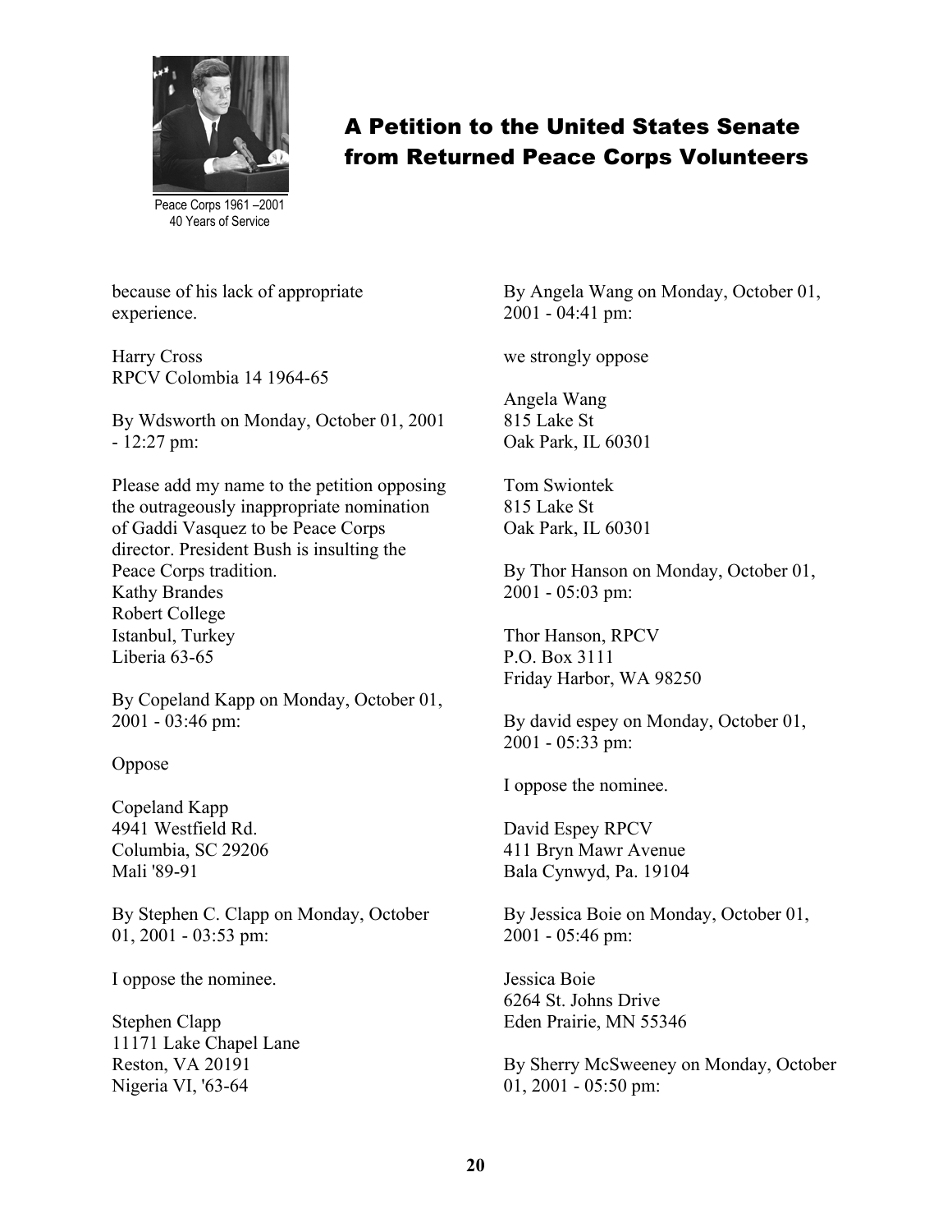because of his lack of appropriate experience.

Harry Cross
RPCV Colombia 14 1964-65

By Wdsworth on Monday, October 01, 2001 - 12:27 pm:

Please add my name to the petition opposing the outrageously inappropriate nomination of Gaddi Vasquez to be Peace Corps director. President Bush is insulting the Peace Corps tradition.
Kathy Brandes
Robert College
Istanbul, Turkey
Liberia 63-65

By Copeland Kapp on Monday, October 01, 2001 - 03:46 pm:

Oppose

Copeland Kapp
4941 Westfield Rd.
Columbia, SC 29206
Mali '89-91

By Stephen C. Clapp on Monday, October 01, 2001 - 03:53 pm:

I oppose the nominee.

Stephen Clapp
11171 Lake Chapel Lane
Reston, VA 20191
Nigeria VI, '63-64

By Angela Wang on Monday, October 01, 2001 - 04:41 pm:

we strongly oppose

Angela Wang
815 Lake St
Oak Park, IL 60301

Tom Swiontek
815 Lake St
Oak Park, IL 60301

By Thor Hanson on Monday, October 01, 2001 - 05:03 pm:

Thor Hanson, RPCV
P.O. Box 3111
Friday Harbor, WA 98250

By david espey on Monday, October 01, 2001 - 05:33 pm:

I oppose the nominee.

David Espey RPCV
411 Bryn Mawr Avenue
Bala Cynwyd, Pa. 19104

By Jessica Boie on Monday, October 01, 2001 - 05:46 pm:

Jessica Boie
6264 St. Johns Drive
Eden Prairie, MN 55346

By Sherry McSweeney on Monday, October 01, 2001 - 05:50 pm: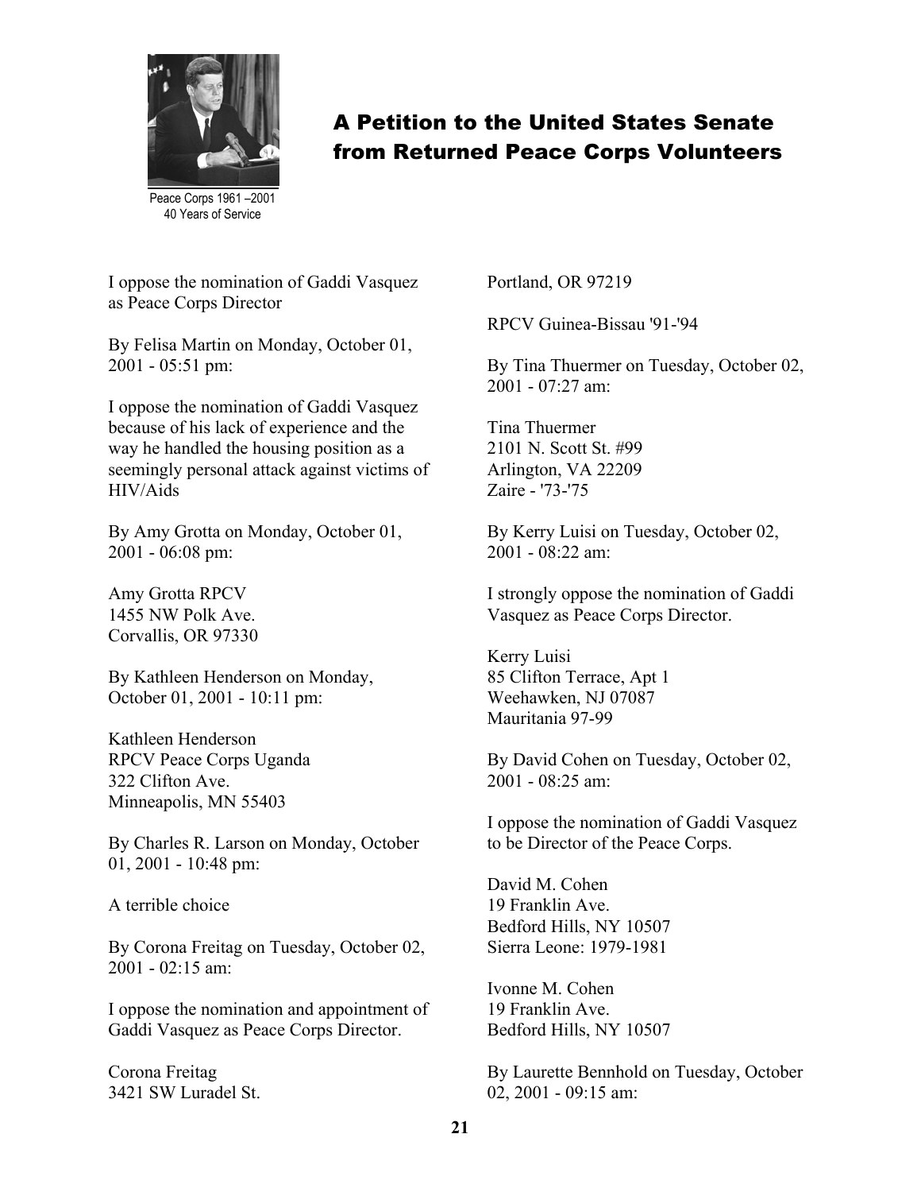Peace Corps 1961 –2001
40 Years of Service

# A Petition to the United States Senate from Returned Peace Corps Volunteers

I oppose the nomination of Gaddi Vasquez as Peace Corps Director

By Felisa Martin on Monday, October 01, 2001 - 05:51 pm:

I oppose the nomination of Gaddi Vasquez because of his lack of experience and the way he handled the housing position as a seemingly personal attack against victims of HIV/Aids

By Amy Grotta on Monday, October 01, 2001 - 06:08 pm:

Amy Grotta RPCV
1455 NW Polk Ave.
Corvallis, OR 97330

By Kathleen Henderson on Monday, October 01, 2001 - 10:11 pm:

Kathleen Henderson
RPCV Peace Corps Uganda
322 Clifton Ave.
Minneapolis, MN 55403

By Charles R. Larson on Monday, October 01, 2001 - 10:48 pm:

A terrible choice

By Corona Freitag on Tuesday, October 02, 2001 - 02:15 am:

I oppose the nomination and appointment of Gaddi Vasquez as Peace Corps Director.

Corona Freitag
3421 SW Luradel St.
Portland, OR 97219

RPCV Guinea-Bissau '91-'94

By Tina Thuermer on Tuesday, October 02, 2001 - 07:27 am:

Tina Thuermer
2101 N. Scott St. #99
Arlington, VA 22209
Zaire - '73-'75

By Kerry Luisi on Tuesday, October 02, 2001 - 08:22 am:

I strongly oppose the nomination of Gaddi Vasquez as Peace Corps Director.

Kerry Luisi
85 Clifton Terrace, Apt 1
Weehawken, NJ 07087
Mauritania 97-99

By David Cohen on Tuesday, October 02, 2001 - 08:25 am:

I oppose the nomination of Gaddi Vasquez to be Director of the Peace Corps.

David M. Cohen
19 Franklin Ave.
Bedford Hills, NY 10507
Sierra Leone: 1979-1981

Ivonne M. Cohen
19 Franklin Ave.
Bedford Hills, NY 10507

By Laurette Bennhold on Tuesday, October 02, 2001 - 09:15 am: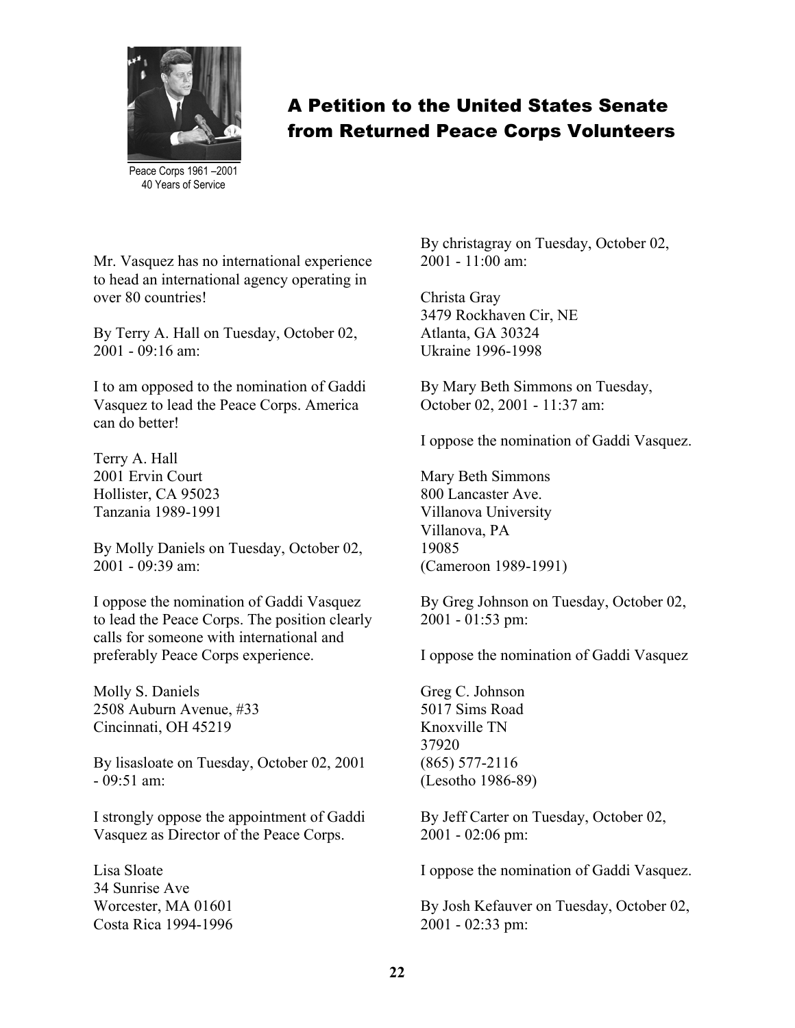Peace Corps 1961 –2001
40 Years of Service

## A Petition to the United States Senate from Returned Peace Corps Volunteers

Mr. Vasquez has no international experience to head an international agency operating in over 80 countries!

By Terry A. Hall on Tuesday, October 02, 2001 - 09:16 am:

I to am opposed to the nomination of Gaddi Vasquez to lead the Peace Corps. America can do better!

Terry A. Hall
2001 Ervin Court
Hollister, CA 95023
Tanzania 1989-1991

By Molly Daniels on Tuesday, October 02, 2001 - 09:39 am:

I oppose the nomination of Gaddi Vasquez to lead the Peace Corps. The position clearly calls for someone with international and preferably Peace Corps experience.

Molly S. Daniels
2508 Auburn Avenue, #33
Cincinnati, OH 45219

By lisasloate on Tuesday, October 02, 2001 - 09:51 am:

I strongly oppose the appointment of Gaddi Vasquez as Director of the Peace Corps.

Lisa Sloate
34 Sunrise Ave
Worcester, MA 01601
Costa Rica 1994-1996

By christagray on Tuesday, October 02, 2001 - 11:00 am:

Christa Gray
3479 Rockhaven Cir, NE
Atlanta, GA 30324
Ukraine 1996-1998

By Mary Beth Simmons on Tuesday, October 02, 2001 - 11:37 am:

I oppose the nomination of Gaddi Vasquez.

Mary Beth Simmons
800 Lancaster Ave.
Villanova University
Villanova, PA
19085
(Cameroon 1989-1991)

By Greg Johnson on Tuesday, October 02, 2001 - 01:53 pm:

I oppose the nomination of Gaddi Vasquez

Greg C. Johnson
5017 Sims Road
Knoxville TN
37920
(865) 577-2116
(Lesotho 1986-89)

By Jeff Carter on Tuesday, October 02, 2001 - 02:06 pm:

I oppose the nomination of Gaddi Vasquez.

By Josh Kefauver on Tuesday, October 02, 2001 - 02:33 pm: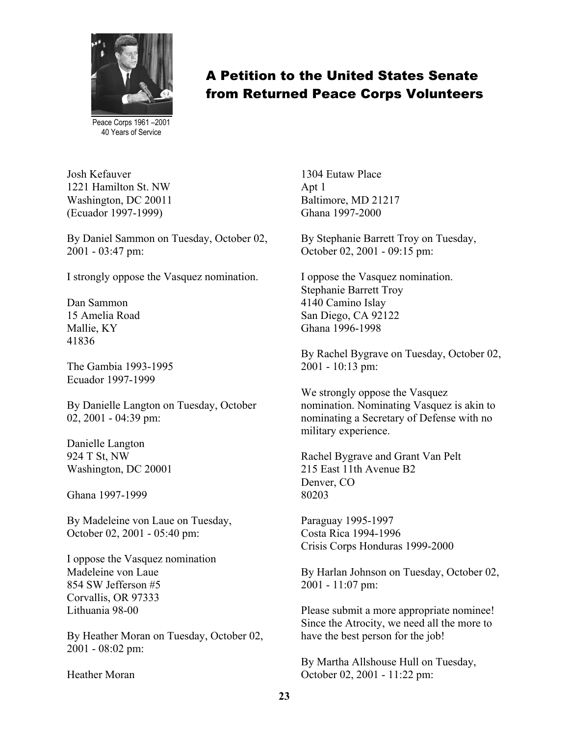Peace Corps 1961 –2001
40 Years of Service

# A Petition to the United States Senate from Returned Peace Corps Volunteers

Josh Kefauver
1221 Hamilton St. NW
Washington, DC 20011
(Ecuador 1997-1999)

By Daniel Sammon on Tuesday, October 02, 2001 - 03:47 pm:

I strongly oppose the Vasquez nomination.

Dan Sammon
15 Amelia Road
Mallie, KY
41836

The Gambia 1993-1995
Ecuador 1997-1999

By Danielle Langton on Tuesday, October 02, 2001 - 04:39 pm:

Danielle Langton
924 T St, NW
Washington, DC 20001

Ghana 1997-1999

By Madeleine von Laue on Tuesday, October 02, 2001 - 05:40 pm:

I oppose the Vasquez nomination
Madeleine von Laue
854 SW Jefferson #5
Corvallis, OR 97333
Lithuania 98-00

By Heather Moran on Tuesday, October 02, 2001 - 08:02 pm:

Heather Moran
1304 Eutaw Place
Apt 1
Baltimore, MD 21217
Ghana 1997-2000

By Stephanie Barrett Troy on Tuesday, October 02, 2001 - 09:15 pm:

I oppose the Vasquez nomination.
Stephanie Barrett Troy
4140 Camino Islay
San Diego, CA 92122
Ghana 1996-1998

By Rachel Bygrave on Tuesday, October 02, 2001 - 10:13 pm:

We strongly oppose the Vasquez nomination. Nominating Vasquez is akin to nominating a Secretary of Defense with no military experience.

Rachel Bygrave and Grant Van Pelt
215 East 11th Avenue B2
Denver, CO
80203

Paraguay 1995-1997
Costa Rica 1994-1996
Crisis Corps Honduras 1999-2000

By Harlan Johnson on Tuesday, October 02, 2001 - 11:07 pm:

Please submit a more appropriate nominee! Since the Atrocity, we need all the more to have the best person for the job!

By Martha Allshouse Hull on Tuesday, October 02, 2001 - 11:22 pm: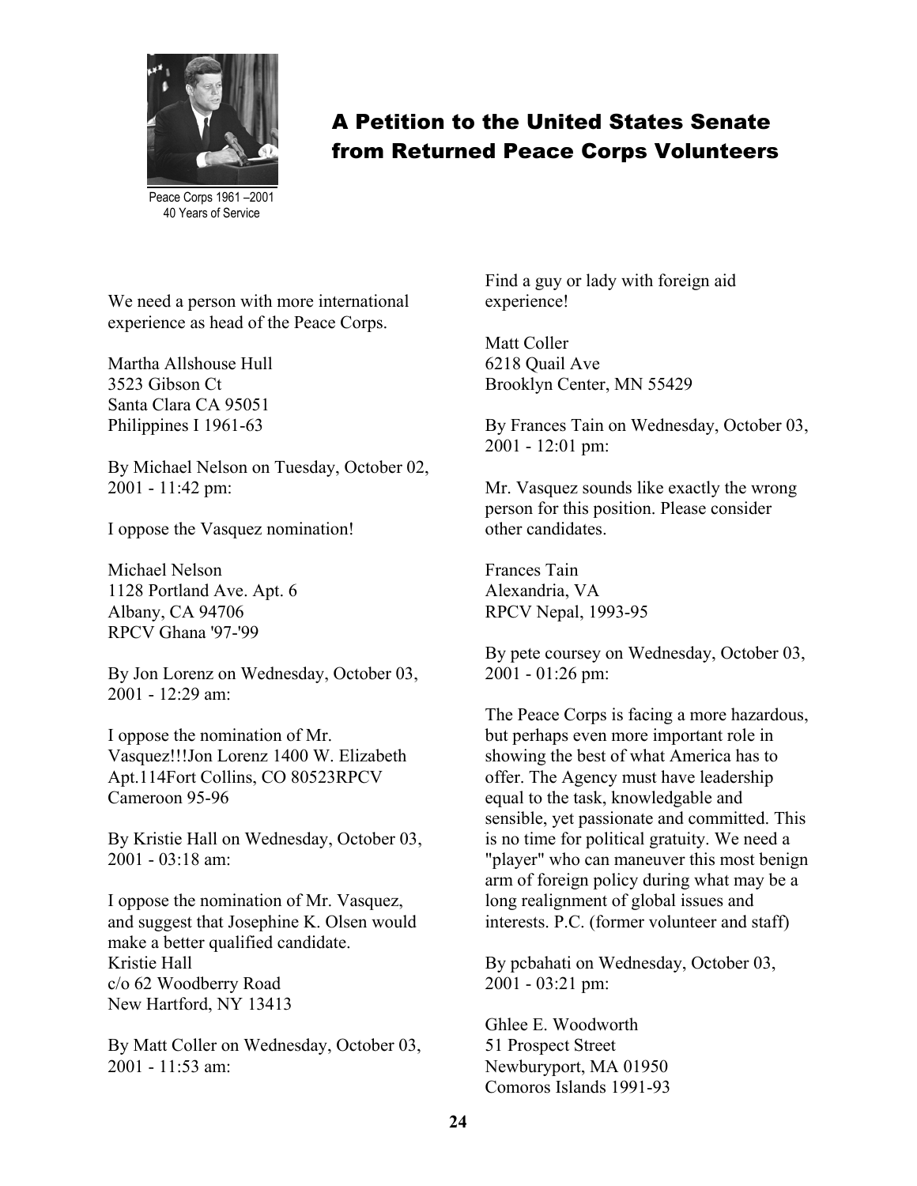# A Petition to the United States Senate from Returned Peace Corps Volunteers

Peace Corps 1961 –2001
40 Years of Service

We need a person with more international experience as head of the Peace Corps.

Martha Allshouse Hull
3523 Gibson Ct
Santa Clara CA 95051
Philippines I 1961-63

By Michael Nelson on Tuesday, October 02, 2001 - 11:42 pm:

I oppose the Vasquez nomination!

Michael Nelson
1128 Portland Ave. Apt. 6
Albany, CA 94706
RPCV Ghana '97-'99

By Jon Lorenz on Wednesday, October 03, 2001 - 12:29 am:

I oppose the nomination of Mr. Vasquez!!!Jon Lorenz 1400 W. Elizabeth Apt.114Fort Collins, CO 80523RPCV Cameroon 95-96

By Kristie Hall on Wednesday, October 03, 2001 - 03:18 am:

I oppose the nomination of Mr. Vasquez, and suggest that Josephine K. Olsen would make a better qualified candidate.
Kristie Hall
c/o 62 Woodberry Road
New Hartford, NY 13413

By Matt Coller on Wednesday, October 03, 2001 - 11:53 am:

Find a guy or lady with foreign aid experience!

Matt Coller
6218 Quail Ave
Brooklyn Center, MN 55429

By Frances Tain on Wednesday, October 03, 2001 - 12:01 pm:

Mr. Vasquez sounds like exactly the wrong person for this position. Please consider other candidates.

Frances Tain
Alexandria, VA
RPCV Nepal, 1993-95

By pete coursey on Wednesday, October 03, 2001 - 01:26 pm:

The Peace Corps is facing a more hazardous, but perhaps even more important role in showing the best of what America has to offer. The Agency must have leadership equal to the task, knowledgable and sensible, yet passionate and committed. This is no time for political gratuity. We need a "player" who can maneuver this most benign arm of foreign policy during what may be a long realignment of global issues and interests. P.C. (former volunteer and staff)

By pcbahati on Wednesday, October 03, 2001 - 03:21 pm:

Ghlee E. Woodworth
51 Prospect Street
Newburyport, MA 01950
Comoros Islands 1991-93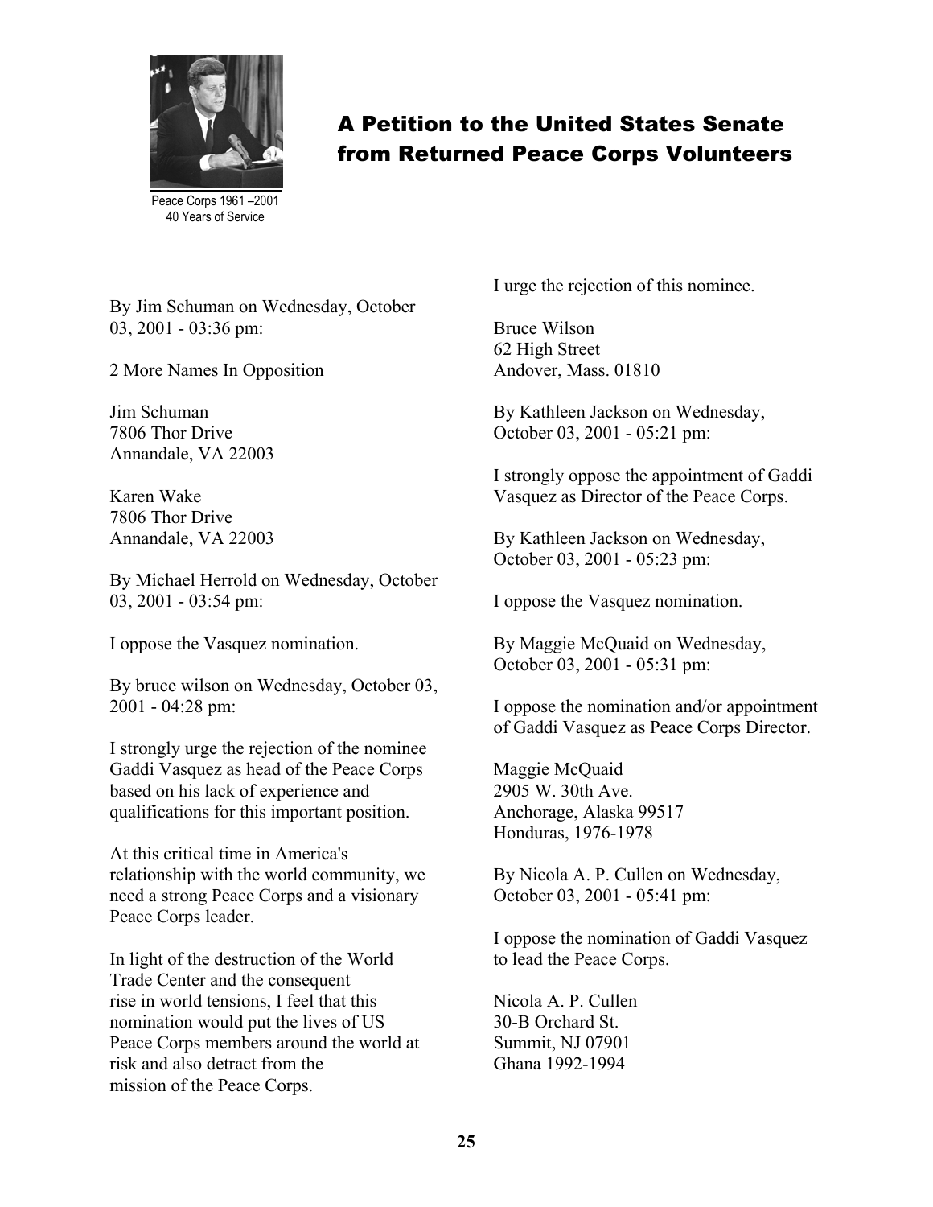Peace Corps 1961 –2001
40 Years of Service

# A Petition to the United States Senate from Returned Peace Corps Volunteers

By Jim Schuman on Wednesday, October 03, 2001 - 03:36 pm:

2 More Names In Opposition

Jim Schuman
7806 Thor Drive
Annandale, VA 22003

Karen Wake
7806 Thor Drive
Annandale, VA 22003

By Michael Herrold on Wednesday, October 03, 2001 - 03:54 pm:

I oppose the Vasquez nomination.

By bruce wilson on Wednesday, October 03, 2001 - 04:28 pm:

I strongly urge the rejection of the nominee Gaddi Vasquez as head of the Peace Corps based on his lack of experience and qualifications for this important position.

At this critical time in America's relationship with the world community, we need a strong Peace Corps and a visionary Peace Corps leader.

In light of the destruction of the World Trade Center and the consequent rise in world tensions, I feel that this nomination would put the lives of US Peace Corps members around the world at risk and also detract from the mission of the Peace Corps.

I urge the rejection of this nominee.

Bruce Wilson
62 High Street
Andover, Mass. 01810

By Kathleen Jackson on Wednesday, October 03, 2001 - 05:21 pm:

I strongly oppose the appointment of Gaddi Vasquez as Director of the Peace Corps.

By Kathleen Jackson on Wednesday, October 03, 2001 - 05:23 pm:

I oppose the Vasquez nomination.

By Maggie McQuaid on Wednesday, October 03, 2001 - 05:31 pm:

I oppose the nomination and/or appointment of Gaddi Vasquez as Peace Corps Director.

Maggie McQuaid
2905 W. 30th Ave.
Anchorage, Alaska 99517
Honduras, 1976-1978

By Nicola A. P. Cullen on Wednesday, October 03, 2001 - 05:41 pm:

I oppose the nomination of Gaddi Vasquez to lead the Peace Corps.

Nicola A. P. Cullen
30-B Orchard St.
Summit, NJ 07901
Ghana 1992-1994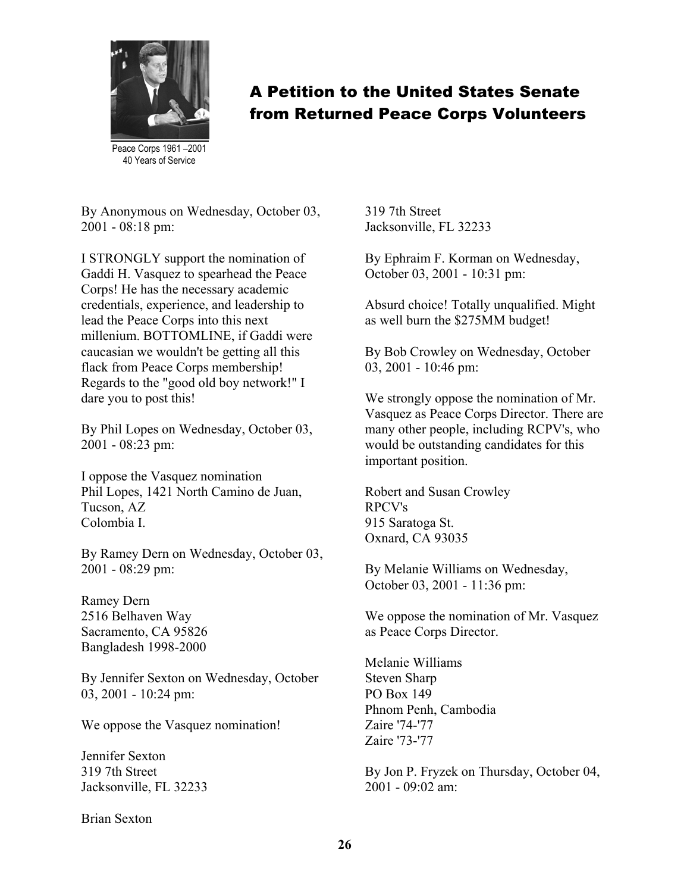Peace Corps 1961 –2001
40 Years of Service

# A Petition to the United States Senate from Returned Peace Corps Volunteers

By Anonymous on Wednesday, October 03, 2001 - 08:18 pm:

I STRONGLY support the nomination of Gaddi H. Vasquez to spearhead the Peace Corps! He has the necessary academic credentials, experience, and leadership to lead the Peace Corps into this next millenium. BOTTOMLINE, if Gaddi were caucasian we wouldn't be getting all this flack from Peace Corps membership! Regards to the "good old boy network!" I dare you to post this!

By Phil Lopes on Wednesday, October 03, 2001 - 08:23 pm:

I oppose the Vasquez nomination
Phil Lopes, 1421 North Camino de Juan, Tucson, AZ
Colombia I.

By Ramey Dern on Wednesday, October 03, 2001 - 08:29 pm:

Ramey Dern
2516 Belhaven Way
Sacramento, CA 95826
Bangladesh 1998-2000

By Jennifer Sexton on Wednesday, October 03, 2001 - 10:24 pm:

We oppose the Vasquez nomination!

Jennifer Sexton
319 7th Street
Jacksonville, FL 32233

Brian Sexton
319 7th Street
Jacksonville, FL 32233

By Ephraim F. Korman on Wednesday, October 03, 2001 - 10:31 pm:

Absurd choice! Totally unqualified. Might as well burn the $275MM budget!

By Bob Crowley on Wednesday, October 03, 2001 - 10:46 pm:

We strongly oppose the nomination of Mr. Vasquez as Peace Corps Director. There are many other people, including RCPV's, who would be outstanding candidates for this important position.

Robert and Susan Crowley
RPCV's
915 Saratoga St.
Oxnard, CA 93035

By Melanie Williams on Wednesday, October 03, 2001 - 11:36 pm:

We oppose the nomination of Mr. Vasquez as Peace Corps Director.

Melanie Williams
Steven Sharp
PO Box 149
Phnom Penh, Cambodia
Zaire '74-'77
Zaire '73-'77

By Jon P. Fryzek on Thursday, October 04, 2001 - 09:02 am: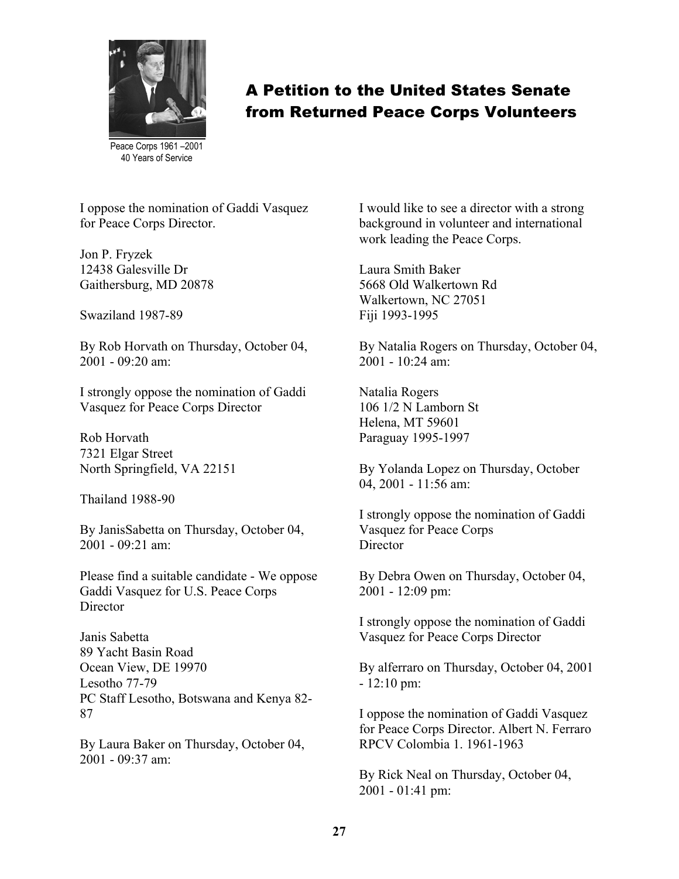Peace Corps 1961 –2001
40 Years of Service

## A Petition to the United States Senate from Returned Peace Corps Volunteers

I oppose the nomination of Gaddi Vasquez for Peace Corps Director.

Jon P. Fryzek
12438 Galesville Dr
Gaithersburg, MD 20878

Swaziland 1987-89

By Rob Horvath on Thursday, October 04, 2001 - 09:20 am:

I strongly oppose the nomination of Gaddi Vasquez for Peace Corps Director

Rob Horvath
7321 Elgar Street
North Springfield, VA 22151

Thailand 1988-90

By JanisSabetta on Thursday, October 04, 2001 - 09:21 am:

Please find a suitable candidate - We oppose Gaddi Vasquez for U.S. Peace Corps Director

Janis Sabetta
89 Yacht Basin Road
Ocean View, DE 19970
Lesotho 77-79
PC Staff Lesotho, Botswana and Kenya 82-87

By Laura Baker on Thursday, October 04, 2001 - 09:37 am:

I would like to see a director with a strong background in volunteer and international work leading the Peace Corps.

Laura Smith Baker
5668 Old Walkertown Rd
Walkertown, NC 27051
Fiji 1993-1995

By Natalia Rogers on Thursday, October 04, 2001 - 10:24 am:

Natalia Rogers
106 1/2 N Lamborn St
Helena, MT 59601
Paraguay 1995-1997

By Yolanda Lopez on Thursday, October 04, 2001 - 11:56 am:

I strongly oppose the nomination of Gaddi Vasquez for Peace Corps Director

By Debra Owen on Thursday, October 04, 2001 - 12:09 pm:

I strongly oppose the nomination of Gaddi Vasquez for Peace Corps Director

By alferraro on Thursday, October 04, 2001 - 12:10 pm:

I oppose the nomination of Gaddi Vasquez for Peace Corps Director. Albert N. Ferraro RPCV Colombia 1. 1961-1963

By Rick Neal on Thursday, October 04, 2001 - 01:41 pm: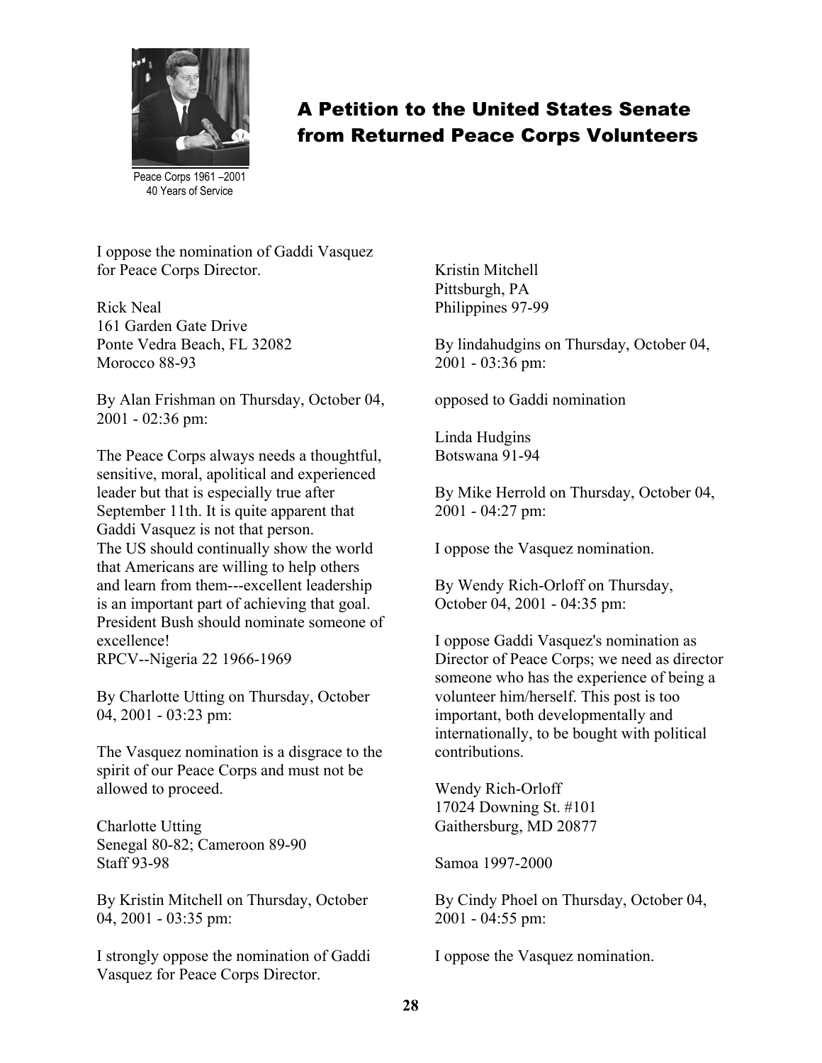# A Petition to the United States Senate from Returned Peace Corps Volunteers

Peace Corps 1961 –2001
40 Years of Service

I oppose the nomination of Gaddi Vasquez for Peace Corps Director.

Rick Neal
161 Garden Gate Drive
Ponte Vedra Beach, FL 32082
Morocco 88-93

By Alan Frishman on Thursday, October 04, 2001 - 02:36 pm:

The Peace Corps always needs a thoughtful, sensitive, moral, apolitical and experienced leader but that is especially true after September 11th. It is quite apparent that Gaddi Vasquez is not that person.
The US should continually show the world that Americans are willing to help others and learn from them---excellent leadership is an important part of achieving that goal. President Bush should nominate someone of excellence!
RPCV--Nigeria 22 1966-1969

By Charlotte Utting on Thursday, October 04, 2001 - 03:23 pm:

The Vasquez nomination is a disgrace to the spirit of our Peace Corps and must not be allowed to proceed.

Charlotte Utting
Senegal 80-82; Cameroon 89-90
Staff 93-98

By Kristin Mitchell on Thursday, October 04, 2001 - 03:35 pm:

I strongly oppose the nomination of Gaddi Vasquez for Peace Corps Director.

Kristin Mitchell
Pittsburgh, PA
Philippines 97-99

By lindahudgins on Thursday, October 04, 2001 - 03:36 pm:

opposed to Gaddi nomination

Linda Hudgins
Botswana 91-94

By Mike Herrold on Thursday, October 04, 2001 - 04:27 pm:

I oppose the Vasquez nomination.

By Wendy Rich-Orloff on Thursday, October 04, 2001 - 04:35 pm:

I oppose Gaddi Vasquez's nomination as Director of Peace Corps; we need as director someone who has the experience of being a volunteer him/herself. This post is too important, both developmentally and internationally, to be bought with political contributions.

Wendy Rich-Orloff
17024 Downing St. #101
Gaithersburg, MD 20877

Samoa 1997-2000

By Cindy Phoel on Thursday, October 04, 2001 - 04:55 pm:

I oppose the Vasquez nomination.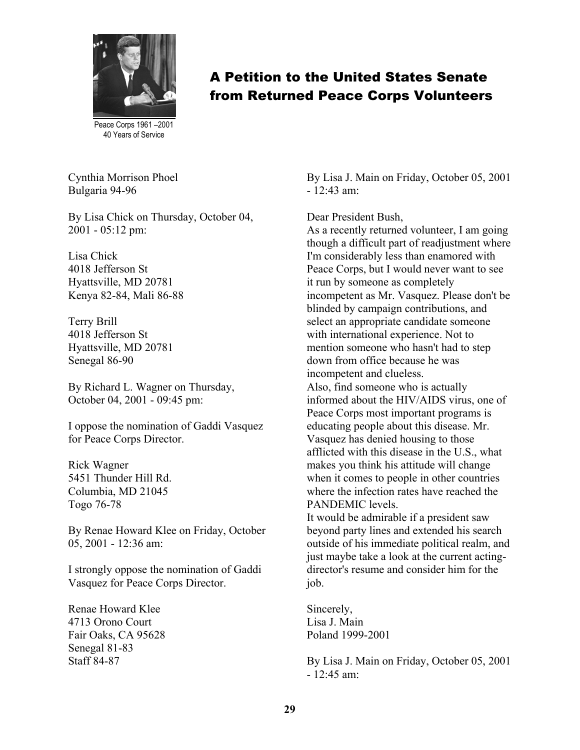# A Petition to the United States Senate from Returned Peace Corps Volunteers

Peace Corps 1961 –2001
40 Years of Service

Cynthia Morrison Phoel
Bulgaria 94-96

By Lisa Chick on Thursday, October 04, 2001 - 05:12 pm:

Lisa Chick
4018 Jefferson St
Hyattsville, MD 20781
Kenya 82-84, Mali 86-88

Terry Brill
4018 Jefferson St
Hyattsville, MD 20781
Senegal 86-90

By Richard L. Wagner on Thursday, October 04, 2001 - 09:45 pm:

I oppose the nomination of Gaddi Vasquez for Peace Corps Director.

Rick Wagner
5451 Thunder Hill Rd.
Columbia, MD 21045
Togo 76-78

By Renae Howard Klee on Friday, October 05, 2001 - 12:36 am:

I strongly oppose the nomination of Gaddi Vasquez for Peace Corps Director.

Renae Howard Klee
4713 Orono Court
Fair Oaks, CA 95628
Senegal 81-83
Staff 84-87

By Lisa J. Main on Friday, October 05, 2001 - 12:43 am:

Dear President Bush,
As a recently returned volunteer, I am going though a difficult part of readjustment where I'm considerably less than enamored with Peace Corps, but I would never want to see it run by someone as completely incompetent as Mr. Vasquez. Please don't be blinded by campaign contributions, and select an appropriate candidate someone with international experience. Not to mention someone who hasn't had to step down from office because he was incompetent and clueless.
Also, find someone who is actually informed about the HIV/AIDS virus, one of Peace Corps most important programs is educating people about this disease. Mr. Vasquez has denied housing to those afflicted with this disease in the U.S., what makes you think his attitude will change when it comes to people in other countries where the infection rates have reached the PANDEMIC levels.
It would be admirable if a president saw beyond party lines and extended his search outside of his immediate political realm, and just maybe take a look at the current acting-director's resume and consider him for the job.

Sincerely,
Lisa J. Main
Poland 1999-2001

By Lisa J. Main on Friday, October 05, 2001 - 12:45 am: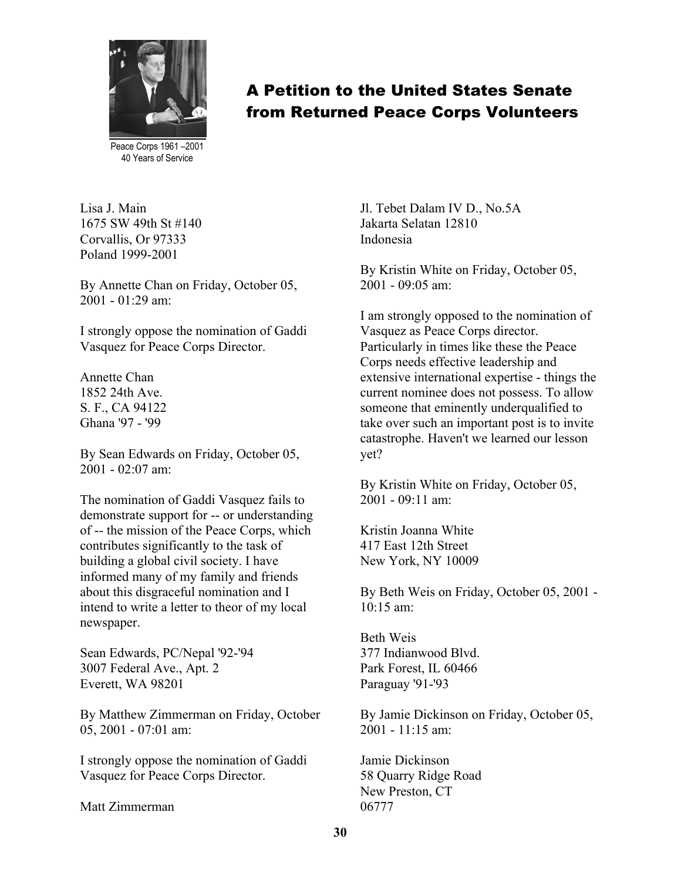Peace Corps 1961 –2001
40 Years of Service

## A Petition to the United States Senate from Returned Peace Corps Volunteers

Lisa J. Main
1675 SW 49th St #140
Corvallis, Or 97333
Poland 1999-2001

By Annette Chan on Friday, October 05, 2001 - 01:29 am:

I strongly oppose the nomination of Gaddi Vasquez for Peace Corps Director.

Annette Chan
1852 24th Ave.
S. F., CA 94122
Ghana '97 - '99

By Sean Edwards on Friday, October 05, 2001 - 02:07 am:

The nomination of Gaddi Vasquez fails to demonstrate support for -- or understanding of -- the mission of the Peace Corps, which contributes significantly to the task of building a global civil society. I have informed many of my family and friends about this disgraceful nomination and I intend to write a letter to theor of my local newspaper.

Sean Edwards, PC/Nepal '92-'94
3007 Federal Ave., Apt. 2
Everett, WA 98201

By Matthew Zimmerman on Friday, October 05, 2001 - 07:01 am:

I strongly oppose the nomination of Gaddi Vasquez for Peace Corps Director.

Matt Zimmerman
Jl. Tebet Dalam IV D., No.5A
Jakarta Selatan 12810
Indonesia

By Kristin White on Friday, October 05, 2001 - 09:05 am:

I am strongly opposed to the nomination of Vasquez as Peace Corps director. Particularly in times like these the Peace Corps needs effective leadership and extensive international expertise - things the current nominee does not possess. To allow someone that eminently underqualified to take over such an important post is to invite catastrophe. Haven't we learned our lesson yet?

By Kristin White on Friday, October 05, 2001 - 09:11 am:

Kristin Joanna White
417 East 12th Street
New York, NY 10009

By Beth Weis on Friday, October 05, 2001 - 10:15 am:

Beth Weis
377 Indianwood Blvd.
Park Forest, IL 60466
Paraguay '91-'93

By Jamie Dickinson on Friday, October 05, 2001 - 11:15 am:

Jamie Dickinson
58 Quarry Ridge Road
New Preston, CT
06777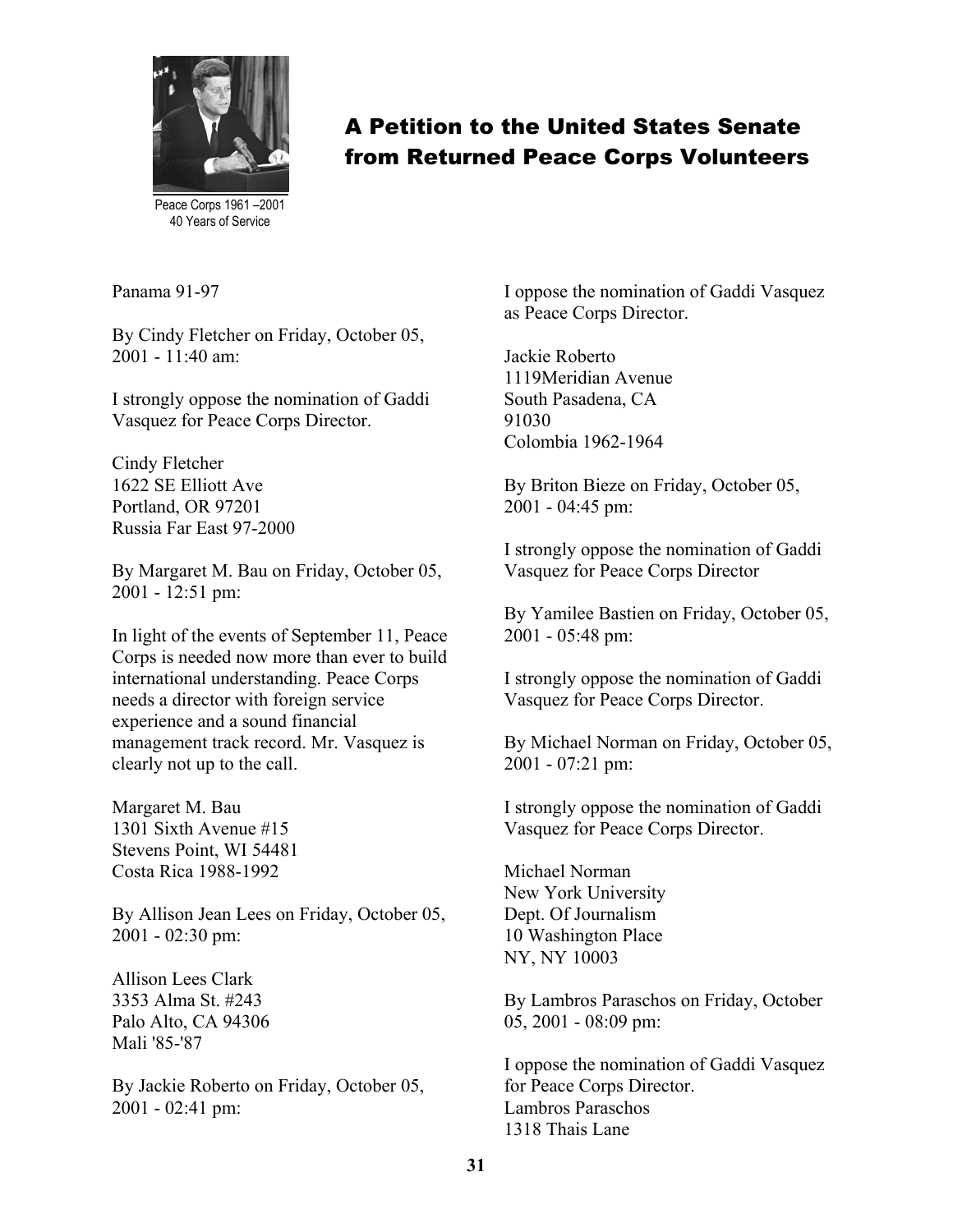# A Petition to the United States Senate from Returned Peace Corps Volunteers

Peace Corps 1961 –2001
40 Years of Service

Panama 91-97

By Cindy Fletcher on Friday, October 05, 2001 - 11:40 am:

I strongly oppose the nomination of Gaddi Vasquez for Peace Corps Director.

Cindy Fletcher
1622 SE Elliott Ave
Portland, OR 97201
Russia Far East 97-2000

By Margaret M. Bau on Friday, October 05, 2001 - 12:51 pm:

In light of the events of September 11, Peace Corps is needed now more than ever to build international understanding. Peace Corps needs a director with foreign service experience and a sound financial management track record. Mr. Vasquez is clearly not up to the call.

Margaret M. Bau
1301 Sixth Avenue #15
Stevens Point, WI 54481
Costa Rica 1988-1992

By Allison Jean Lees on Friday, October 05, 2001 - 02:30 pm:

Allison Lees Clark
3353 Alma St. #243
Palo Alto, CA 94306
Mali '85-'87

By Jackie Roberto on Friday, October 05, 2001 - 02:41 pm:

I oppose the nomination of Gaddi Vasquez as Peace Corps Director.

Jackie Roberto
1119Meridian Avenue
South Pasadena, CA
91030
Colombia 1962-1964

By Briton Bieze on Friday, October 05, 2001 - 04:45 pm:

I strongly oppose the nomination of Gaddi Vasquez for Peace Corps Director

By Yamilee Bastien on Friday, October 05, 2001 - 05:48 pm:

I strongly oppose the nomination of Gaddi Vasquez for Peace Corps Director.

By Michael Norman on Friday, October 05, 2001 - 07:21 pm:

I strongly oppose the nomination of Gaddi Vasquez for Peace Corps Director.

Michael Norman
New York University
Dept. Of Journalism
10 Washington Place
NY, NY 10003

By Lambros Paraschos on Friday, October 05, 2001 - 08:09 pm:

I oppose the nomination of Gaddi Vasquez for Peace Corps Director.
Lambros Paraschos
1318 Thais Lane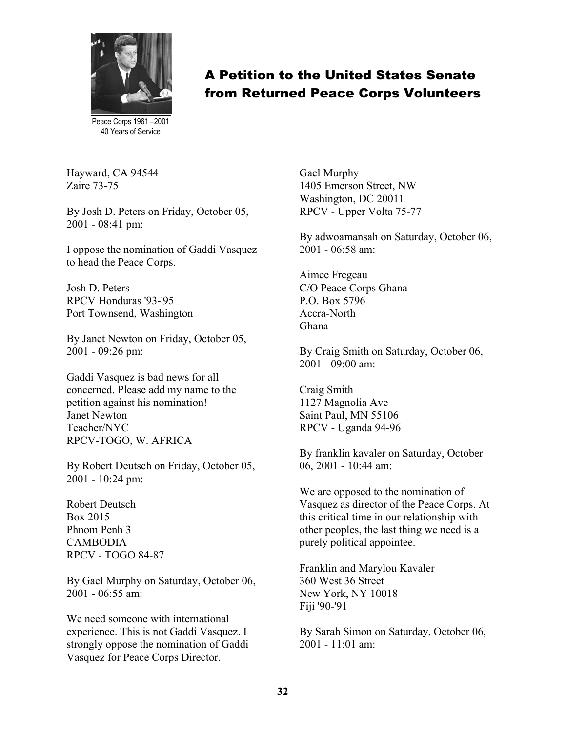# A Petition to the United States Senate from Returned Peace Corps Volunteers

Peace Corps 1961 –2001
40 Years of Service

Hayward, CA 94544
Zaire 73-75

By Josh D. Peters on Friday, October 05, 2001 - 08:41 pm:

I oppose the nomination of Gaddi Vasquez to head the Peace Corps.

Josh D. Peters
RPCV Honduras '93-'95
Port Townsend, Washington

By Janet Newton on Friday, October 05, 2001 - 09:26 pm:

Gaddi Vasquez is bad news for all concerned. Please add my name to the petition against his nomination!
Janet Newton
Teacher/NYC
RPCV-TOGO, W. AFRICA

By Robert Deutsch on Friday, October 05, 2001 - 10:24 pm:

Robert Deutsch
Box 2015
Phnom Penh 3
CAMBODIA
RPCV - TOGO 84-87

By Gael Murphy on Saturday, October 06, 2001 - 06:55 am:

We need someone with international experience. This is not Gaddi Vasquez. I strongly oppose the nomination of Gaddi Vasquez for Peace Corps Director.

Gael Murphy
1405 Emerson Street, NW
Washington, DC 20011
RPCV - Upper Volta 75-77

By adwoamansah on Saturday, October 06, 2001 - 06:58 am:

Aimee Fregeau
C/O Peace Corps Ghana
P.O. Box 5796
Accra-North
Ghana

By Craig Smith on Saturday, October 06, 2001 - 09:00 am:

Craig Smith
1127 Magnolia Ave
Saint Paul, MN 55106
RPCV - Uganda 94-96

By franklin kavaler on Saturday, October 06, 2001 - 10:44 am:

We are opposed to the nomination of Vasquez as director of the Peace Corps. At this critical time in our relationship with other peoples, the last thing we need is a purely political appointee.

Franklin and Marylou Kavaler
360 West 36 Street
New York, NY 10018
Fiji '90-'91

By Sarah Simon on Saturday, October 06, 2001 - 11:01 am: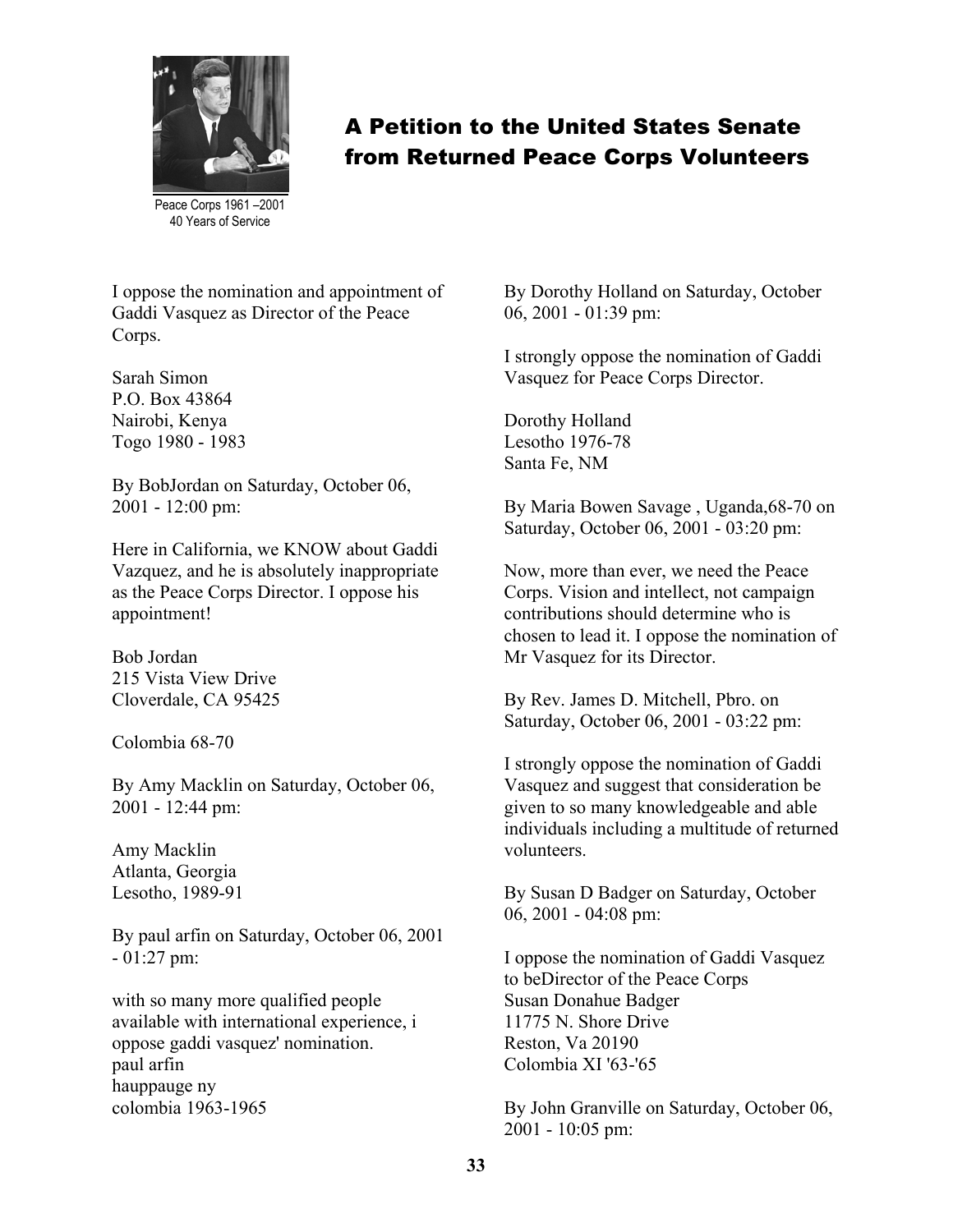Peace Corps 1961 –2001
40 Years of Service

## A Petition to the United States Senate from Returned Peace Corps Volunteers

I oppose the nomination and appointment of Gaddi Vasquez as Director of the Peace Corps.

Sarah Simon
P.O. Box 43864
Nairobi, Kenya
Togo 1980 - 1983

By BobJordan on Saturday, October 06, 2001 - 12:00 pm:

Here in California, we KNOW about Gaddi Vazquez, and he is absolutely inappropriate as the Peace Corps Director. I oppose his appointment!

Bob Jordan
215 Vista View Drive
Cloverdale, CA 95425

Colombia 68-70

By Amy Macklin on Saturday, October 06, 2001 - 12:44 pm:

Amy Macklin
Atlanta, Georgia
Lesotho, 1989-91

By paul arfin on Saturday, October 06, 2001 - 01:27 pm:

with so many more qualified people available with international experience, i oppose gaddi vasquez' nomination.
paul arfin
hauppauge ny
colombia 1963-1965

By Dorothy Holland on Saturday, October 06, 2001 - 01:39 pm:

I strongly oppose the nomination of Gaddi Vasquez for Peace Corps Director.

Dorothy Holland
Lesotho 1976-78
Santa Fe, NM

By Maria Bowen Savage , Uganda,68-70 on Saturday, October 06, 2001 - 03:20 pm:

Now, more than ever, we need the Peace Corps. Vision and intellect, not campaign contributions should determine who is chosen to lead it. I oppose the nomination of Mr Vasquez for its Director.

By Rev. James D. Mitchell, Pbro. on Saturday, October 06, 2001 - 03:22 pm:

I strongly oppose the nomination of Gaddi Vasquez and suggest that consideration be given to so many knowledgeable and able individuals including a multitude of returned volunteers.

By Susan D Badger on Saturday, October 06, 2001 - 04:08 pm:

I oppose the nomination of Gaddi Vasquez to beDirector of the Peace Corps
Susan Donahue Badger
11775 N. Shore Drive
Reston, Va 20190
Colombia XI '63-'65

By John Granville on Saturday, October 06, 2001 - 10:05 pm: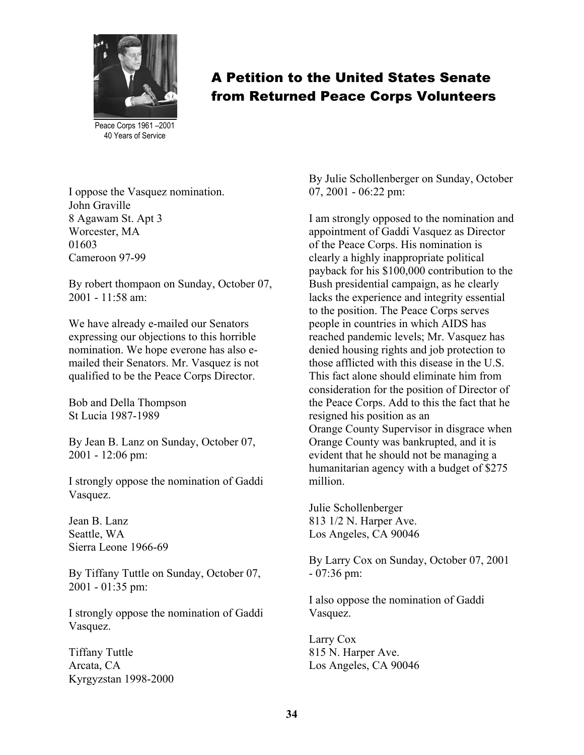Peace Corps 1961 –2001
40 Years of Service

# A Petition to the United States Senate from Returned Peace Corps Volunteers

I oppose the Vasquez nomination.
John Graville
8 Agawam St. Apt 3
Worcester, MA
01603
Cameroon 97-99

By robert thompaon on Sunday, October 07, 2001 - 11:58 am:

We have already e-mailed our Senators expressing our objections to this horrible nomination. We hope everone has also e-mailed their Senators. Mr. Vasquez is not qualified to be the Peace Corps Director.

Bob and Della Thompson
St Lucia 1987-1989

By Jean B. Lanz on Sunday, October 07, 2001 - 12:06 pm:

I strongly oppose the nomination of Gaddi Vasquez.

Jean B. Lanz
Seattle, WA
Sierra Leone 1966-69

By Tiffany Tuttle on Sunday, October 07, 2001 - 01:35 pm:

I strongly oppose the nomination of Gaddi Vasquez.

Tiffany Tuttle
Arcata, CA
Kyrgyzstan 1998-2000

By Julie Schollenberger on Sunday, October 07, 2001 - 06:22 pm:

I am strongly opposed to the nomination and appointment of Gaddi Vasquez as Director of the Peace Corps. His nomination is clearly a highly inappropriate political payback for his $100,000 contribution to the Bush presidential campaign, as he clearly lacks the experience and integrity essential to the position. The Peace Corps serves people in countries in which AIDS has reached pandemic levels; Mr. Vasquez has denied housing rights and job protection to those afflicted with this disease in the U.S. This fact alone should eliminate him from consideration for the position of Director of the Peace Corps. Add to this the fact that he resigned his position as an Orange County Supervisor in disgrace when Orange County was bankrupted, and it is evident that he should not be managing a humanitarian agency with a budget of $275 million.

Julie Schollenberger
813 1/2 N. Harper Ave.
Los Angeles, CA 90046

By Larry Cox on Sunday, October 07, 2001 - 07:36 pm:

I also oppose the nomination of Gaddi Vasquez.

Larry Cox
815 N. Harper Ave.
Los Angeles, CA 90046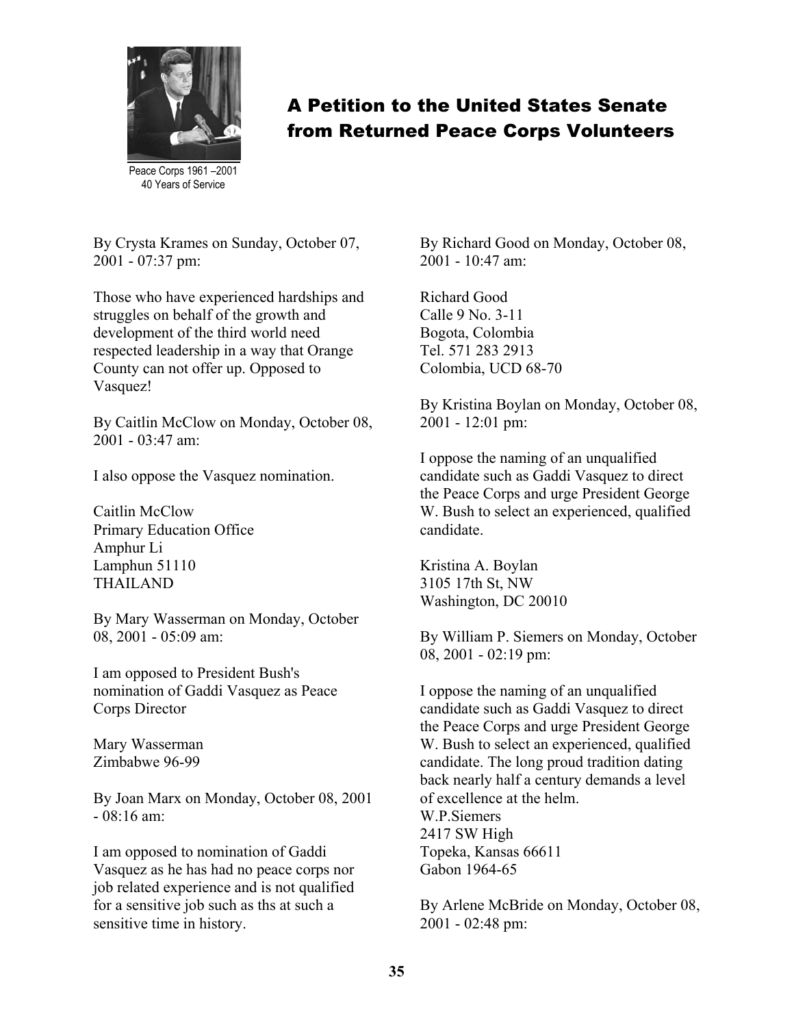Peace Corps 1961 –2001
40 Years of Service

# A Petition to the United States Senate from Returned Peace Corps Volunteers

By Crysta Krames on Sunday, October 07, 2001 - 07:37 pm:

Those who have experienced hardships and struggles on behalf of the growth and development of the third world need respected leadership in a way that Orange County can not offer up. Opposed to Vasquez!

By Caitlin McClow on Monday, October 08, 2001 - 03:47 am:

I also oppose the Vasquez nomination.

Caitlin McClow
Primary Education Office
Amphur Li
Lamphun 51110
THAILAND

By Mary Wasserman on Monday, October 08, 2001 - 05:09 am:

I am opposed to President Bush's nomination of Gaddi Vasquez as Peace Corps Director

Mary Wasserman
Zimbabwe 96-99

By Joan Marx on Monday, October 08, 2001 - 08:16 am:

I am opposed to nomination of Gaddi Vasquez as he has had no peace corps nor job related experience and is not qualified for a sensitive job such as ths at such a sensitive time in history.

By Richard Good on Monday, October 08, 2001 - 10:47 am:

Richard Good
Calle 9 No. 3-11
Bogota, Colombia
Tel. 571 283 2913
Colombia, UCD 68-70

By Kristina Boylan on Monday, October 08, 2001 - 12:01 pm:

I oppose the naming of an unqualified candidate such as Gaddi Vasquez to direct the Peace Corps and urge President George W. Bush to select an experienced, qualified candidate.

Kristina A. Boylan
3105 17th St, NW
Washington, DC 20010

By William P. Siemers on Monday, October 08, 2001 - 02:19 pm:

I oppose the naming of an unqualified candidate such as Gaddi Vasquez to direct the Peace Corps and urge President George W. Bush to select an experienced, qualified candidate. The long proud tradition dating back nearly half a century demands a level of excellence at the helm.
W.P.Siemers
2417 SW High
Topeka, Kansas 66611
Gabon 1964-65

By Arlene McBride on Monday, October 08, 2001 - 02:48 pm: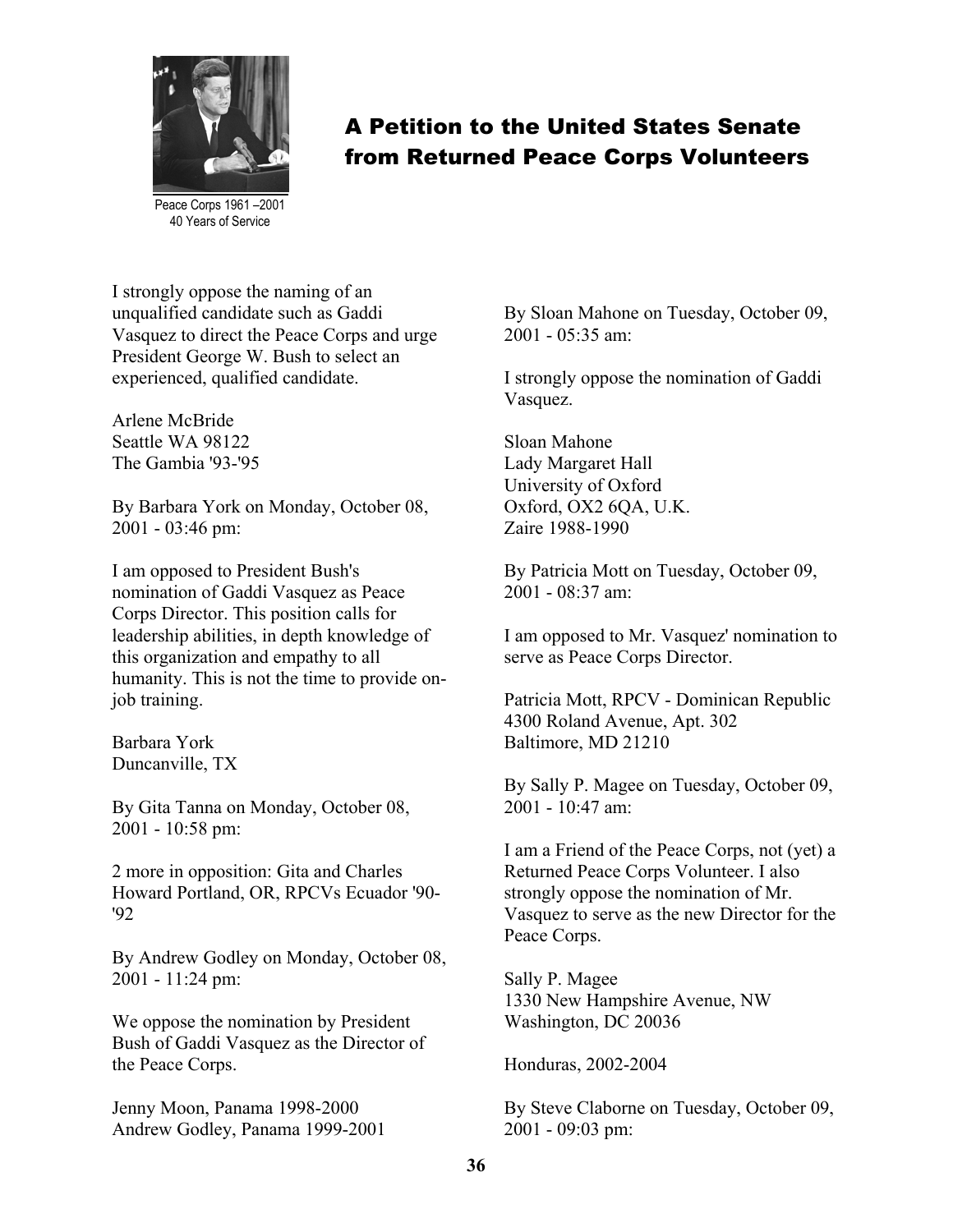## A Petition to the United States Senate from Returned Peace Corps Volunteers

Peace Corps 1961 –2001
40 Years of Service

I strongly oppose the naming of an unqualified candidate such as Gaddi Vasquez to direct the Peace Corps and urge President George W. Bush to select an experienced, qualified candidate.

Arlene McBride
Seattle WA 98122
The Gambia '93-'95

By Barbara York on Monday, October 08, 2001 - 03:46 pm:

I am opposed to President Bush's nomination of Gaddi Vasquez as Peace Corps Director. This position calls for leadership abilities, in depth knowledge of this organization and empathy to all humanity. This is not the time to provide on-job training.

Barbara York
Duncanville, TX

By Gita Tanna on Monday, October 08, 2001 - 10:58 pm:

2 more in opposition: Gita and Charles Howard Portland, OR, RPCVs Ecuador '90-'92

By Andrew Godley on Monday, October 08, 2001 - 11:24 pm:

We oppose the nomination by President Bush of Gaddi Vasquez as the Director of the Peace Corps.

Jenny Moon, Panama 1998-2000
Andrew Godley, Panama 1999-2001

By Sloan Mahone on Tuesday, October 09, 2001 - 05:35 am:

I strongly oppose the nomination of Gaddi Vasquez.

Sloan Mahone
Lady Margaret Hall
University of Oxford
Oxford, OX2 6QA, U.K.
Zaire 1988-1990

By Patricia Mott on Tuesday, October 09, 2001 - 08:37 am:

I am opposed to Mr. Vasquez' nomination to serve as Peace Corps Director.

Patricia Mott, RPCV - Dominican Republic
4300 Roland Avenue, Apt. 302
Baltimore, MD 21210

By Sally P. Magee on Tuesday, October 09, 2001 - 10:47 am:

I am a Friend of the Peace Corps, not (yet) a Returned Peace Corps Volunteer. I also strongly oppose the nomination of Mr. Vasquez to serve as the new Director for the Peace Corps.

Sally P. Magee
1330 New Hampshire Avenue, NW
Washington, DC 20036

Honduras, 2002-2004

By Steve Claborne on Tuesday, October 09, 2001 - 09:03 pm: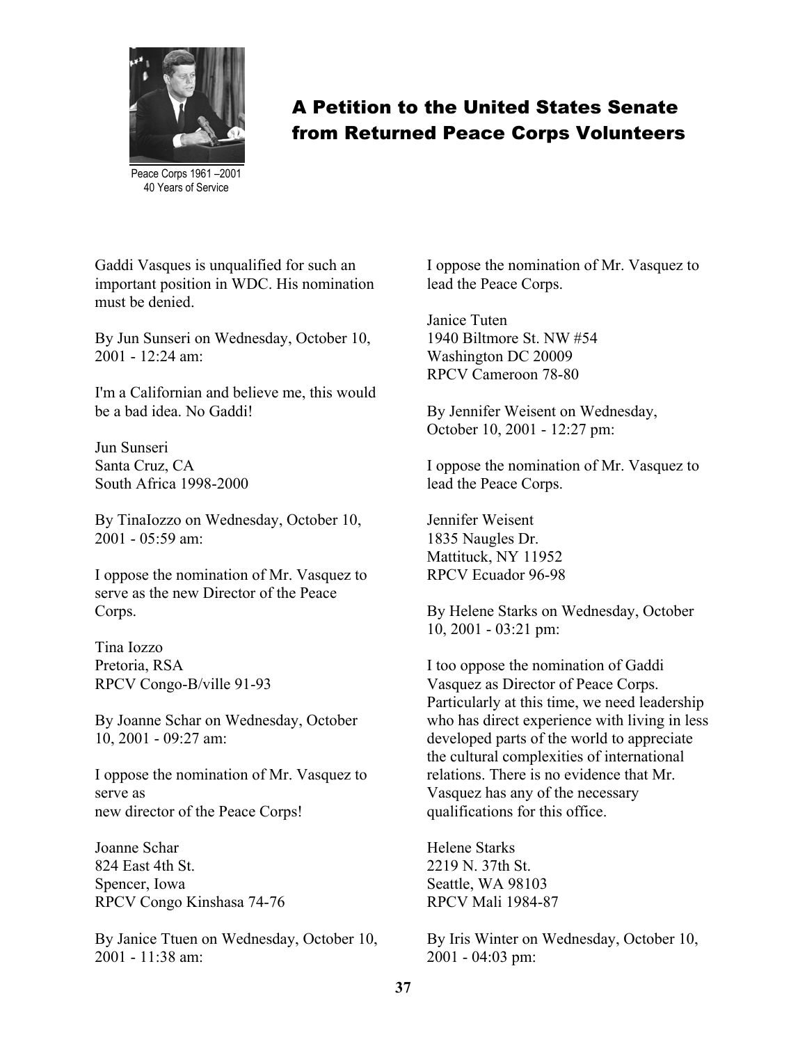Peace Corps 1961 –2001
40 Years of Service

## A Petition to the United States Senate from Returned Peace Corps Volunteers

Gaddi Vasques is unqualified for such an important position in WDC. His nomination must be denied.

By Jun Sunseri on Wednesday, October 10, 2001 - 12:24 am:

I'm a Californian and believe me, this would be a bad idea. No Gaddi!

Jun Sunseri
Santa Cruz, CA
South Africa 1998-2000

By TinaIozzo on Wednesday, October 10, 2001 - 05:59 am:

I oppose the nomination of Mr. Vasquez to serve as the new Director of the Peace Corps.

Tina Iozzo
Pretoria, RSA
RPCV Congo-B/ville 91-93

By Joanne Schar on Wednesday, October 10, 2001 - 09:27 am:

I oppose the nomination of Mr. Vasquez to serve as
new director of the Peace Corps!

Joanne Schar
824 East 4th St.
Spencer, Iowa
RPCV Congo Kinshasa 74-76

By Janice Ttuen on Wednesday, October 10, 2001 - 11:38 am:

I oppose the nomination of Mr. Vasquez to lead the Peace Corps.

Janice Tuten
1940 Biltmore St. NW #54
Washington DC 20009
RPCV Cameroon 78-80

By Jennifer Weisent on Wednesday, October 10, 2001 - 12:27 pm:

I oppose the nomination of Mr. Vasquez to lead the Peace Corps.

Jennifer Weisent
1835 Naugles Dr.
Mattituck, NY 11952
RPCV Ecuador 96-98

By Helene Starks on Wednesday, October 10, 2001 - 03:21 pm:

I too oppose the nomination of Gaddi Vasquez as Director of Peace Corps. Particularly at this time, we need leadership who has direct experience with living in less developed parts of the world to appreciate the cultural complexities of international relations. There is no evidence that Mr. Vasquez has any of the necessary qualifications for this office.

Helene Starks
2219 N. 37th St.
Seattle, WA 98103
RPCV Mali 1984-87

By Iris Winter on Wednesday, October 10, 2001 - 04:03 pm: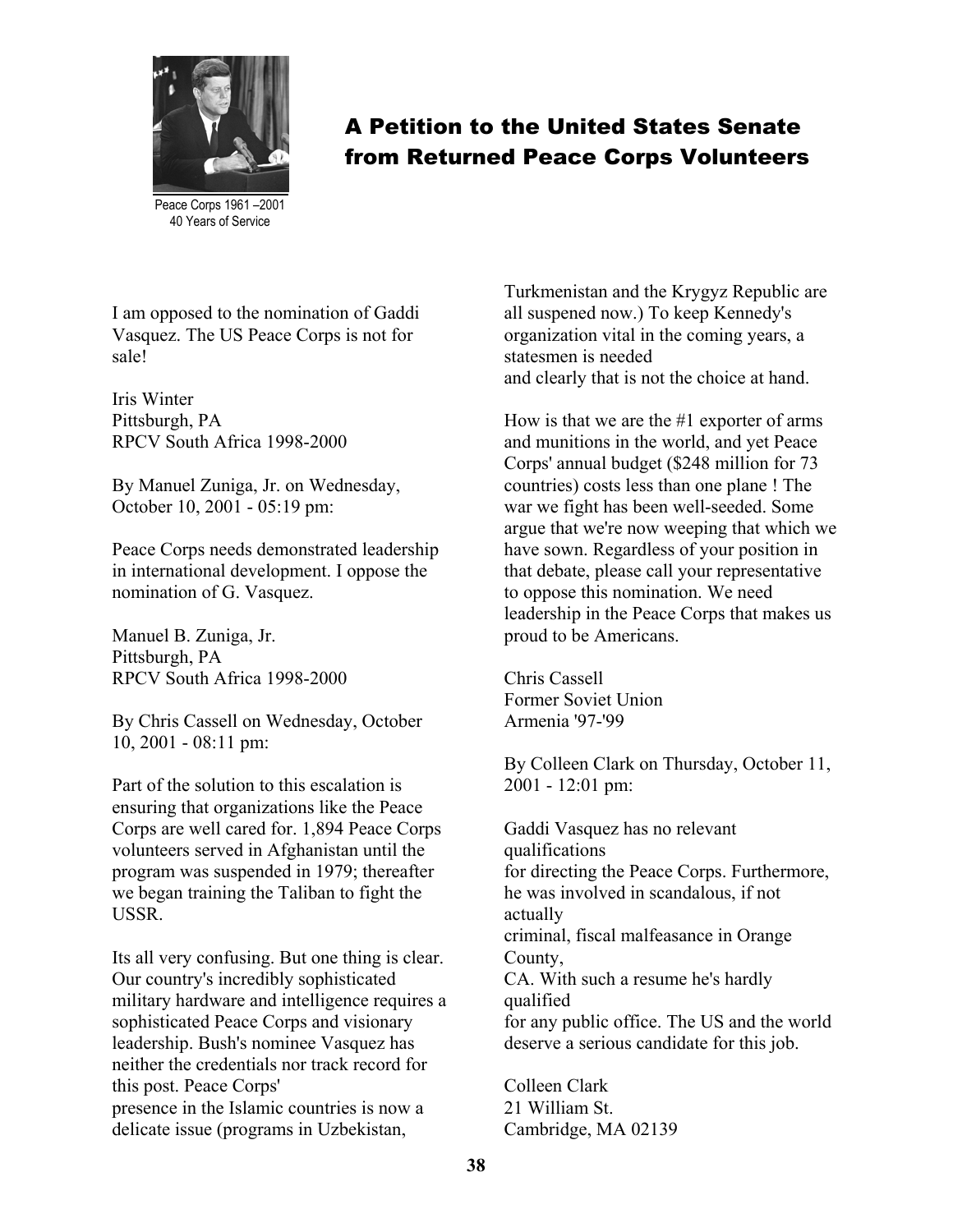# A Petition to the United States Senate from Returned Peace Corps Volunteers

Peace Corps 1961 –2001
40 Years of Service

I am opposed to the nomination of Gaddi Vasquez. The US Peace Corps is not for sale!

Iris Winter
Pittsburgh, PA
RPCV South Africa 1998-2000

By Manuel Zuniga, Jr. on Wednesday, October 10, 2001 - 05:19 pm:

Peace Corps needs demonstrated leadership in international development. I oppose the nomination of G. Vasquez.

Manuel B. Zuniga, Jr.
Pittsburgh, PA
RPCV South Africa 1998-2000

By Chris Cassell on Wednesday, October 10, 2001 - 08:11 pm:

Part of the solution to this escalation is ensuring that organizations like the Peace Corps are well cared for. 1,894 Peace Corps volunteers served in Afghanistan until the program was suspended in 1979; thereafter we began training the Taliban to fight the USSR.

Its all very confusing. But one thing is clear. Our country's incredibly sophisticated military hardware and intelligence requires a sophisticated Peace Corps and visionary leadership. Bush's nominee Vasquez has neither the credentials nor track record for this post. Peace Corps' presence in the Islamic countries is now a delicate issue (programs in Uzbekistan, Turkmenistan and the Krygyz Republic are all suspened now.) To keep Kennedy's organization vital in the coming years, a statesmen is needed and clearly that is not the choice at hand.

How is that we are the #1 exporter of arms and munitions in the world, and yet Peace Corps' annual budget ($248 million for 73 countries) costs less than one plane ! The war we fight has been well-seeded. Some argue that we're now weeping that which we have sown. Regardless of your position in that debate, please call your representative to oppose this nomination. We need leadership in the Peace Corps that makes us proud to be Americans.

Chris Cassell
Former Soviet Union
Armenia '97-'99

By Colleen Clark on Thursday, October 11, 2001 - 12:01 pm:

Gaddi Vasquez has no relevant qualifications for directing the Peace Corps. Furthermore, he was involved in scandalous, if not actually criminal, fiscal malfeasance in Orange County, CA. With such a resume he's hardly qualified for any public office. The US and the world deserve a serious candidate for this job.

Colleen Clark
21 William St.
Cambridge, MA 02139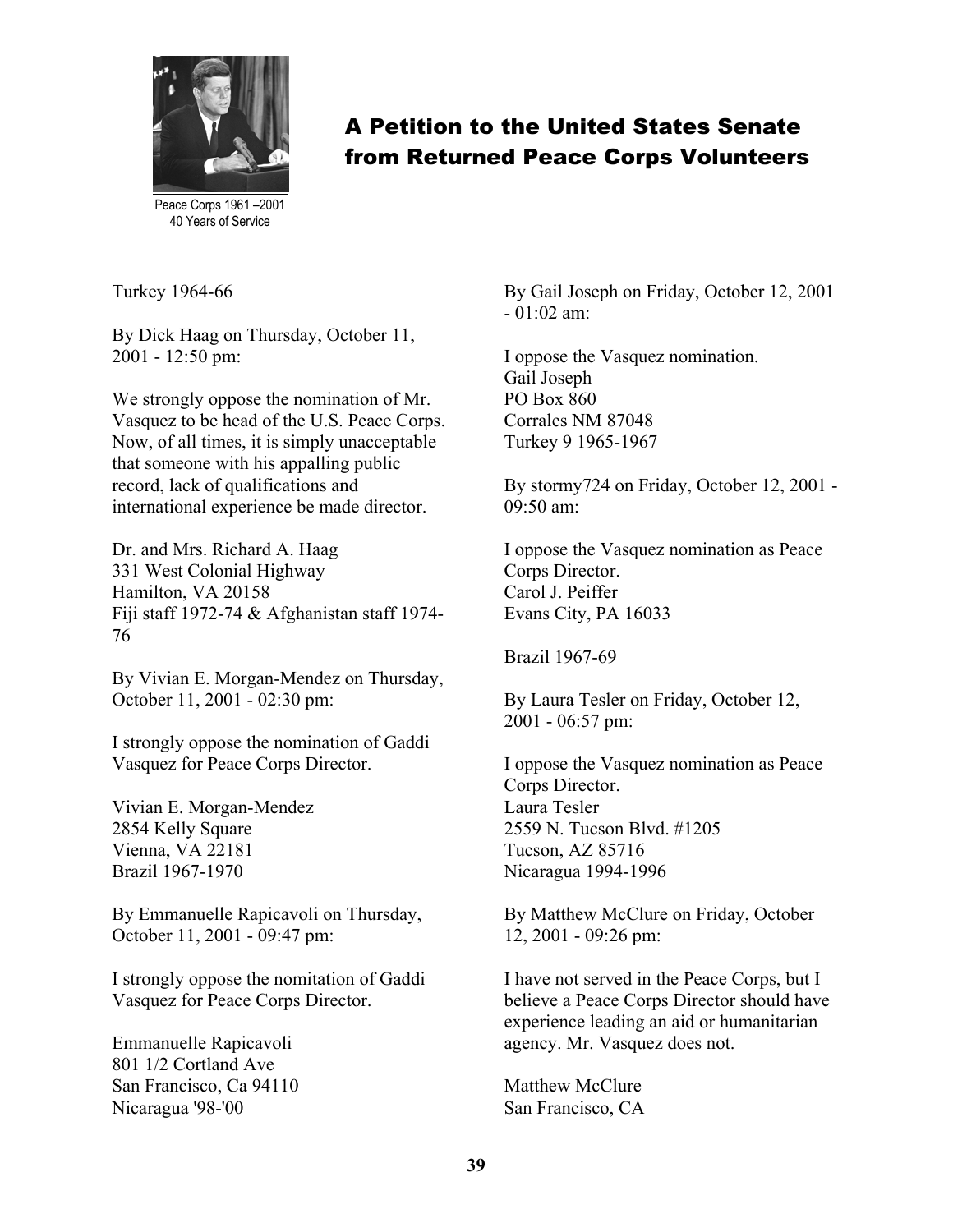Peace Corps 1961 –2001
40 Years of Service

# A Petition to the United States Senate from Returned Peace Corps Volunteers

Turkey 1964-66

By Dick Haag on Thursday, October 11, 2001 - 12:50 pm:

We strongly oppose the nomination of Mr. Vasquez to be head of the U.S. Peace Corps. Now, of all times, it is simply unacceptable that someone with his appalling public record, lack of qualifications and international experience be made director.

Dr. and Mrs. Richard A. Haag
331 West Colonial Highway
Hamilton, VA 20158
Fiji staff 1972-74 & Afghanistan staff 1974-76

By Vivian E. Morgan-Mendez on Thursday, October 11, 2001 - 02:30 pm:

I strongly oppose the nomination of Gaddi Vasquez for Peace Corps Director.

Vivian E. Morgan-Mendez
2854 Kelly Square
Vienna, VA 22181
Brazil 1967-1970

By Emmanuelle Rapicavoli on Thursday, October 11, 2001 - 09:47 pm:

I strongly oppose the nomitation of Gaddi Vasquez for Peace Corps Director.

Emmanuelle Rapicavoli
801 1/2 Cortland Ave
San Francisco, Ca 94110
Nicaragua '98-'00

By Gail Joseph on Friday, October 12, 2001 - 01:02 am:

I oppose the Vasquez nomination.
Gail Joseph
PO Box 860
Corrales NM 87048
Turkey 9 1965-1967

By stormy724 on Friday, October 12, 2001 - 09:50 am:

I oppose the Vasquez nomination as Peace Corps Director.
Carol J. Peiffer
Evans City, PA 16033

Brazil 1967-69

By Laura Tesler on Friday, October 12, 2001 - 06:57 pm:

I oppose the Vasquez nomination as Peace Corps Director.
Laura Tesler
2559 N. Tucson Blvd. #1205
Tucson, AZ 85716
Nicaragua 1994-1996

By Matthew McClure on Friday, October 12, 2001 - 09:26 pm:

I have not served in the Peace Corps, but I believe a Peace Corps Director should have experience leading an aid or humanitarian agency. Mr. Vasquez does not.

Matthew McClure
San Francisco, CA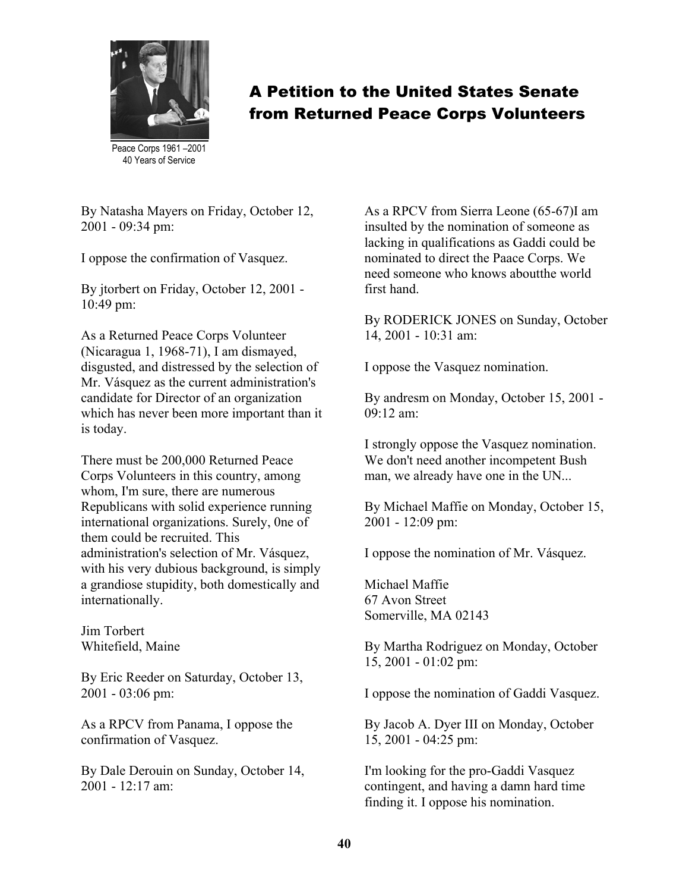Peace Corps 1961 –2001
40 Years of Service

## A Petition to the United States Senate from Returned Peace Corps Volunteers

By Natasha Mayers on Friday, October 12, 2001 - 09:34 pm:

I oppose the confirmation of Vasquez.

By jtorbert on Friday, October 12, 2001 - 10:49 pm:

As a Returned Peace Corps Volunteer (Nicaragua 1, 1968-71), I am dismayed, disgusted, and distressed by the selection of Mr. Vásquez as the current administration's candidate for Director of an organization which has never been more important than it is today.

There must be 200,000 Returned Peace Corps Volunteers in this country, among whom, I'm sure, there are numerous Republicans with solid experience running international organizations. Surely, 0ne of them could be recruited. This administration's selection of Mr. Vásquez, with his very dubious background, is simply a grandiose stupidity, both domestically and internationally.

Jim Torbert
Whitefield, Maine

By Eric Reeder on Saturday, October 13, 2001 - 03:06 pm:

As a RPCV from Panama, I oppose the confirmation of Vasquez.

By Dale Derouin on Sunday, October 14, 2001 - 12:17 am:

As a RPCV from Sierra Leone (65-67)I am insulted by the nomination of someone as lacking in qualifications as Gaddi could be nominated to direct the Paace Corps. We need someone who knows aboutthe world first hand.

By RODERICK JONES on Sunday, October 14, 2001 - 10:31 am:

I oppose the Vasquez nomination.

By andresm on Monday, October 15, 2001 - 09:12 am:

I strongly oppose the Vasquez nomination. We don't need another incompetent Bush man, we already have one in the UN...

By Michael Maffie on Monday, October 15, 2001 - 12:09 pm:

I oppose the nomination of Mr. Vásquez.

Michael Maffie
67 Avon Street
Somerville, MA 02143

By Martha Rodriguez on Monday, October 15, 2001 - 01:02 pm:

I oppose the nomination of Gaddi Vasquez.

By Jacob A. Dyer III on Monday, October 15, 2001 - 04:25 pm:

I'm looking for the pro-Gaddi Vasquez contingent, and having a damn hard time finding it. I oppose his nomination.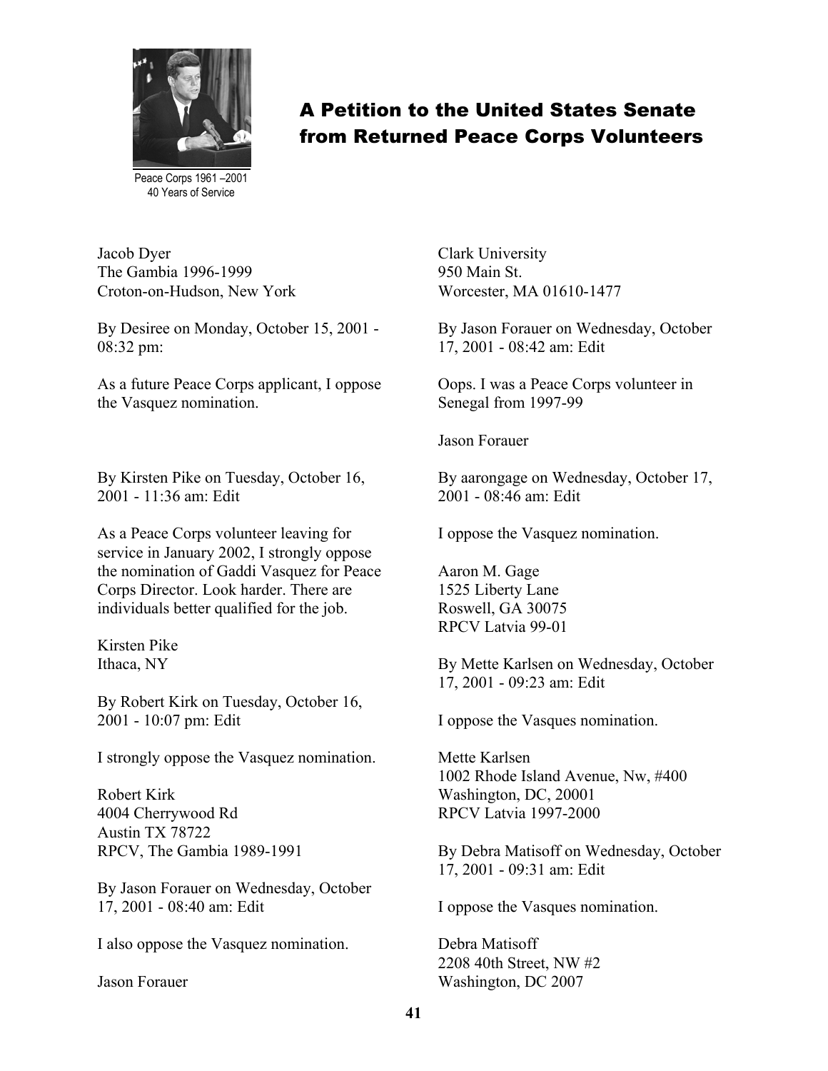Peace Corps 1961 –2001
40 Years of Service

# A Petition to the United States Senate from Returned Peace Corps Volunteers

Jacob Dyer
The Gambia 1996-1999
Croton-on-Hudson, New York

By Desiree on Monday, October 15, 2001 - 08:32 pm:

As a future Peace Corps applicant, I oppose the Vasquez nomination.

By Kirsten Pike on Tuesday, October 16, 2001 - 11:36 am: Edit

As a Peace Corps volunteer leaving for service in January 2002, I strongly oppose the nomination of Gaddi Vasquez for Peace Corps Director. Look harder. There are individuals better qualified for the job.

Kirsten Pike
Ithaca, NY

By Robert Kirk on Tuesday, October 16, 2001 - 10:07 pm: Edit

I strongly oppose the Vasquez nomination.

Robert Kirk
4004 Cherrywood Rd
Austin TX 78722
RPCV, The Gambia 1989-1991

By Jason Forauer on Wednesday, October 17, 2001 - 08:40 am: Edit

I also oppose the Vasquez nomination.

Jason Forauer
Clark University
950 Main St.
Worcester, MA 01610-1477

By Jason Forauer on Wednesday, October 17, 2001 - 08:42 am: Edit

Oops. I was a Peace Corps volunteer in Senegal from 1997-99

Jason Forauer

By aarongage on Wednesday, October 17, 2001 - 08:46 am: Edit

I oppose the Vasquez nomination.

Aaron M. Gage
1525 Liberty Lane
Roswell, GA 30075
RPCV Latvia 99-01

By Mette Karlsen on Wednesday, October 17, 2001 - 09:23 am: Edit

I oppose the Vasques nomination.

Mette Karlsen
1002 Rhode Island Avenue, Nw, #400
Washington, DC, 20001
RPCV Latvia 1997-2000

By Debra Matisoff on Wednesday, October 17, 2001 - 09:31 am: Edit

I oppose the Vasques nomination.

Debra Matisoff
2208 40th Street, NW #2
Washington, DC 2007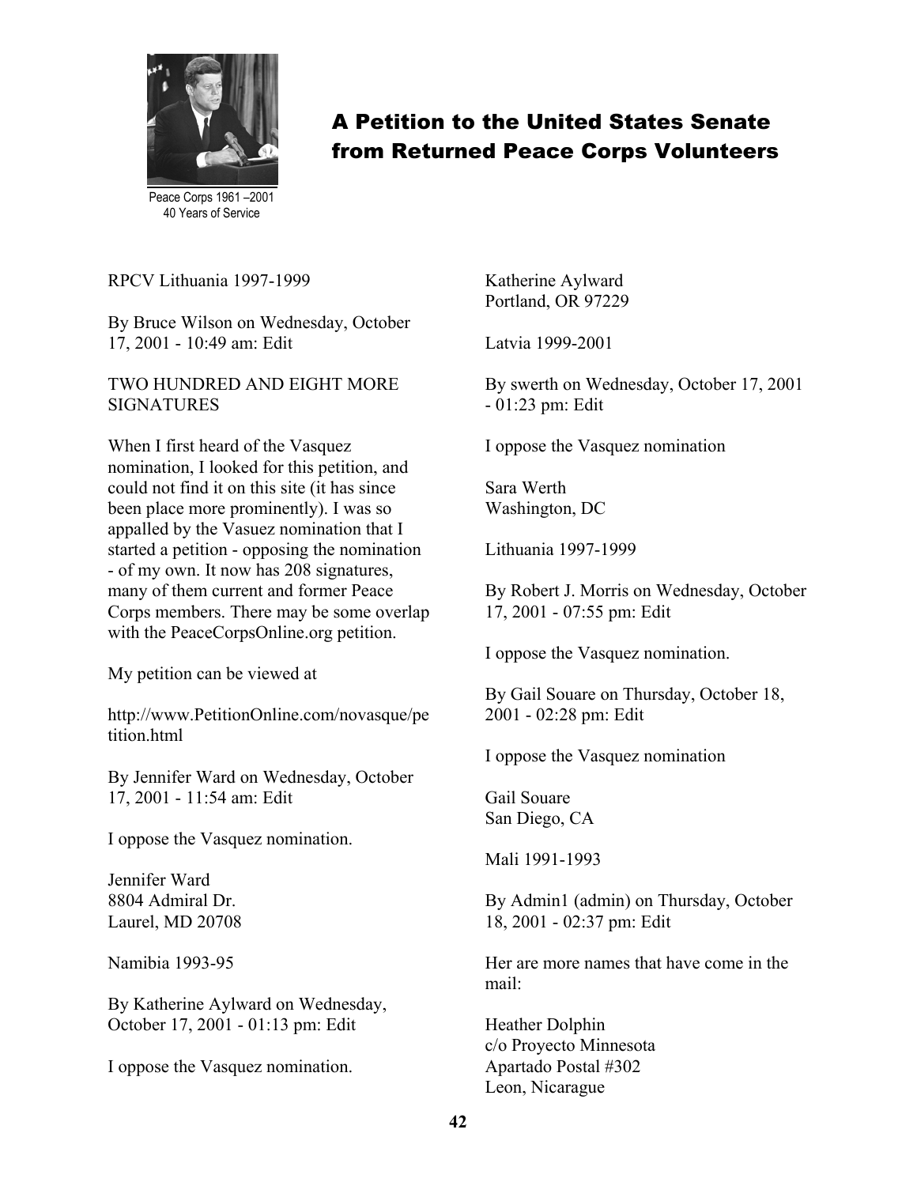Peace Corps 1961 –2001
40 Years of Service

## A Petition to the United States Senate from Returned Peace Corps Volunteers

RPCV Lithuania 1997-1999

By Bruce Wilson on Wednesday, October 17, 2001 - 10:49 am: Edit

TWO HUNDRED AND EIGHT MORE SIGNATURES

When I first heard of the Vasquez nomination, I looked for this petition, and could not find it on this site (it has since been place more prominently). I was so appalled by the Vasuez nomination that I started a petition - opposing the nomination - of my own. It now has 208 signatures, many of them current and former Peace Corps members. There may be some overlap with the PeaceCorpsOnline.org petition.

My petition can be viewed at

http://www.PetitionOnline.com/novasque/petition.html

By Jennifer Ward on Wednesday, October 17, 2001 - 11:54 am: Edit

I oppose the Vasquez nomination.

Jennifer Ward
8804 Admiral Dr.
Laurel, MD 20708

Namibia 1993-95

By Katherine Aylward on Wednesday, October 17, 2001 - 01:13 pm: Edit

I oppose the Vasquez nomination.

Katherine Aylward
Portland, OR 97229

Latvia 1999-2001

By swerth on Wednesday, October 17, 2001 - 01:23 pm: Edit

I oppose the Vasquez nomination

Sara Werth
Washington, DC

Lithuania 1997-1999

By Robert J. Morris on Wednesday, October 17, 2001 - 07:55 pm: Edit

I oppose the Vasquez nomination.

By Gail Souare on Thursday, October 18, 2001 - 02:28 pm: Edit

I oppose the Vasquez nomination

Gail Souare
San Diego, CA

Mali 1991-1993

By Admin1 (admin) on Thursday, October 18, 2001 - 02:37 pm: Edit

Her are more names that have come in the mail:

Heather Dolphin
c/o Proyecto Minnesota
Apartado Postal #302
Leon, Nicarague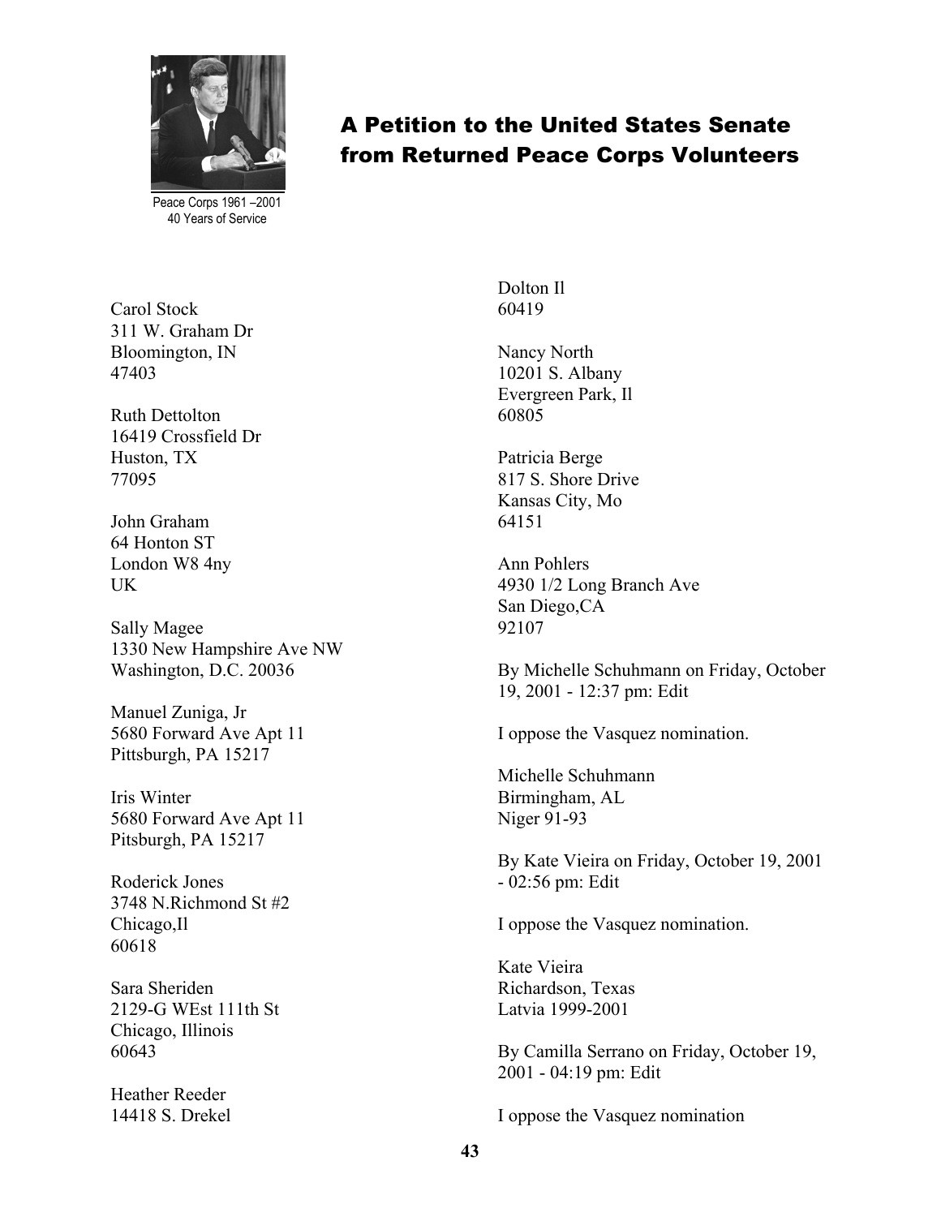Peace Corps 1961 –2001
40 Years of Service

## A Petition to the United States Senate from Returned Peace Corps Volunteers

Carol Stock
311 W. Graham Dr
Bloomington, IN
47403

Ruth Dettolton
16419 Crossfield Dr
Huston, TX
77095

John Graham
64 Honton ST
London W8 4ny
UK

Sally Magee
1330 New Hampshire Ave NW
Washington, D.C. 20036

Manuel Zuniga, Jr
5680 Forward Ave Apt 11
Pittsburgh, PA 15217

Iris Winter
5680 Forward Ave Apt 11
Pitsburgh, PA 15217

Roderick Jones
3748 N.Richmond St #2
Chicago,Il
60618

Sara Sheriden
2129-G WEst 111th St
Chicago, Illinois
60643

Heather Reeder
14418 S. Drekel
Dolton Il
60419

Nancy North
10201 S. Albany
Evergreen Park, Il
60805

Patricia Berge
817 S. Shore Drive
Kansas City, Mo
64151

Ann Pohlers
4930 1/2 Long Branch Ave
San Diego,CA
92107

By Michelle Schuhmann on Friday, October 19, 2001 - 12:37 pm: Edit

I oppose the Vasquez nomination.

Michelle Schuhmann
Birmingham, AL
Niger 91-93

By Kate Vieira on Friday, October 19, 2001 - 02:56 pm: Edit

I oppose the Vasquez nomination.

Kate Vieira
Richardson, Texas
Latvia 1999-2001

By Camilla Serrano on Friday, October 19, 2001 - 04:19 pm: Edit

I oppose the Vasquez nomination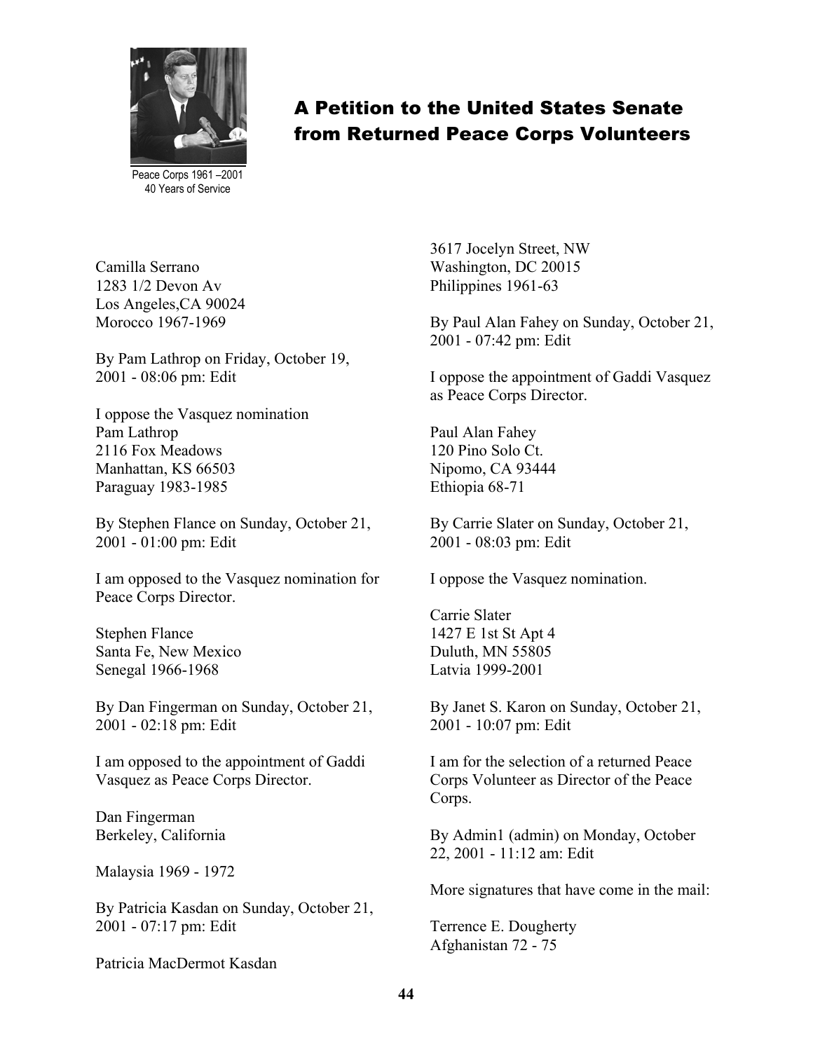## A Petition to the United States Senate from Returned Peace Corps Volunteers

Peace Corps 1961 –2001
40 Years of Service

Camilla Serrano
1283 1/2 Devon Av
Los Angeles,CA 90024
Morocco 1967-1969

By Pam Lathrop on Friday, October 19, 2001 - 08:06 pm: Edit

I oppose the Vasquez nomination
Pam Lathrop
2116 Fox Meadows
Manhattan, KS 66503
Paraguay 1983-1985

By Stephen Flance on Sunday, October 21, 2001 - 01:00 pm: Edit

I am opposed to the Vasquez nomination for Peace Corps Director.

Stephen Flance
Santa Fe, New Mexico
Senegal 1966-1968

By Dan Fingerman on Sunday, October 21, 2001 - 02:18 pm: Edit

I am opposed to the appointment of Gaddi Vasquez as Peace Corps Director.

Dan Fingerman
Berkeley, California

Malaysia 1969 - 1972

By Patricia Kasdan on Sunday, October 21, 2001 - 07:17 pm: Edit

Patricia MacDermot Kasdan
3617 Jocelyn Street, NW
Washington, DC 20015
Philippines 1961-63

By Paul Alan Fahey on Sunday, October 21, 2001 - 07:42 pm: Edit

I oppose the appointment of Gaddi Vasquez as Peace Corps Director.

Paul Alan Fahey
120 Pino Solo Ct.
Nipomo, CA 93444
Ethiopia 68-71

By Carrie Slater on Sunday, October 21, 2001 - 08:03 pm: Edit

I oppose the Vasquez nomination.

Carrie Slater
1427 E 1st St Apt 4
Duluth, MN 55805
Latvia 1999-2001

By Janet S. Karon on Sunday, October 21, 2001 - 10:07 pm: Edit

I am for the selection of a returned Peace Corps Volunteer as Director of the Peace Corps.

By Admin1 (admin) on Monday, October 22, 2001 - 11:12 am: Edit

More signatures that have come in the mail:

Terrence E. Dougherty
Afghanistan 72 - 75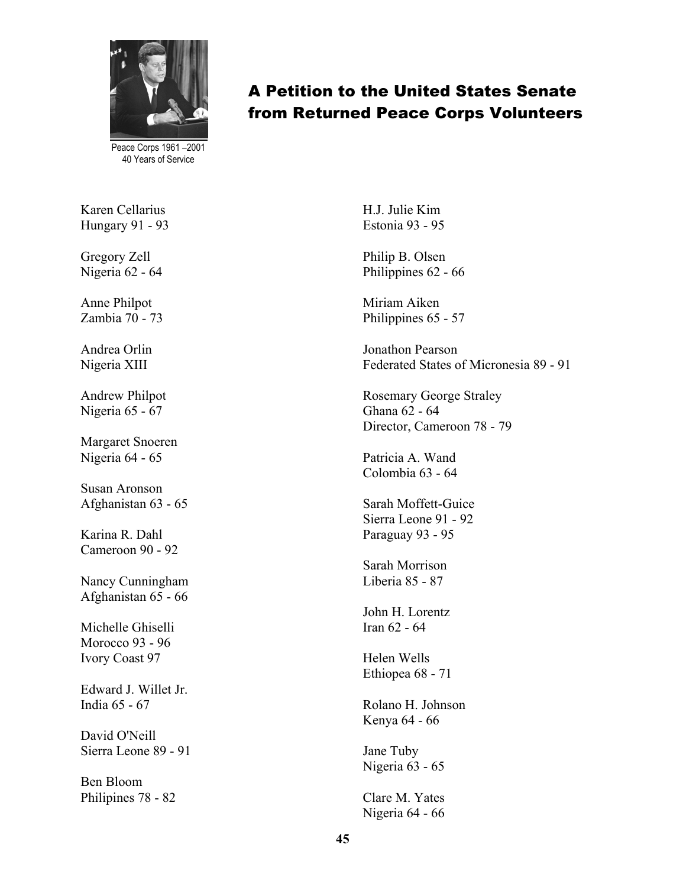Peace Corps 1961 –2001
40 Years of Service

## A Petition to the United States Senate from Returned Peace Corps Volunteers

Karen Cellarius
Hungary 91 - 93

Gregory Zell
Nigeria 62 - 64

Anne Philpot
Zambia 70 - 73

Andrea Orlin
Nigeria XIII

Andrew Philpot
Nigeria 65 - 67

Margaret Snoeren
Nigeria 64 - 65

Susan Aronson
Afghanistan 63 - 65

Karina R. Dahl
Cameroon 90 - 92

Nancy Cunningham
Afghanistan 65 - 66

Michelle Ghiselli
Morocco 93 - 96
Ivory Coast 97

Edward J. Willet Jr.
India 65 - 67

David O'Neill
Sierra Leone 89 - 91

Ben Bloom
Philipines 78 - 82

H.J. Julie Kim
Estonia 93 - 95

Philip B. Olsen
Philippines 62 - 66

Miriam Aiken
Philippines 65 - 57

Jonathon Pearson
Federated States of Micronesia 89 - 91

Rosemary George Straley
Ghana 62 - 64
Director, Cameroon 78 - 79

Patricia A. Wand
Colombia 63 - 64

Sarah Moffett-Guice
Sierra Leone 91 - 92
Paraguay 93 - 95

Sarah Morrison
Liberia 85 - 87

John H. Lorentz
Iran 62 - 64

Helen Wells
Ethiopea 68 - 71

Rolano H. Johnson
Kenya 64 - 66

Jane Tuby
Nigeria 63 - 65

Clare M. Yates
Nigeria 64 - 66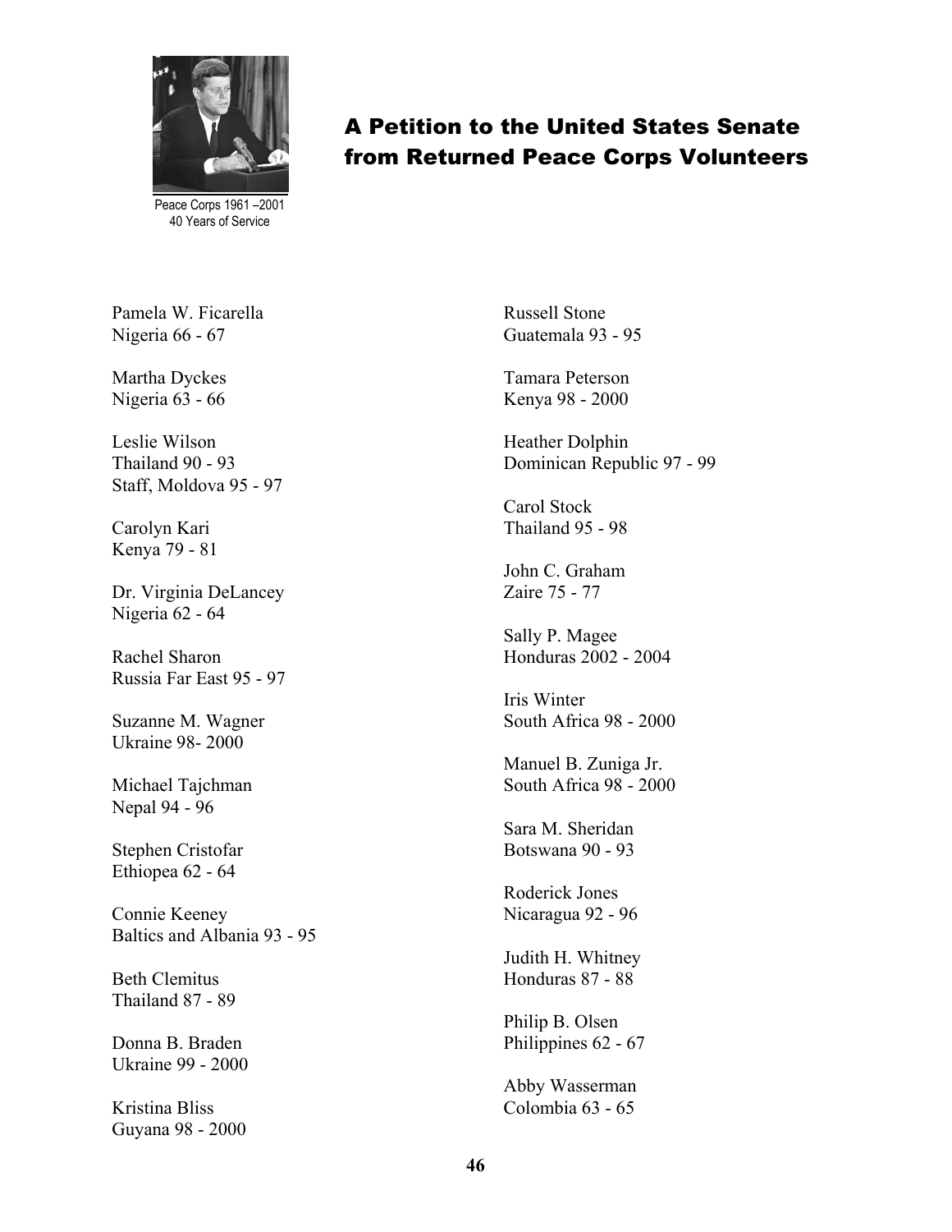Peace Corps 1961 –2001
40 Years of Service

## A Petition to the United States Senate from Returned Peace Corps Volunteers

Pamela W. Ficarella
Nigeria 66 - 67

Martha Dyckes
Nigeria 63 - 66

Leslie Wilson
Thailand 90 - 93
Staff, Moldova 95 - 97

Carolyn Kari
Kenya 79 - 81

Dr. Virginia DeLancey
Nigeria 62 - 64

Rachel Sharon
Russia Far East 95 - 97

Suzanne M. Wagner
Ukraine 98- 2000

Michael Tajchman
Nepal 94 - 96

Stephen Cristofar
Ethiopea 62 - 64

Connie Keeney
Baltics and Albania 93 - 95

Beth Clemitus
Thailand 87 - 89

Donna B. Braden
Ukraine 99 - 2000

Kristina Bliss
Guyana 98 - 2000

Russell Stone
Guatemala 93 - 95

Tamara Peterson
Kenya 98 - 2000

Heather Dolphin
Dominican Republic 97 - 99

Carol Stock
Thailand 95 - 98

John C. Graham
Zaire 75 - 77

Sally P. Magee
Honduras 2002 - 2004

Iris Winter
South Africa 98 - 2000

Manuel B. Zuniga Jr.
South Africa 98 - 2000

Sara M. Sheridan
Botswana 90 - 93

Roderick Jones
Nicaragua 92 - 96

Judith H. Whitney
Honduras 87 - 88

Philip B. Olsen
Philippines 62 - 67

Abby Wasserman
Colombia 63 - 65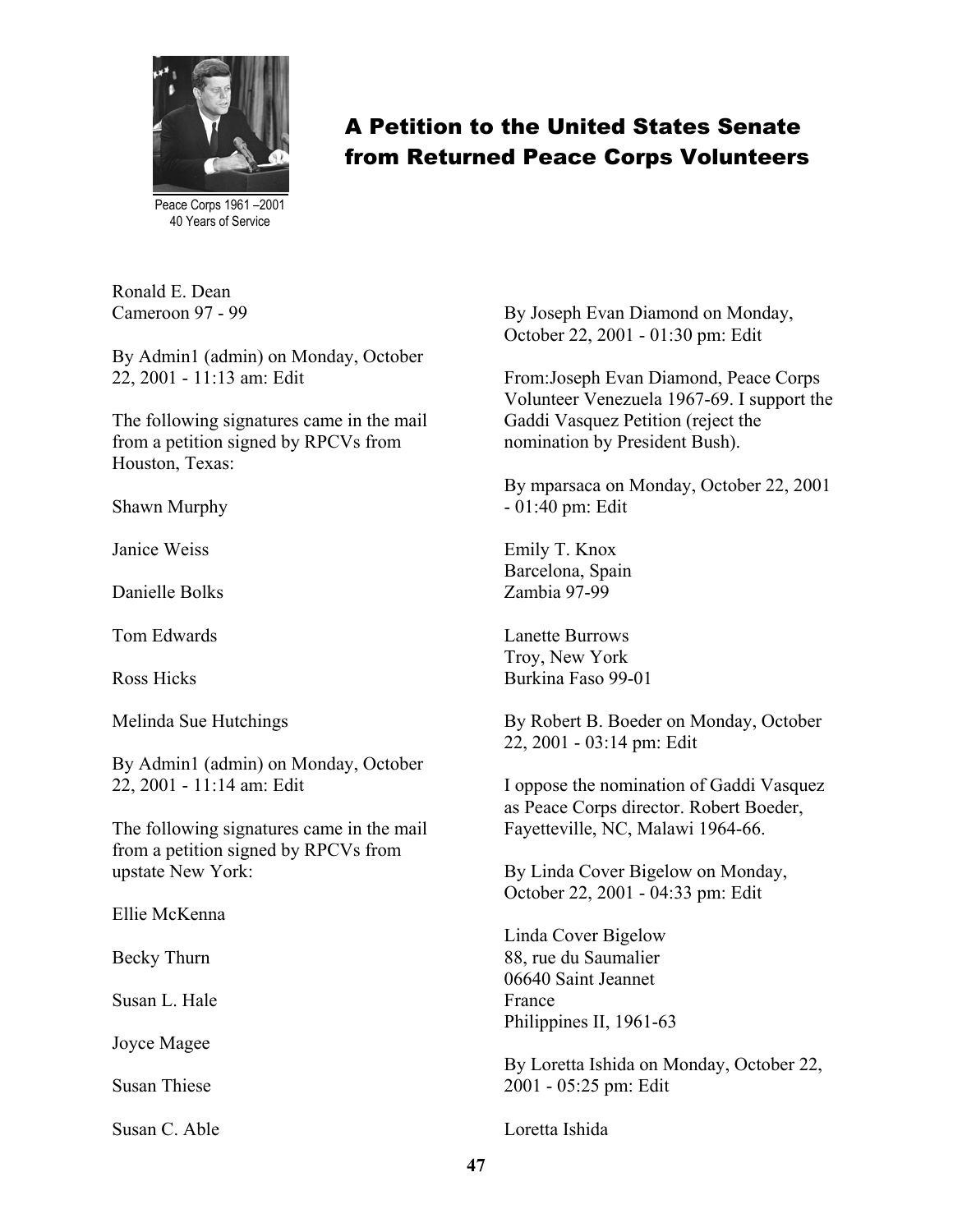## A Petition to the United States Senate from Returned Peace Corps Volunteers

Peace Corps 1961 –2001
40 Years of Service

Ronald E. Dean
Cameroon 97 - 99

By Admin1 (admin) on Monday, October 22, 2001 - 11:13 am: Edit

The following signatures came in the mail from a petition signed by RPCVs from Houston, Texas:

Shawn Murphy

Janice Weiss

Danielle Bolks

Tom Edwards

Ross Hicks

Melinda Sue Hutchings

By Admin1 (admin) on Monday, October 22, 2001 - 11:14 am: Edit

The following signatures came in the mail from a petition signed by RPCVs from upstate New York:

Ellie McKenna

Becky Thurn

Susan L. Hale

Joyce Magee

Susan Thiese

Susan C. Able

By Joseph Evan Diamond on Monday, October 22, 2001 - 01:30 pm: Edit

From:Joseph Evan Diamond, Peace Corps Volunteer Venezuela 1967-69. I support the Gaddi Vasquez Petition (reject the nomination by President Bush).

By mparsaca on Monday, October 22, 2001 - 01:40 pm: Edit

Emily T. Knox
Barcelona, Spain
Zambia 97-99

Lanette Burrows
Troy, New York
Burkina Faso 99-01

By Robert B. Boeder on Monday, October 22, 2001 - 03:14 pm: Edit

I oppose the nomination of Gaddi Vasquez as Peace Corps director. Robert Boeder, Fayetteville, NC, Malawi 1964-66.

By Linda Cover Bigelow on Monday, October 22, 2001 - 04:33 pm: Edit

Linda Cover Bigelow
88, rue du Saumalier
06640 Saint Jeannet
France
Philippines II, 1961-63

By Loretta Ishida on Monday, October 22, 2001 - 05:25 pm: Edit

Loretta Ishida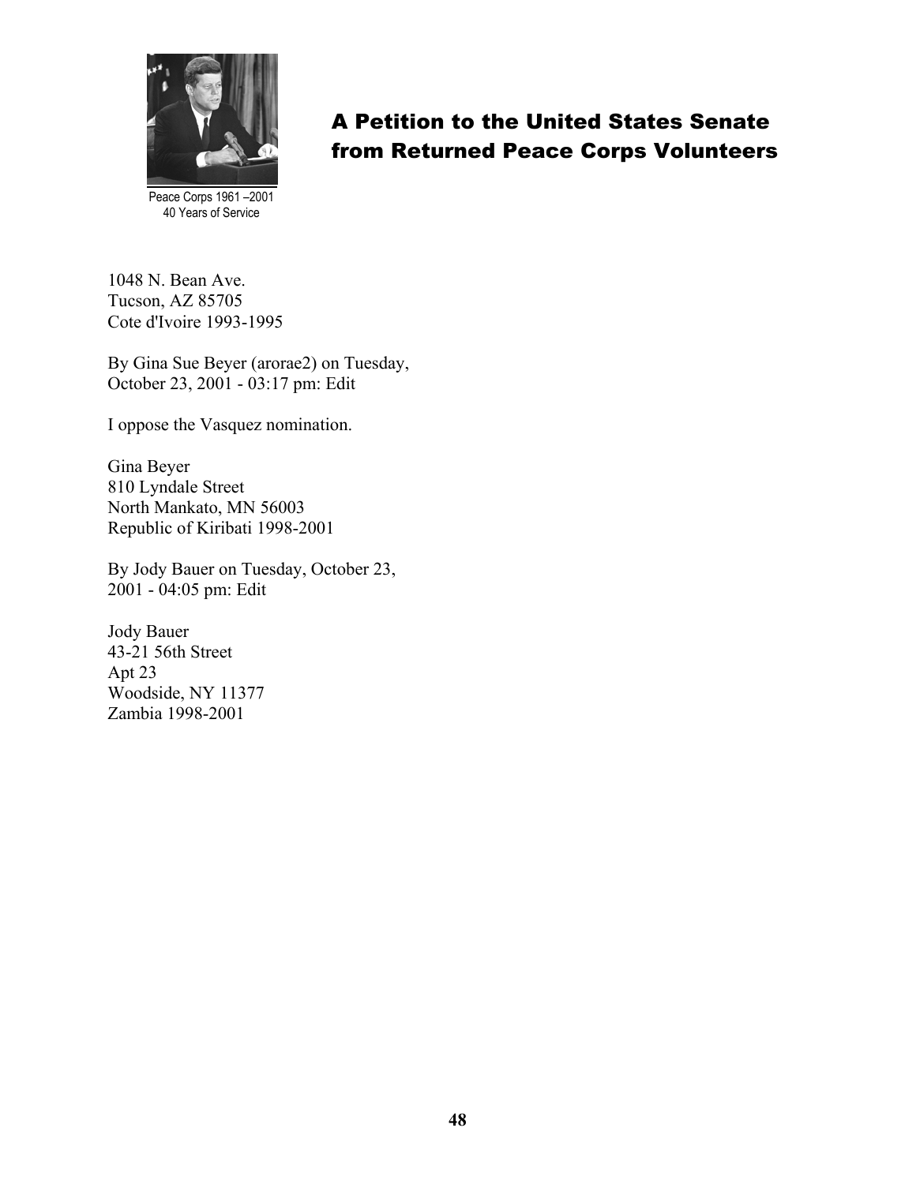Peace Corps 1961 –2001
40 Years of Service

## A Petition to the United States Senate from Returned Peace Corps Volunteers

1048 N. Bean Ave.
Tucson, AZ 85705
Cote d'Ivoire 1993-1995

By Gina Sue Beyer (arorae2) on Tuesday, October 23, 2001 - 03:17 pm: Edit

I oppose the Vasquez nomination.

Gina Beyer
810 Lyndale Street
North Mankato, MN 56003
Republic of Kiribati 1998-2001

By Jody Bauer on Tuesday, October 23, 2001 - 04:05 pm: Edit

Jody Bauer
43-21 56th Street
Apt 23
Woodside, NY 11377
Zambia 1998-2001